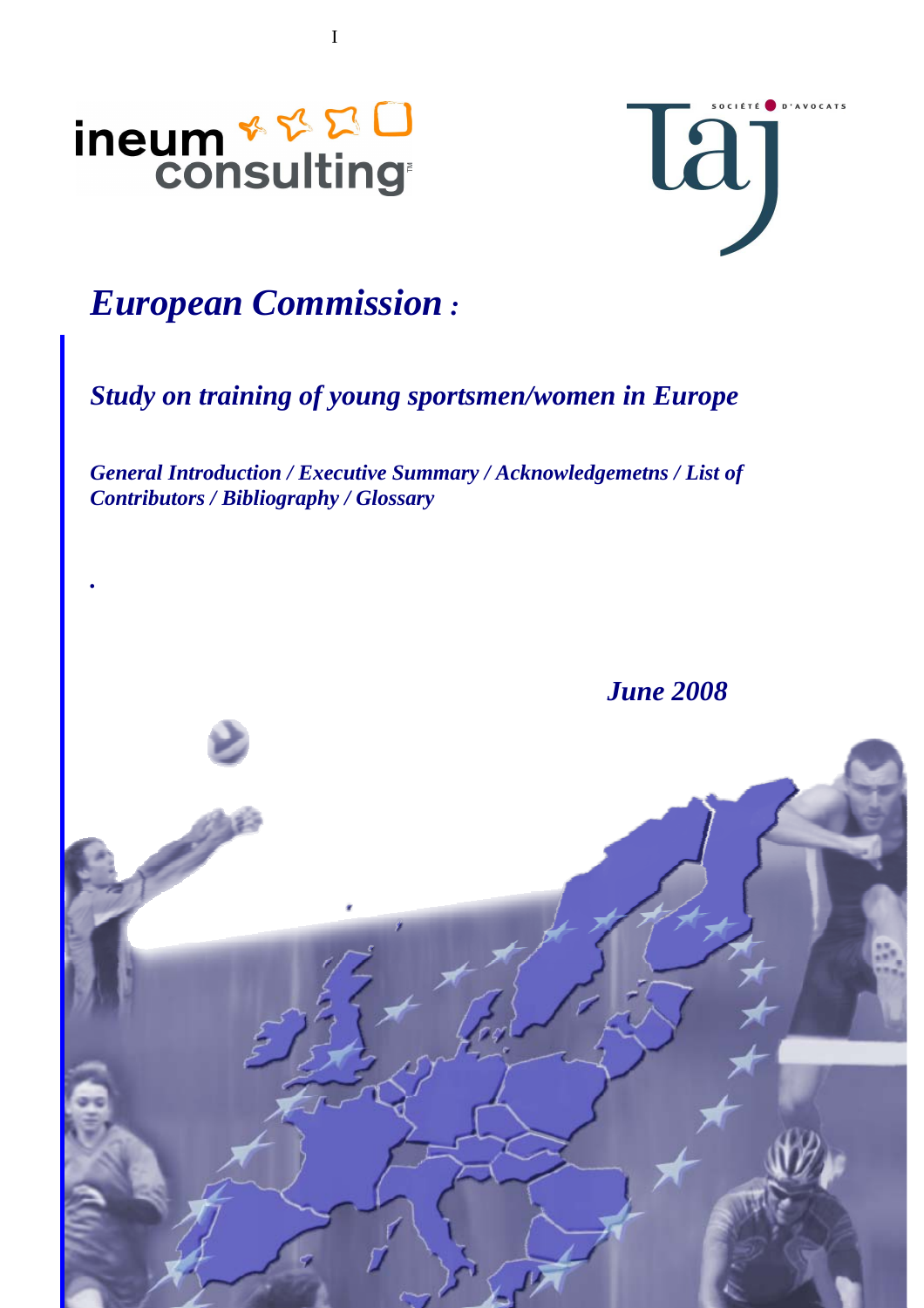ineum consulting

taj SOCIÉTÉ D'AVOCATS

# *European Commission :*

## *Study on training of young sportsmen/women in Europe*

***General Introduction / Executive Summary / Acknowledgemetns / List of Contributors / Bibliography / Glossary***

***June 2008***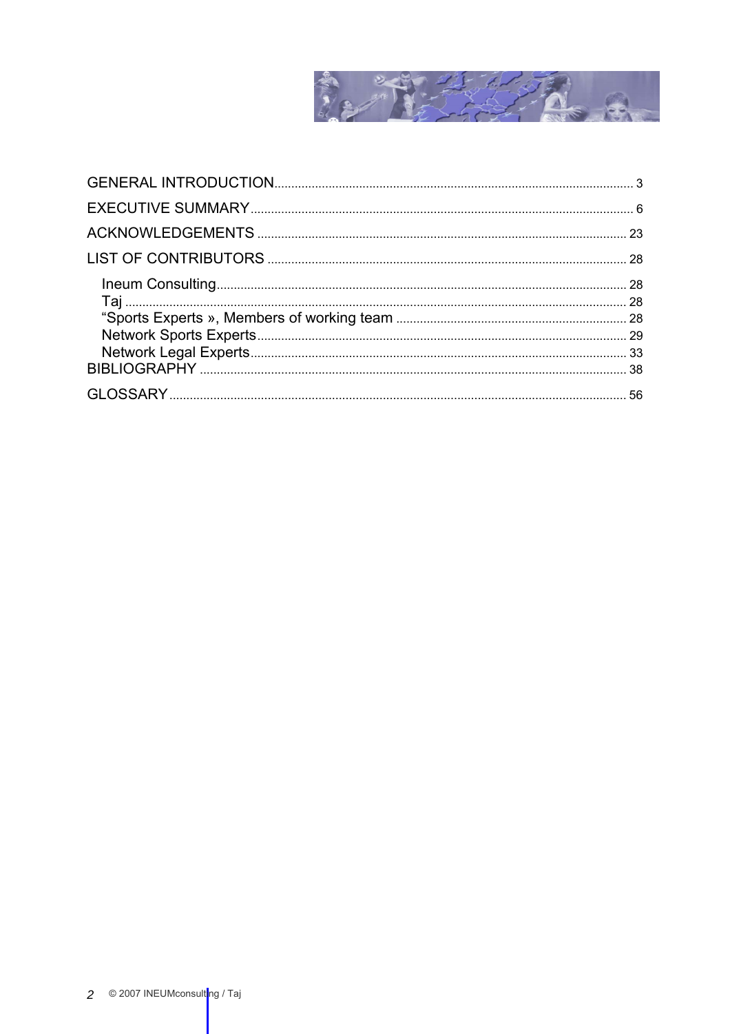GENERAL INTRODUCTION .......... 3

EXECUTIVE SUMMARY .......... 6

ACKNOWLEDGEMENTS .......... 23

LIST OF CONTRIBUTORS .......... 28

- Ineum Consulting .......... 28
- Taj .......... 28
- “Sports Experts », Members of working team .......... 28
- Network Sports Experts .......... 29
- Network Legal Experts .......... 33

BIBLIOGRAPHY .......... 38

GLOSSARY .......... 56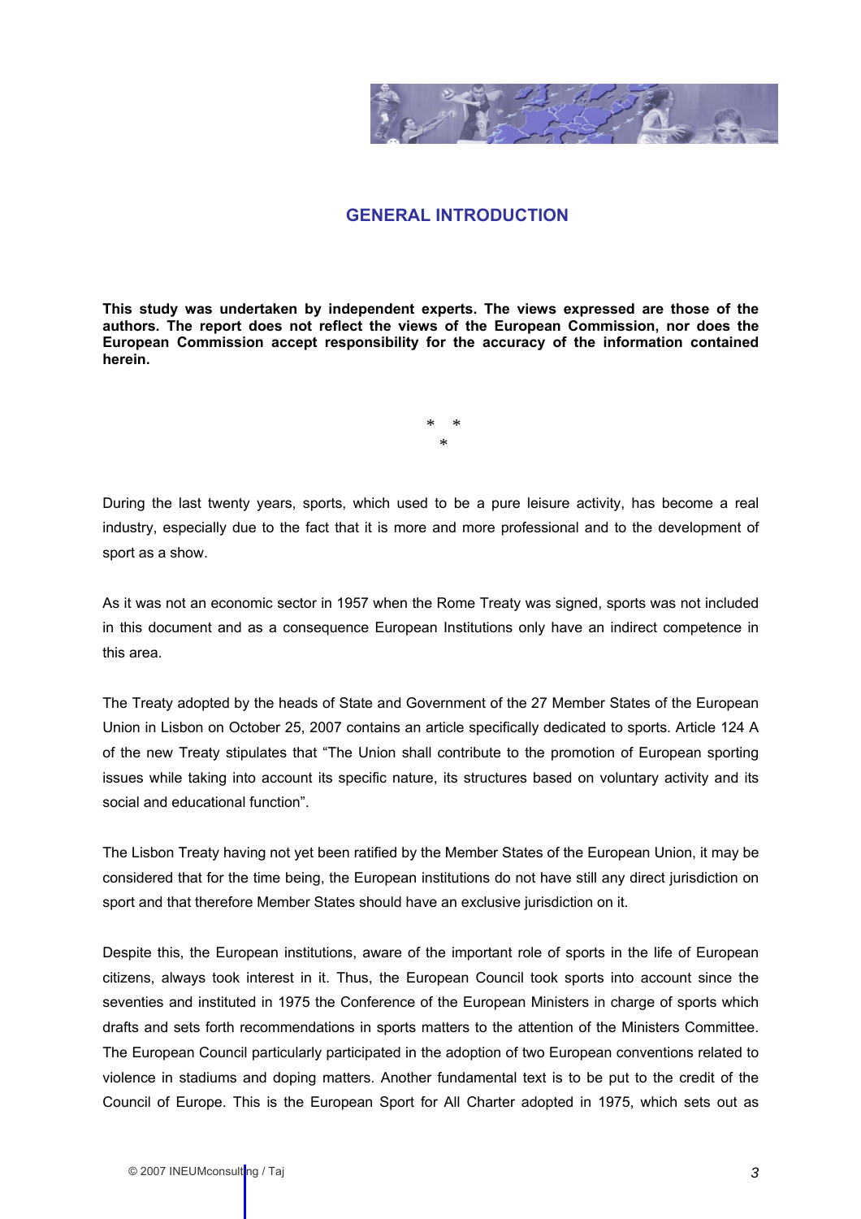## GENERAL INTRODUCTION

**This study was undertaken by independent experts. The views expressed are those of the authors. The report does not reflect the views of the European Commission, nor does the European Commission accept responsibility for the accuracy of the information contained herein.**

\*   \*
\*

During the last twenty years, sports, which used to be a pure leisure activity, has become a real industry, especially due to the fact that it is more and more professional and to the development of sport as a show.

As it was not an economic sector in 1957 when the Rome Treaty was signed, sports was not included in this document and as a consequence European Institutions only have an indirect competence in this area.

The Treaty adopted by the heads of State and Government of the 27 Member States of the European Union in Lisbon on October 25, 2007 contains an article specifically dedicated to sports. Article 124 A of the new Treaty stipulates that "The Union shall contribute to the promotion of European sporting issues while taking into account its specific nature, its structures based on voluntary activity and its social and educational function".

The Lisbon Treaty having not yet been ratified by the Member States of the European Union, it may be considered that for the time being, the European institutions do not have still any direct jurisdiction on sport and that therefore Member States should have an exclusive jurisdiction on it.

Despite this, the European institutions, aware of the important role of sports in the life of European citizens, always took interest in it. Thus, the European Council took sports into account since the seventies and instituted in 1975 the Conference of the European Ministers in charge of sports which drafts and sets forth recommendations in sports matters to the attention of the Ministers Committee. The European Council particularly participated in the adoption of two European conventions related to violence in stadiums and doping matters. Another fundamental text is to be put to the credit of the Council of Europe. This is the European Sport for All Charter adopted in 1975, which sets out as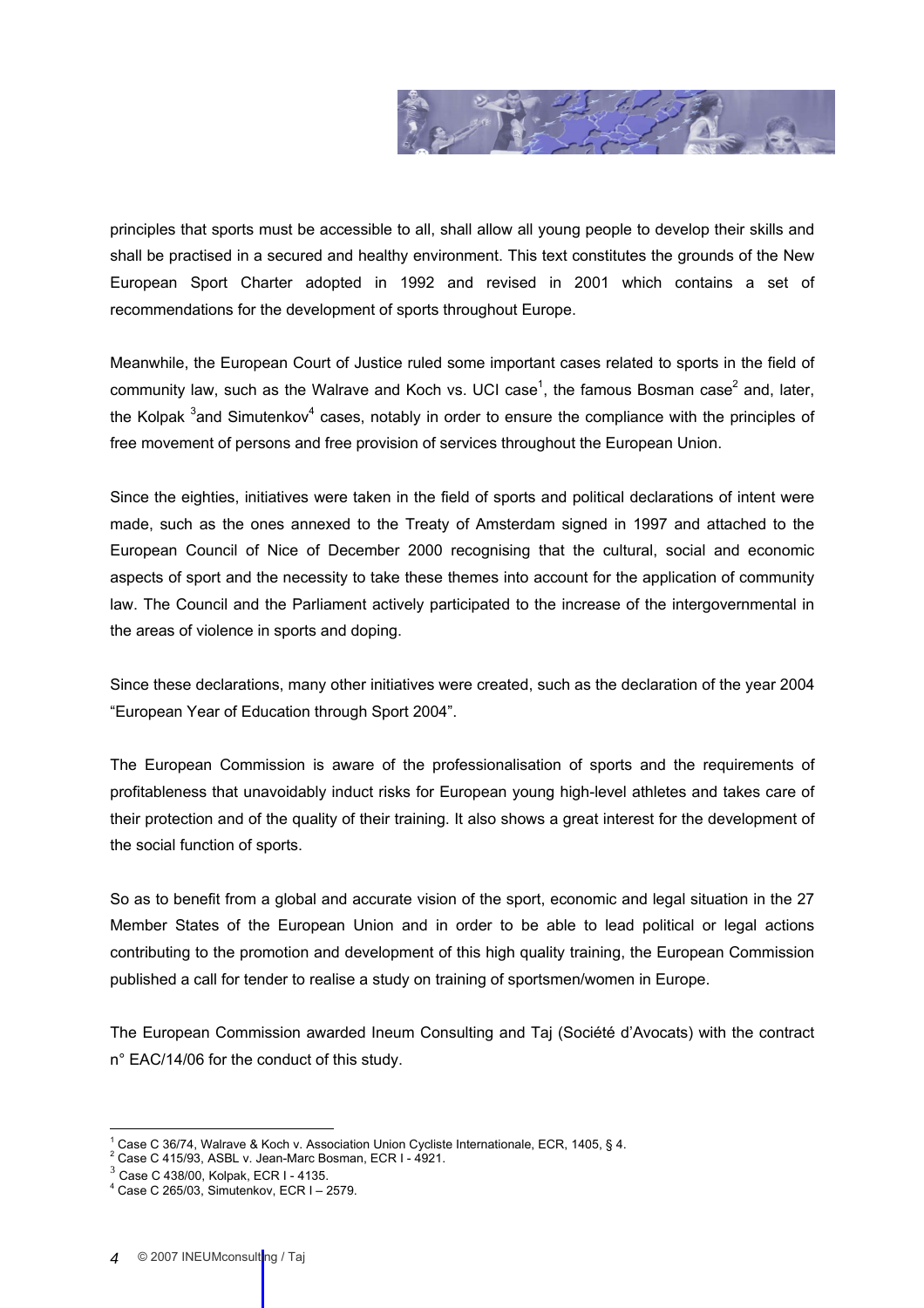principles that sports must be accessible to all, shall allow all young people to develop their skills and shall be practised in a secured and healthy environment. This text constitutes the grounds of the New European Sport Charter adopted in 1992 and revised in 2001 which contains a set of recommendations for the development of sports throughout Europe.

Meanwhile, the European Court of Justice ruled some important cases related to sports in the field of community law, such as the Walrave and Koch vs. UCI case[1], the famous Bosman case[2] and, later, the Kolpak [3]and Simutenkov[4] cases, notably in order to ensure the compliance with the principles of free movement of persons and free provision of services throughout the European Union.

Since the eighties, initiatives were taken in the field of sports and political declarations of intent were made, such as the ones annexed to the Treaty of Amsterdam signed in 1997 and attached to the European Council of Nice of December 2000 recognising that the cultural, social and economic aspects of sport and the necessity to take these themes into account for the application of community law. The Council and the Parliament actively participated to the increase of the intergovernmental in the areas of violence in sports and doping.

Since these declarations, many other initiatives were created, such as the declaration of the year 2004 “European Year of Education through Sport 2004”.

The European Commission is aware of the professionalisation of sports and the requirements of profitableness that unavoidably induct risks for European young high-level athletes and takes care of their protection and of the quality of their training. It also shows a great interest for the development of the social function of sports.

So as to benefit from a global and accurate vision of the sport, economic and legal situation in the 27 Member States of the European Union and in order to be able to lead political or legal actions contributing to the promotion and development of this high quality training, the European Commission published a call for tender to realise a study on training of sportsmen/women in Europe.

The European Commission awarded Ineum Consulting and Taj (Société d’Avocats) with the contract n° EAC/14/06 for the conduct of this study.

[1] Case C 36/74, Walrave & Koch v. Association Union Cycliste Internationale, ECR, 1405, § 4.
[2] Case C 415/93, ASBL v. Jean-Marc Bosman, ECR I - 4921.
[3] Case C 438/00, Kolpak, ECR I - 4135.
[4] Case C 265/03, Simutenkov, ECR I – 2579.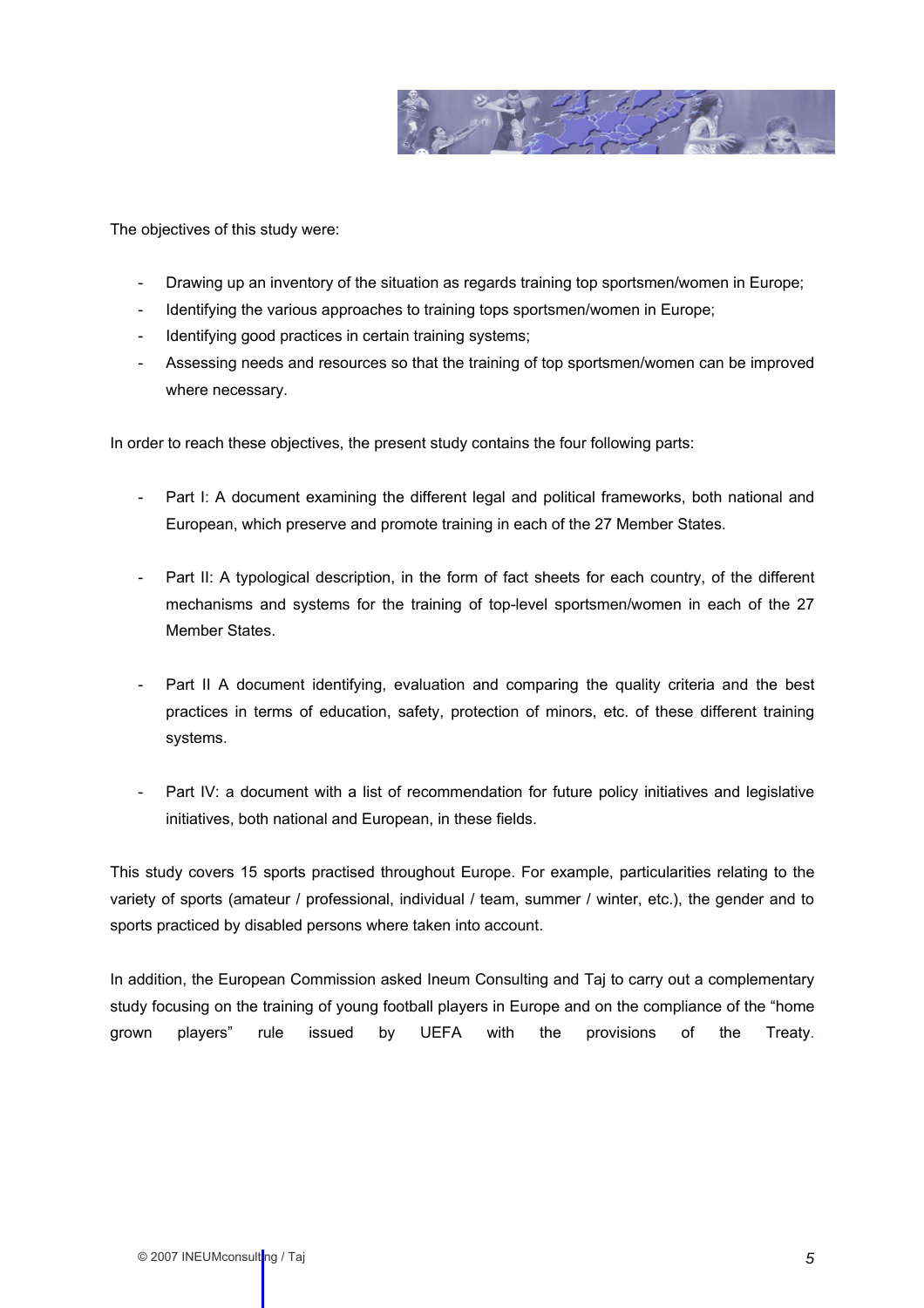The objectives of this study were:

- Drawing up an inventory of the situation as regards training top sportsmen/women in Europe;
- Identifying the various approaches to training tops sportsmen/women in Europe;
- Identifying good practices in certain training systems;
- Assessing needs and resources so that the training of top sportsmen/women can be improved where necessary.

In order to reach these objectives, the present study contains the four following parts:

- Part I: A document examining the different legal and political frameworks, both national and European, which preserve and promote training in each of the 27 Member States.

- Part II: A typological description, in the form of fact sheets for each country, of the different mechanisms and systems for the training of top-level sportsmen/women in each of the 27 Member States.

- Part II A document identifying, evaluation and comparing the quality criteria and the best practices in terms of education, safety, protection of minors, etc. of these different training systems.

- Part IV: a document with a list of recommendation for future policy initiatives and legislative initiatives, both national and European, in these fields.

This study covers 15 sports practised throughout Europe. For example, particularities relating to the variety of sports (amateur / professional, individual / team, summer / winter, etc.), the gender and to sports practiced by disabled persons where taken into account.

In addition, the European Commission asked Ineum Consulting and Taj to carry out a complementary study focusing on the training of young football players in Europe and on the compliance of the "home grown players" rule issued by UEFA with the provisions of the Treaty.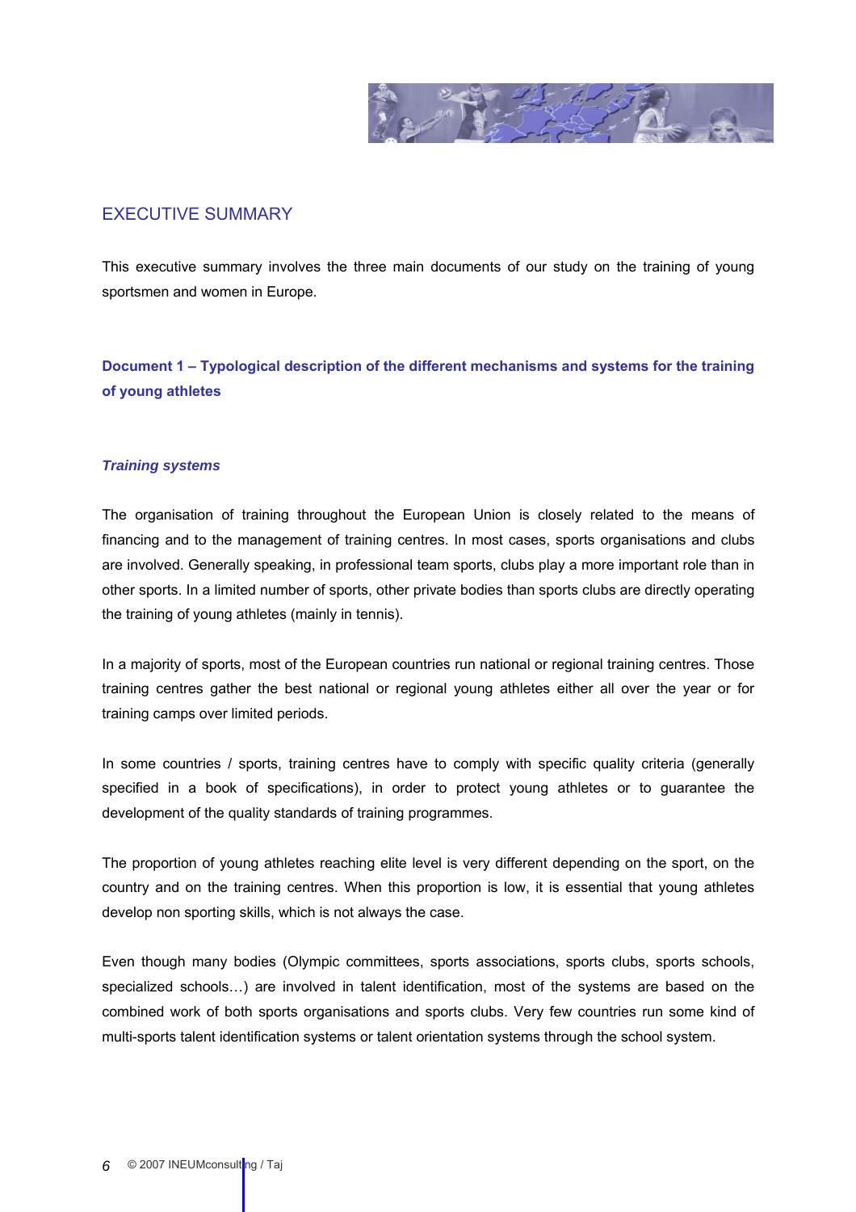# EXECUTIVE SUMMARY

This executive summary involves the three main documents of our study on the training of young sportsmen and women in Europe.

## Document 1 – Typological description of the different mechanisms and systems for the training of young athletes

### *Training systems*

The organisation of training throughout the European Union is closely related to the means of financing and to the management of training centres. In most cases, sports organisations and clubs are involved. Generally speaking, in professional team sports, clubs play a more important role than in other sports. In a limited number of sports, other private bodies than sports clubs are directly operating the training of young athletes (mainly in tennis).

In a majority of sports, most of the European countries run national or regional training centres. Those training centres gather the best national or regional young athletes either all over the year or for training camps over limited periods.

In some countries / sports, training centres have to comply with specific quality criteria (generally specified in a book of specifications), in order to protect young athletes or to guarantee the development of the quality standards of training programmes.

The proportion of young athletes reaching elite level is very different depending on the sport, on the country and on the training centres. When this proportion is low, it is essential that young athletes develop non sporting skills, which is not always the case.

Even though many bodies (Olympic committees, sports associations, sports clubs, sports schools, specialized schools…) are involved in talent identification, most of the systems are based on the combined work of both sports organisations and sports clubs. Very few countries run some kind of multi-sports talent identification systems or talent orientation systems through the school system.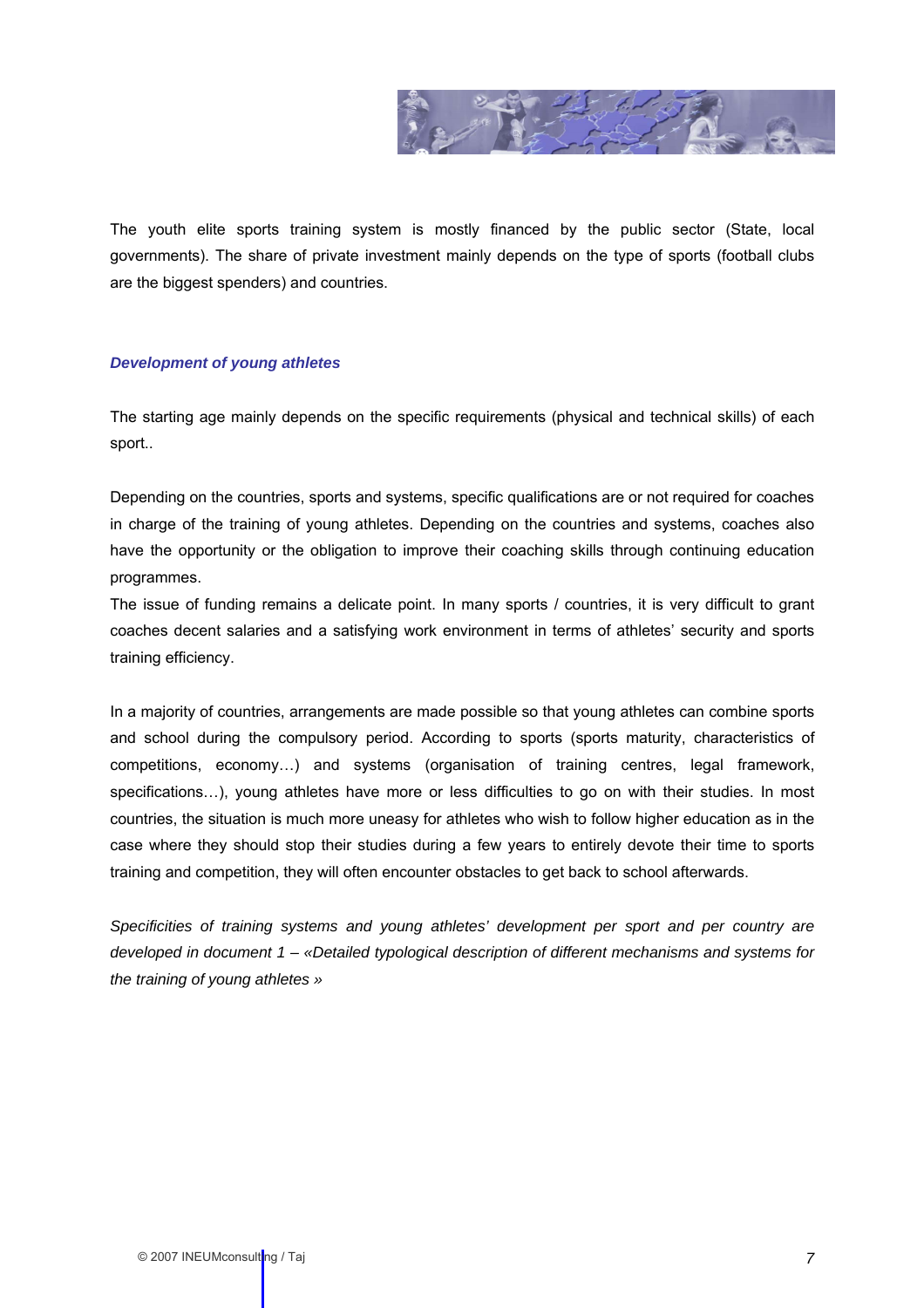The youth elite sports training system is mostly financed by the public sector (State, local governments). The share of private investment mainly depends on the type of sports (football clubs are the biggest spenders) and countries.

### *Development of young athletes*

The starting age mainly depends on the specific requirements (physical and technical skills) of each sport..

Depending on the countries, sports and systems, specific qualifications are or not required for coaches in charge of the training of young athletes. Depending on the countries and systems, coaches also have the opportunity or the obligation to improve their coaching skills through continuing education programmes.

The issue of funding remains a delicate point. In many sports / countries, it is very difficult to grant coaches decent salaries and a satisfying work environment in terms of athletes' security and sports training efficiency.

In a majority of countries, arrangements are made possible so that young athletes can combine sports and school during the compulsory period. According to sports (sports maturity, characteristics of competitions, economy…) and systems (organisation of training centres, legal framework, specifications…), young athletes have more or less difficulties to go on with their studies. In most countries, the situation is much more uneasy for athletes who wish to follow higher education as in the case where they should stop their studies during a few years to entirely devote their time to sports training and competition, they will often encounter obstacles to get back to school afterwards.

*Specificities of training systems and young athletes' development per sport and per country are developed in document 1 – «Detailed typological description of different mechanisms and systems for the training of young athletes »*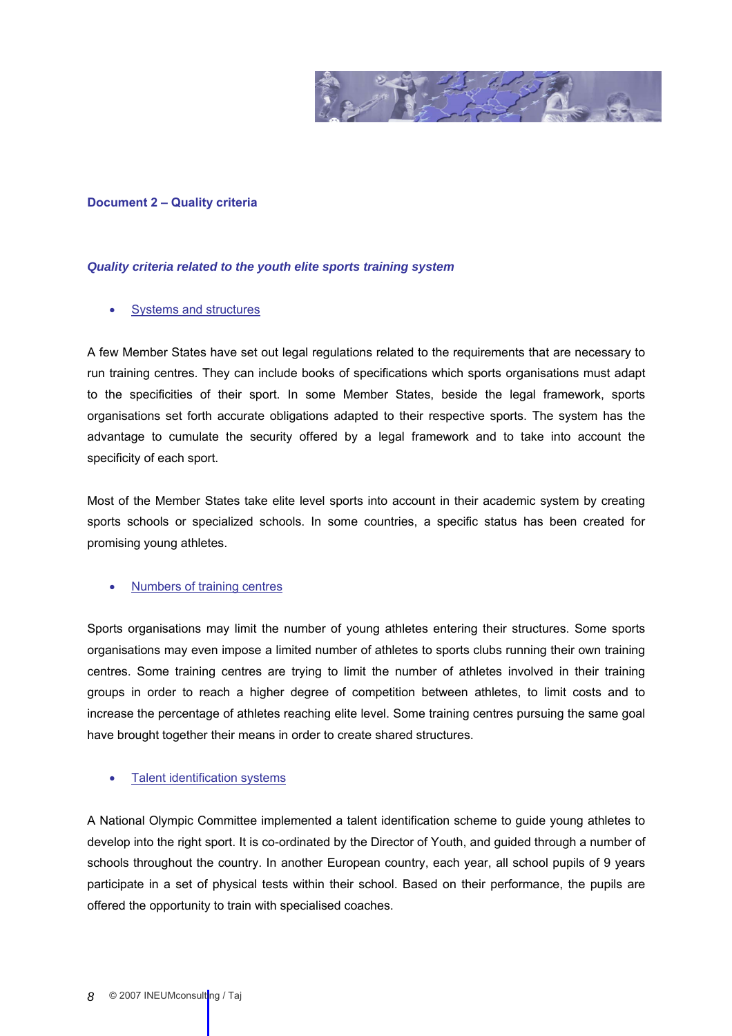**Document 2 – Quality criteria**

***Quality criteria related to the youth elite sports training system***

- Systems and structures

A few Member States have set out legal regulations related to the requirements that are necessary to run training centres. They can include books of specifications which sports organisations must adapt to the specificities of their sport. In some Member States, beside the legal framework, sports organisations set forth accurate obligations adapted to their respective sports. The system has the advantage to cumulate the security offered by a legal framework and to take into account the specificity of each sport.

Most of the Member States take elite level sports into account in their academic system by creating sports schools or specialized schools. In some countries, a specific status has been created for promising young athletes.

- Numbers of training centres

Sports organisations may limit the number of young athletes entering their structures. Some sports organisations may even impose a limited number of athletes to sports clubs running their own training centres. Some training centres are trying to limit the number of athletes involved in their training groups in order to reach a higher degree of competition between athletes, to limit costs and to increase the percentage of athletes reaching elite level. Some training centres pursuing the same goal have brought together their means in order to create shared structures.

- Talent identification systems

A National Olympic Committee implemented a talent identification scheme to guide young athletes to develop into the right sport. It is co-ordinated by the Director of Youth, and guided through a number of schools throughout the country. In another European country, each year, all school pupils of 9 years participate in a set of physical tests within their school. Based on their performance, the pupils are offered the opportunity to train with specialised coaches.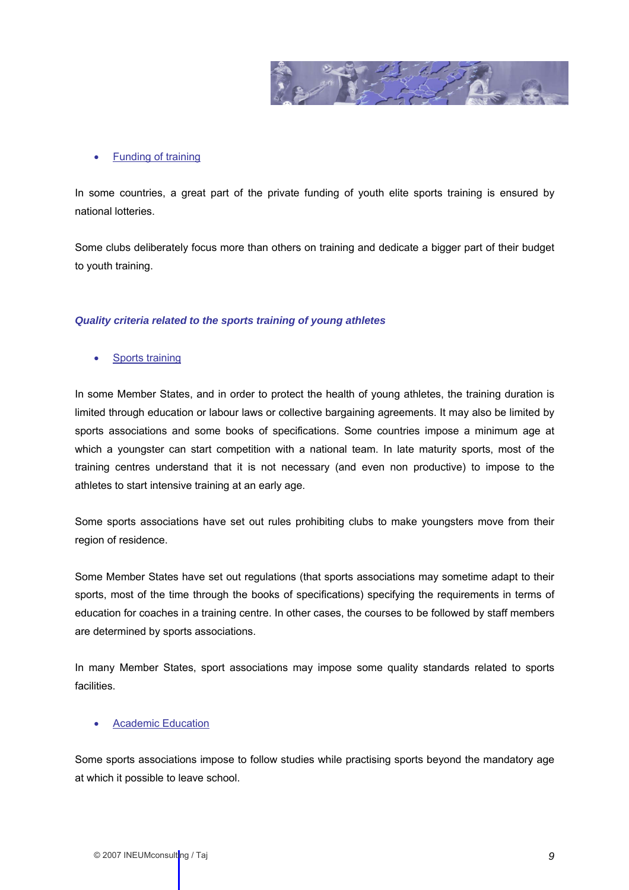- Funding of training

In some countries, a great part of the private funding of youth elite sports training is ensured by national lotteries.

Some clubs deliberately focus more than others on training and dedicate a bigger part of their budget to youth training.

### *Quality criteria related to the sports training of young athletes*

- Sports training

In some Member States, and in order to protect the health of young athletes, the training duration is limited through education or labour laws or collective bargaining agreements. It may also be limited by sports associations and some books of specifications. Some countries impose a minimum age at which a youngster can start competition with a national team. In late maturity sports, most of the training centres understand that it is not necessary (and even non productive) to impose to the athletes to start intensive training at an early age.

Some sports associations have set out rules prohibiting clubs to make youngsters move from their region of residence.

Some Member States have set out regulations (that sports associations may sometime adapt to their sports, most of the time through the books of specifications) specifying the requirements in terms of education for coaches in a training centre. In other cases, the courses to be followed by staff members are determined by sports associations.

In many Member States, sport associations may impose some quality standards related to sports facilities.

- Academic Education

Some sports associations impose to follow studies while practising sports beyond the mandatory age at which it possible to leave school.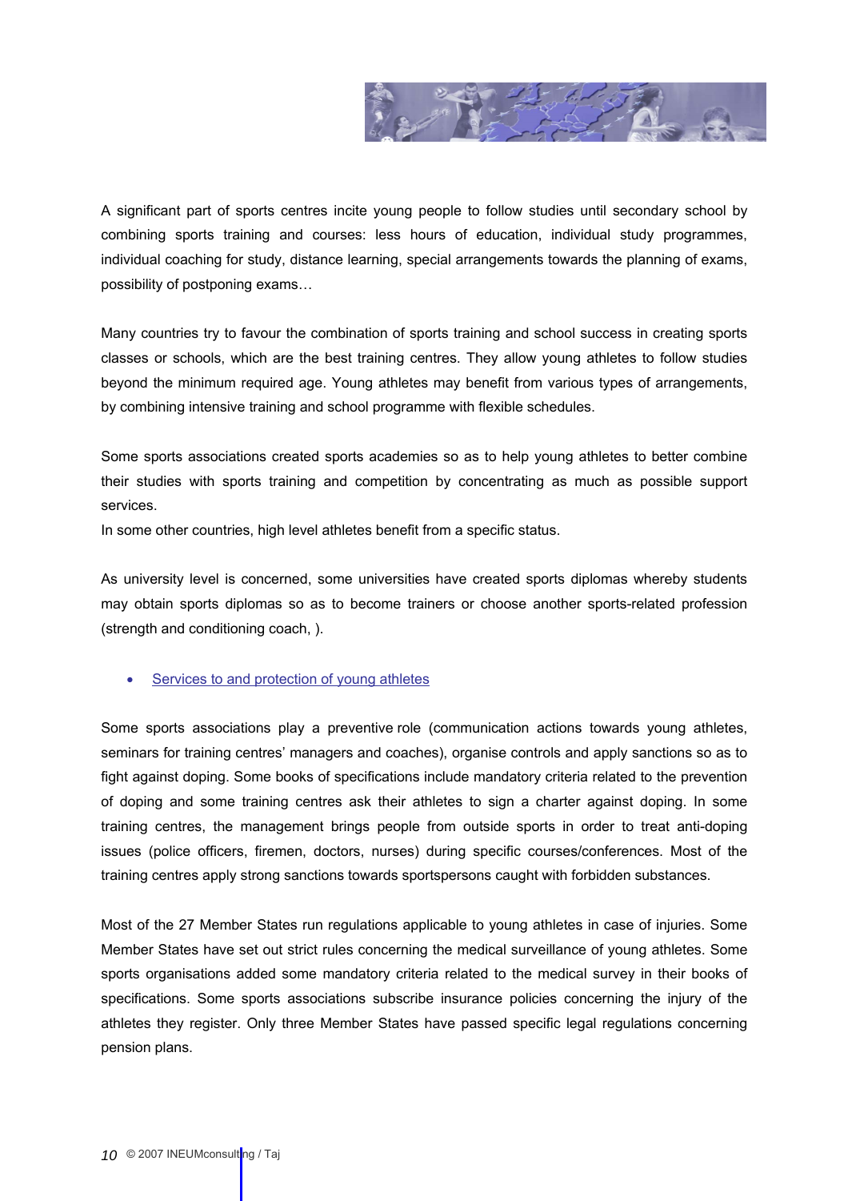A significant part of sports centres incite young people to follow studies until secondary school by combining sports training and courses: less hours of education, individual study programmes, individual coaching for study, distance learning, special arrangements towards the planning of exams, possibility of postponing exams…

Many countries try to favour the combination of sports training and school success in creating sports classes or schools, which are the best training centres. They allow young athletes to follow studies beyond the minimum required age. Young athletes may benefit from various types of arrangements, by combining intensive training and school programme with flexible schedules.

Some sports associations created sports academies so as to help young athletes to better combine their studies with sports training and competition by concentrating as much as possible support services.

In some other countries, high level athletes benefit from a specific status.

As university level is concerned, some universities have created sports diplomas whereby students may obtain sports diplomas so as to become trainers or choose another sports-related profession (strength and conditioning coach, ).

- Services to and protection of young athletes

Some sports associations play a preventive role (communication actions towards young athletes, seminars for training centres' managers and coaches), organise controls and apply sanctions so as to fight against doping. Some books of specifications include mandatory criteria related to the prevention of doping and some training centres ask their athletes to sign a charter against doping. In some training centres, the management brings people from outside sports in order to treat anti-doping issues (police officers, firemen, doctors, nurses) during specific courses/conferences. Most of the training centres apply strong sanctions towards sportspersons caught with forbidden substances.

Most of the 27 Member States run regulations applicable to young athletes in case of injuries. Some Member States have set out strict rules concerning the medical surveillance of young athletes. Some sports organisations added some mandatory criteria related to the medical survey in their books of specifications. Some sports associations subscribe insurance policies concerning the injury of the athletes they register. Only three Member States have passed specific legal regulations concerning pension plans.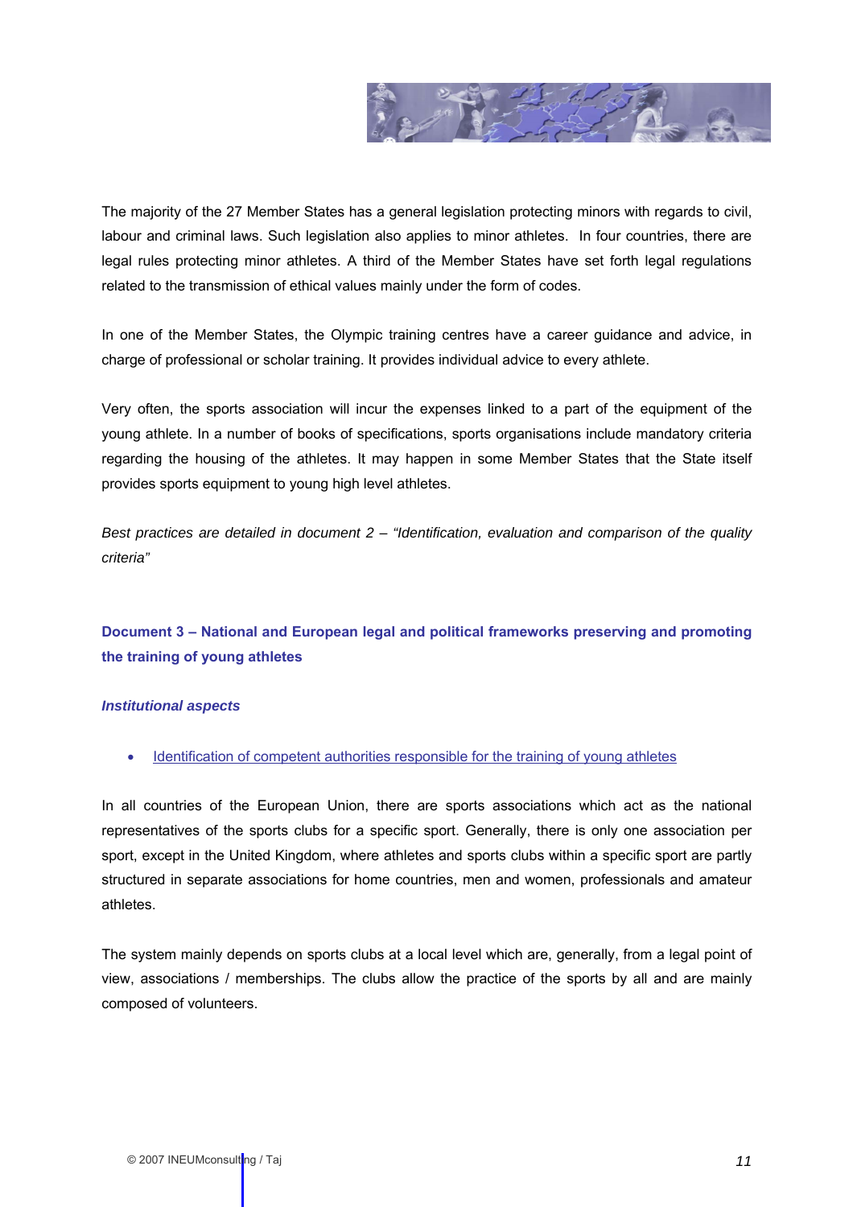The majority of the 27 Member States has a general legislation protecting minors with regards to civil, labour and criminal laws. Such legislation also applies to minor athletes. In four countries, there are legal rules protecting minor athletes. A third of the Member States have set forth legal regulations related to the transmission of ethical values mainly under the form of codes.

In one of the Member States, the Olympic training centres have a career guidance and advice, in charge of professional or scholar training. It provides individual advice to every athlete.

Very often, the sports association will incur the expenses linked to a part of the equipment of the young athlete. In a number of books of specifications, sports organisations include mandatory criteria regarding the housing of the athletes. It may happen in some Member States that the State itself provides sports equipment to young high level athletes.

*Best practices are detailed in document 2 – "Identification, evaluation and comparison of the quality criteria"*

## Document 3 – National and European legal and political frameworks preserving and promoting the training of young athletes

### *Institutional aspects*

- Identification of competent authorities responsible for the training of young athletes

In all countries of the European Union, there are sports associations which act as the national representatives of the sports clubs for a specific sport. Generally, there is only one association per sport, except in the United Kingdom, where athletes and sports clubs within a specific sport are partly structured in separate associations for home countries, men and women, professionals and amateur athletes.

The system mainly depends on sports clubs at a local level which are, generally, from a legal point of view, associations / memberships. The clubs allow the practice of the sports by all and are mainly composed of volunteers.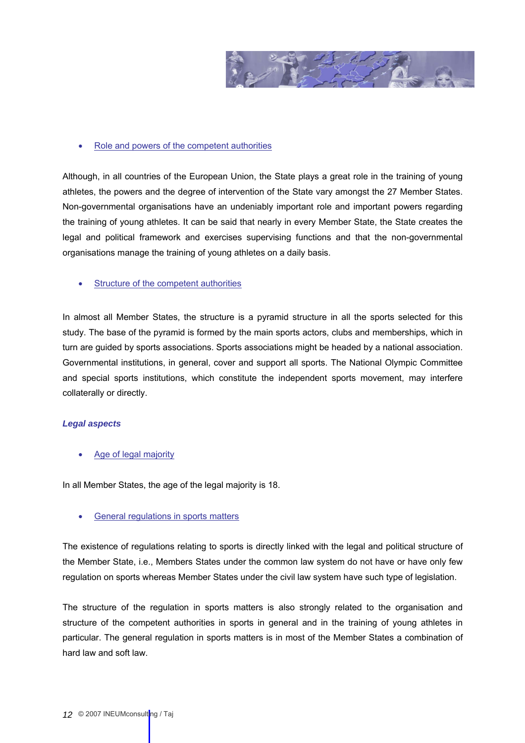- Role and powers of the competent authorities

Although, in all countries of the European Union, the State plays a great role in the training of young athletes, the powers and the degree of intervention of the State vary amongst the 27 Member States. Non-governmental organisations have an undeniably important role and important powers regarding the training of young athletes. It can be said that nearly in every Member State, the State creates the legal and political framework and exercises supervising functions and that the non-governmental organisations manage the training of young athletes on a daily basis.

- Structure of the competent authorities

In almost all Member States, the structure is a pyramid structure in all the sports selected for this study. The base of the pyramid is formed by the main sports actors, clubs and memberships, which in turn are guided by sports associations. Sports associations might be headed by a national association. Governmental institutions, in general, cover and support all sports. The National Olympic Committee and special sports institutions, which constitute the independent sports movement, may interfere collaterally or directly.

### *Legal aspects*

- Age of legal majority

In all Member States, the age of the legal majority is 18.

- General regulations in sports matters

The existence of regulations relating to sports is directly linked with the legal and political structure of the Member State, i.e., Members States under the common law system do not have or have only few regulation on sports whereas Member States under the civil law system have such type of legislation.

The structure of the regulation in sports matters is also strongly related to the organisation and structure of the competent authorities in sports in general and in the training of young athletes in particular. The general regulation in sports matters is in most of the Member States a combination of hard law and soft law.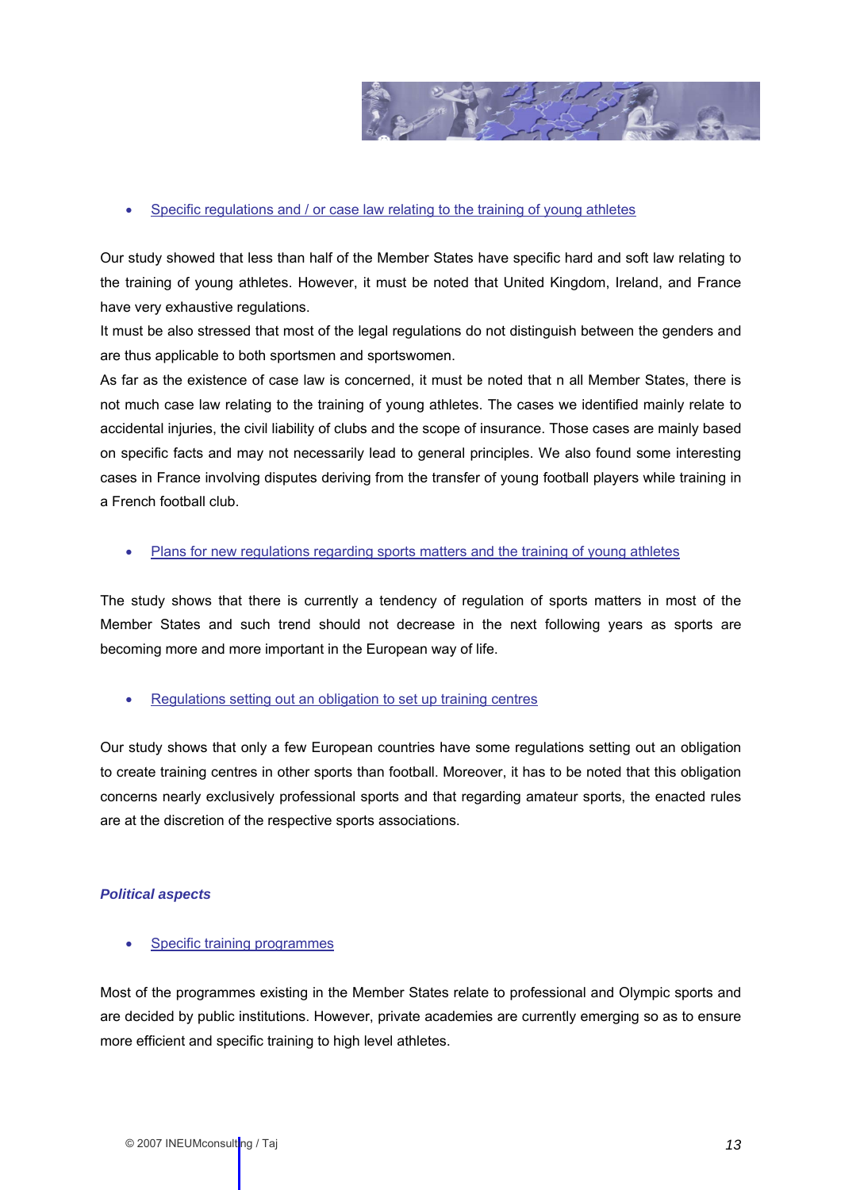- Specific regulations and / or case law relating to the training of young athletes

Our study showed that less than half of the Member States have specific hard and soft law relating to the training of young athletes. However, it must be noted that United Kingdom, Ireland, and France have very exhaustive regulations.

It must be also stressed that most of the legal regulations do not distinguish between the genders and are thus applicable to both sportsmen and sportswomen.

As far as the existence of case law is concerned, it must be noted that n all Member States, there is not much case law relating to the training of young athletes. The cases we identified mainly relate to accidental injuries, the civil liability of clubs and the scope of insurance. Those cases are mainly based on specific facts and may not necessarily lead to general principles. We also found some interesting cases in France involving disputes deriving from the transfer of young football players while training in a French football club.

- Plans for new regulations regarding sports matters and the training of young athletes

The study shows that there is currently a tendency of regulation of sports matters in most of the Member States and such trend should not decrease in the next following years as sports are becoming more and more important in the European way of life.

- Regulations setting out an obligation to set up training centres

Our study shows that only a few European countries have some regulations setting out an obligation to create training centres in other sports than football. Moreover, it has to be noted that this obligation concerns nearly exclusively professional sports and that regarding amateur sports, the enacted rules are at the discretion of the respective sports associations.

***Political aspects***

- Specific training programmes

Most of the programmes existing in the Member States relate to professional and Olympic sports and are decided by public institutions. However, private academies are currently emerging so as to ensure more efficient and specific training to high level athletes.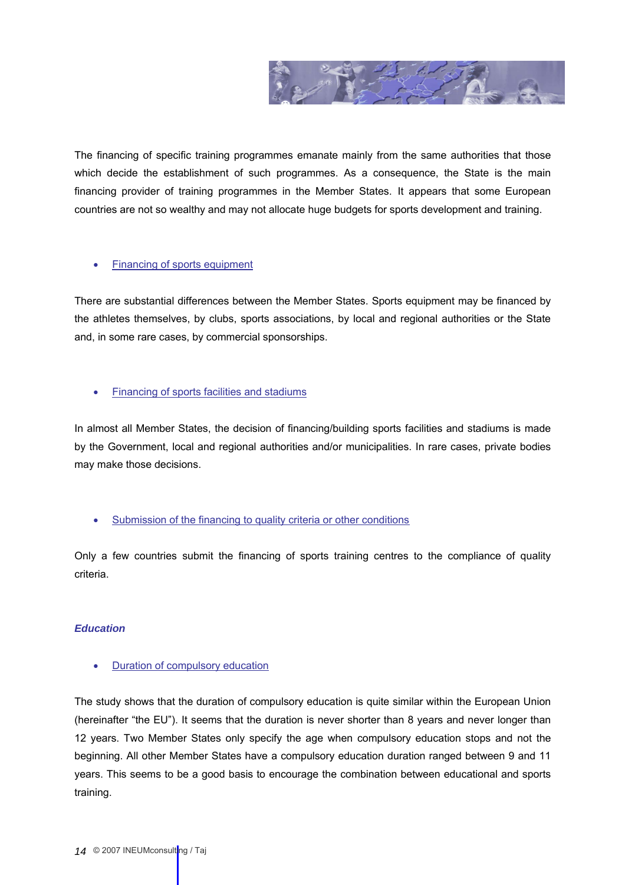The financing of specific training programmes emanate mainly from the same authorities that those which decide the establishment of such programmes. As a consequence, the State is the main financing provider of training programmes in the Member States. It appears that some European countries are not so wealthy and may not allocate huge budgets for sports development and training.

- Financing of sports equipment

There are substantial differences between the Member States. Sports equipment may be financed by the athletes themselves, by clubs, sports associations, by local and regional authorities or the State and, in some rare cases, by commercial sponsorships.

- Financing of sports facilities and stadiums

In almost all Member States, the decision of financing/building sports facilities and stadiums is made by the Government, local and regional authorities and/or municipalities. In rare cases, private bodies may make those decisions.

- Submission of the financing to quality criteria or other conditions

Only a few countries submit the financing of sports training centres to the compliance of quality criteria.

### *Education*

- Duration of compulsory education

The study shows that the duration of compulsory education is quite similar within the European Union (hereinafter "the EU"). It seems that the duration is never shorter than 8 years and never longer than 12 years. Two Member States only specify the age when compulsory education stops and not the beginning. All other Member States have a compulsory education duration ranged between 9 and 11 years. This seems to be a good basis to encourage the combination between educational and sports training.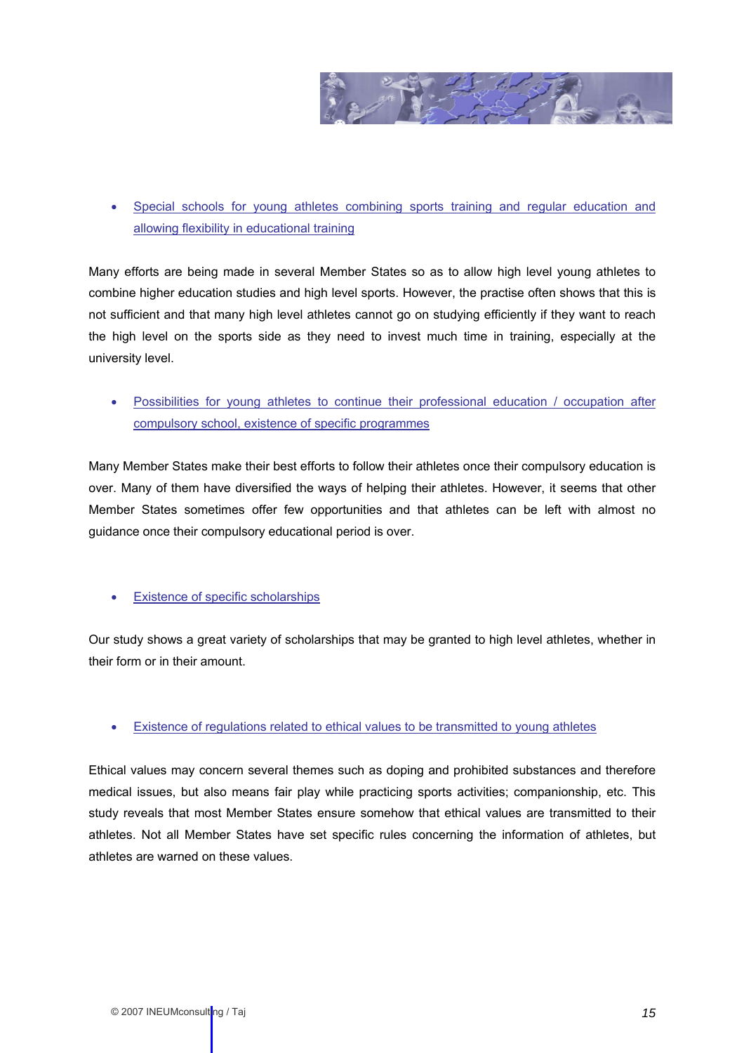- Special schools for young athletes combining sports training and regular education and allowing flexibility in educational training

Many efforts are being made in several Member States so as to allow high level young athletes to combine higher education studies and high level sports. However, the practise often shows that this is not sufficient and that many high level athletes cannot go on studying efficiently if they want to reach the high level on the sports side as they need to invest much time in training, especially at the university level.

- Possibilities for young athletes to continue their professional education / occupation after compulsory school, existence of specific programmes

Many Member States make their best efforts to follow their athletes once their compulsory education is over. Many of them have diversified the ways of helping their athletes. However, it seems that other Member States sometimes offer few opportunities and that athletes can be left with almost no guidance once their compulsory educational period is over.

- Existence of specific scholarships

Our study shows a great variety of scholarships that may be granted to high level athletes, whether in their form or in their amount.

- Existence of regulations related to ethical values to be transmitted to young athletes

Ethical values may concern several themes such as doping and prohibited substances and therefore medical issues, but also means fair play while practicing sports activities; companionship, etc. This study reveals that most Member States ensure somehow that ethical values are transmitted to their athletes. Not all Member States have set specific rules concerning the information of athletes, but athletes are warned on these values.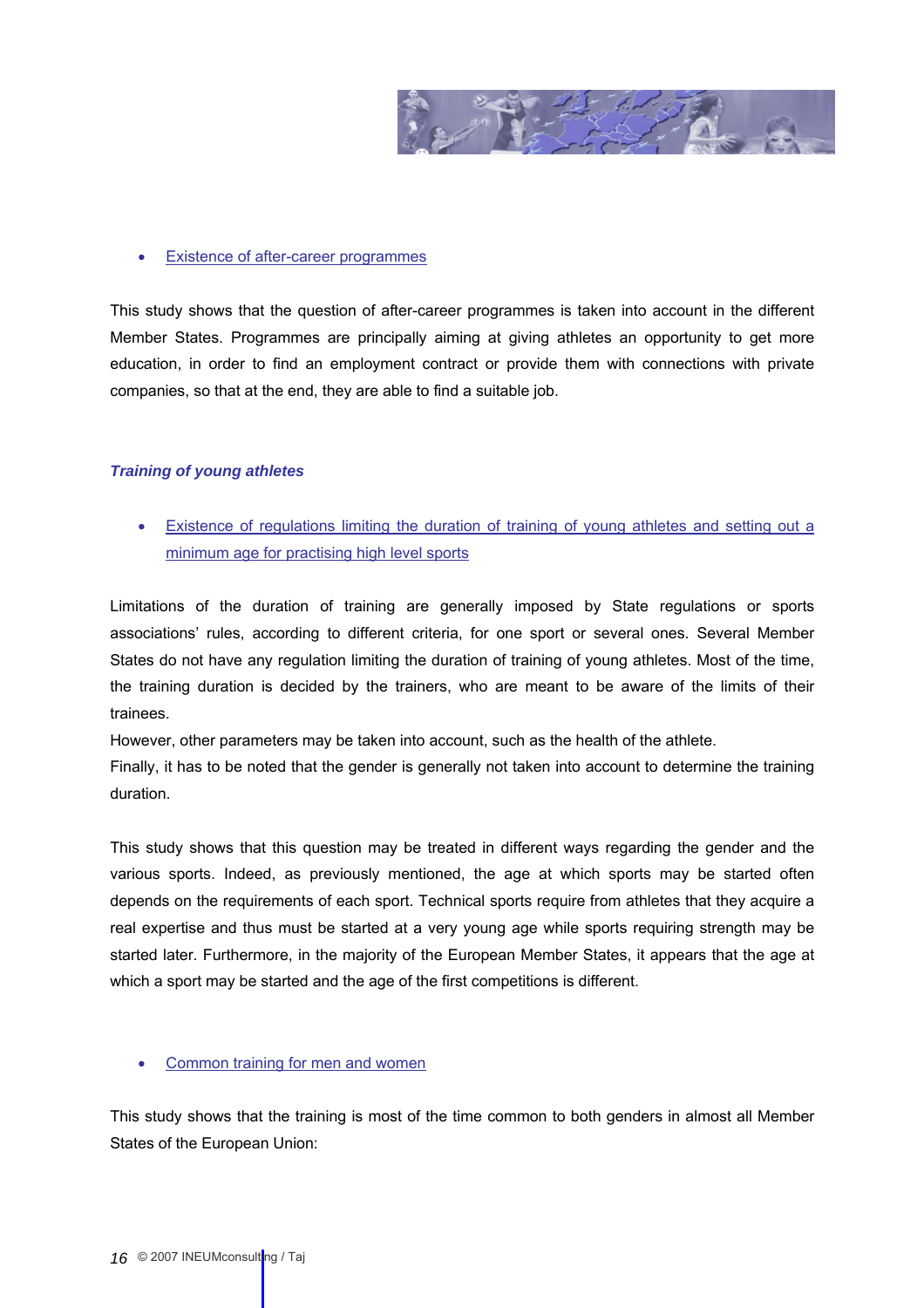- Existence of after-career programmes

This study shows that the question of after-career programmes is taken into account in the different Member States. Programmes are principally aiming at giving athletes an opportunity to get more education, in order to find an employment contract or provide them with connections with private companies, so that at the end, they are able to find a suitable job.

### *Training of young athletes*

- Existence of regulations limiting the duration of training of young athletes and setting out a minimum age for practising high level sports

Limitations of the duration of training are generally imposed by State regulations or sports associations' rules, according to different criteria, for one sport or several ones. Several Member States do not have any regulation limiting the duration of training of young athletes. Most of the time, the training duration is decided by the trainers, who are meant to be aware of the limits of their trainees.
However, other parameters may be taken into account, such as the health of the athlete.
Finally, it has to be noted that the gender is generally not taken into account to determine the training duration.

This study shows that this question may be treated in different ways regarding the gender and the various sports. Indeed, as previously mentioned, the age at which sports may be started often depends on the requirements of each sport. Technical sports require from athletes that they acquire a real expertise and thus must be started at a very young age while sports requiring strength may be started later. Furthermore, in the majority of the European Member States, it appears that the age at which a sport may be started and the age of the first competitions is different.

- Common training for men and women

This study shows that the training is most of the time common to both genders in almost all Member States of the European Union: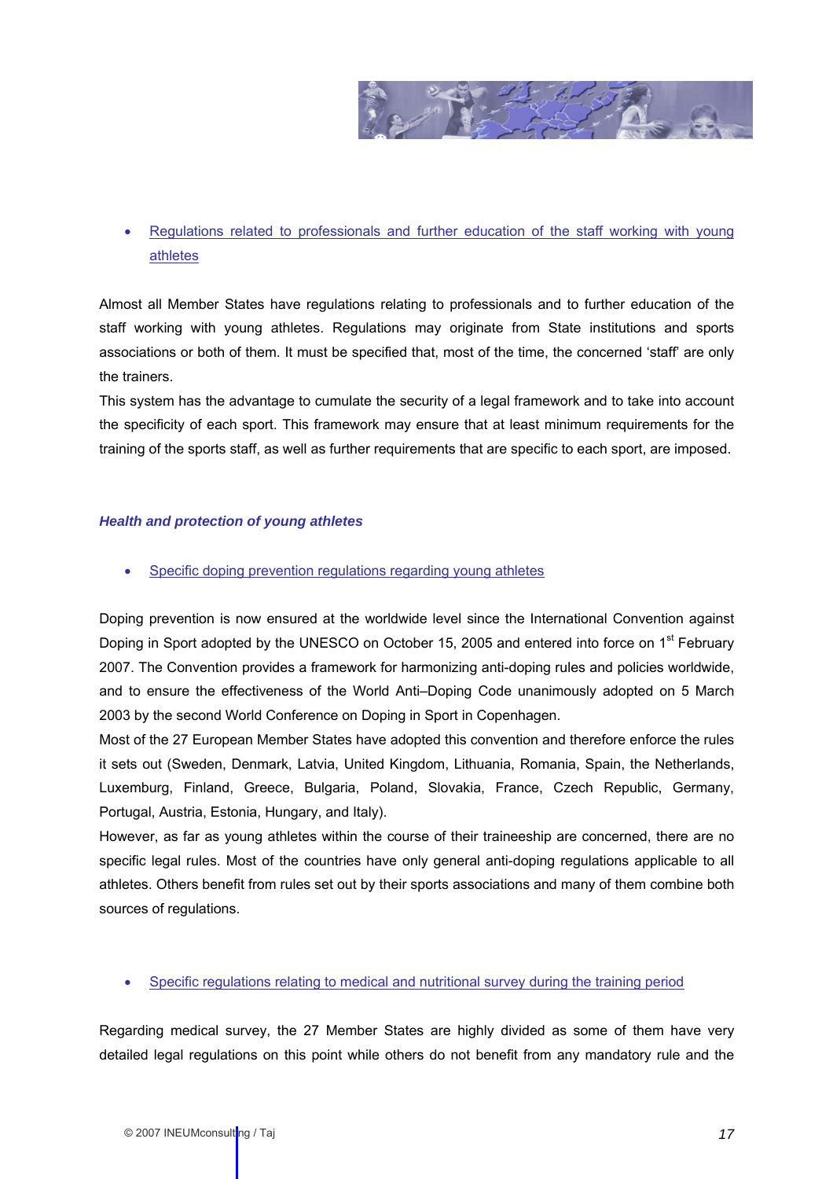- Regulations related to professionals and further education of the staff working with young athletes

Almost all Member States have regulations relating to professionals and to further education of the staff working with young athletes. Regulations may originate from State institutions and sports associations or both of them. It must be specified that, most of the time, the concerned 'staff' are only the trainers.

This system has the advantage to cumulate the security of a legal framework and to take into account the specificity of each sport. This framework may ensure that at least minimum requirements for the training of the sports staff, as well as further requirements that are specific to each sport, are imposed.

### *Health and protection of young athletes*

- Specific doping prevention regulations regarding young athletes

Doping prevention is now ensured at the worldwide level since the International Convention against Doping in Sport adopted by the UNESCO on October 15, 2005 and entered into force on 1st February 2007. The Convention provides a framework for harmonizing anti-doping rules and policies worldwide, and to ensure the effectiveness of the World Anti–Doping Code unanimously adopted on 5 March 2003 by the second World Conference on Doping in Sport in Copenhagen.

Most of the 27 European Member States have adopted this convention and therefore enforce the rules it sets out (Sweden, Denmark, Latvia, United Kingdom, Lithuania, Romania, Spain, the Netherlands, Luxemburg, Finland, Greece, Bulgaria, Poland, Slovakia, France, Czech Republic, Germany, Portugal, Austria, Estonia, Hungary, and Italy).

However, as far as young athletes within the course of their traineeship are concerned, there are no specific legal rules. Most of the countries have only general anti-doping regulations applicable to all athletes. Others benefit from rules set out by their sports associations and many of them combine both sources of regulations.

- Specific regulations relating to medical and nutritional survey during the training period

Regarding medical survey, the 27 Member States are highly divided as some of them have very detailed legal regulations on this point while others do not benefit from any mandatory rule and the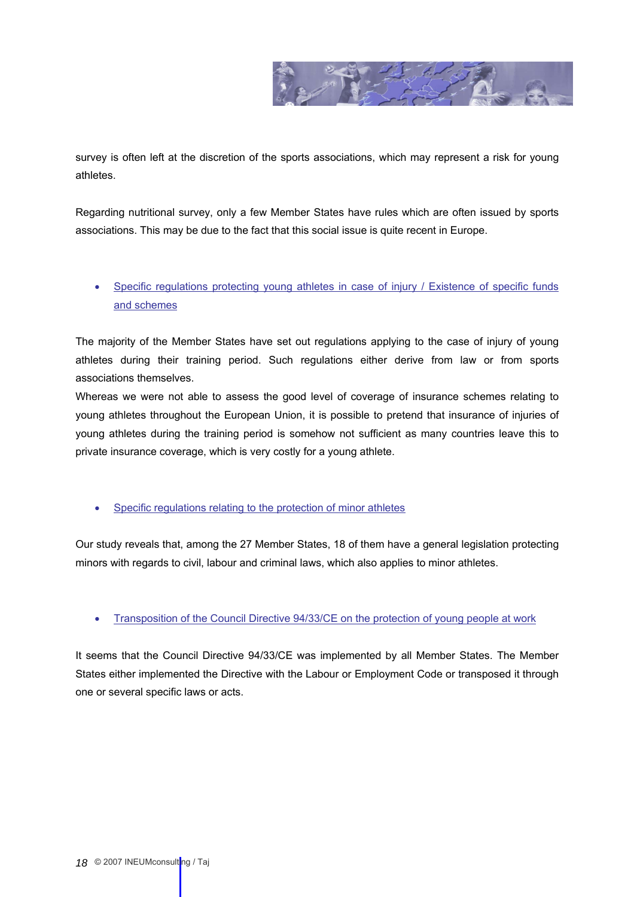survey is often left at the discretion of the sports associations, which may represent a risk for young athletes.

Regarding nutritional survey, only a few Member States have rules which are often issued by sports associations. This may be due to the fact that this social issue is quite recent in Europe.

- Specific regulations protecting young athletes in case of injury / Existence of specific funds and schemes

The majority of the Member States have set out regulations applying to the case of injury of young athletes during their training period. Such regulations either derive from law or from sports associations themselves.

Whereas we were not able to assess the good level of coverage of insurance schemes relating to young athletes throughout the European Union, it is possible to pretend that insurance of injuries of young athletes during the training period is somehow not sufficient as many countries leave this to private insurance coverage, which is very costly for a young athlete.

- Specific regulations relating to the protection of minor athletes

Our study reveals that, among the 27 Member States, 18 of them have a general legislation protecting minors with regards to civil, labour and criminal laws, which also applies to minor athletes.

- Transposition of the Council Directive 94/33/CE on the protection of young people at work

It seems that the Council Directive 94/33/CE was implemented by all Member States. The Member States either implemented the Directive with the Labour or Employment Code or transposed it through one or several specific laws or acts.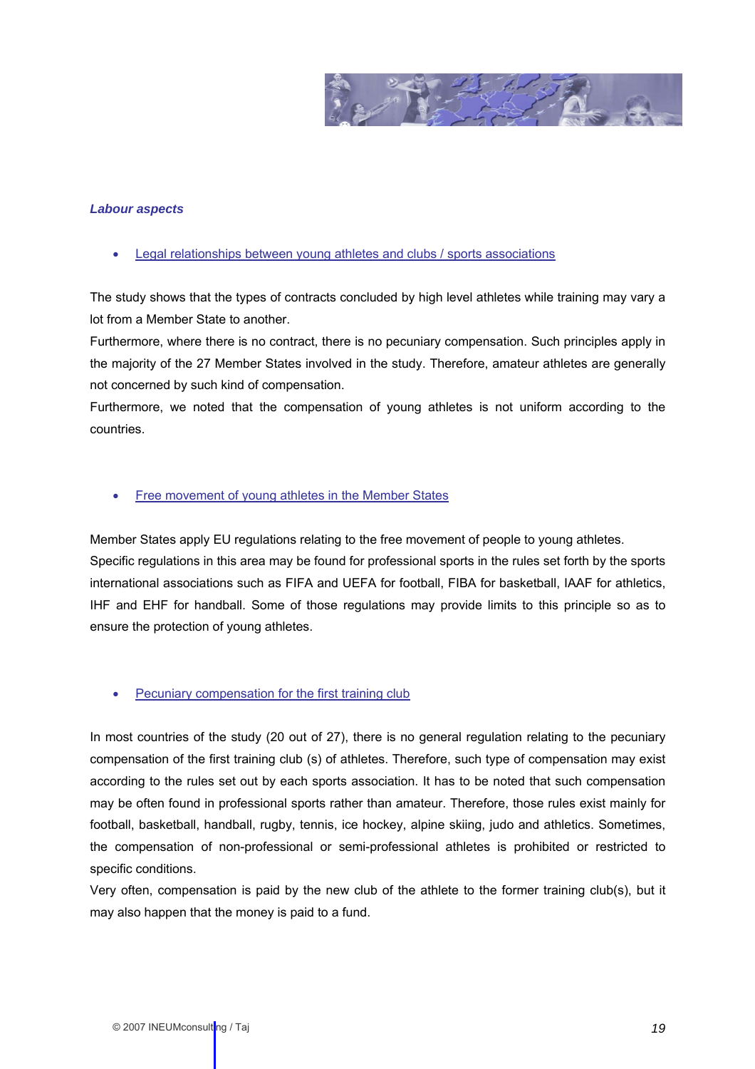### *Labour aspects*

- Legal relationships between young athletes and clubs / sports associations

The study shows that the types of contracts concluded by high level athletes while training may vary a lot from a Member State to another.

Furthermore, where there is no contract, there is no pecuniary compensation. Such principles apply in the majority of the 27 Member States involved in the study. Therefore, amateur athletes are generally not concerned by such kind of compensation.

Furthermore, we noted that the compensation of young athletes is not uniform according to the countries.

- Free movement of young athletes in the Member States

Member States apply EU regulations relating to the free movement of people to young athletes.

Specific regulations in this area may be found for professional sports in the rules set forth by the sports international associations such as FIFA and UEFA for football, FIBA for basketball, IAAF for athletics, IHF and EHF for handball. Some of those regulations may provide limits to this principle so as to ensure the protection of young athletes.

- Pecuniary compensation for the first training club

In most countries of the study (20 out of 27), there is no general regulation relating to the pecuniary compensation of the first training club (s) of athletes. Therefore, such type of compensation may exist according to the rules set out by each sports association. It has to be noted that such compensation may be often found in professional sports rather than amateur. Therefore, those rules exist mainly for football, basketball, handball, rugby, tennis, ice hockey, alpine skiing, judo and athletics. Sometimes, the compensation of non-professional or semi-professional athletes is prohibited or restricted to specific conditions.

Very often, compensation is paid by the new club of the athlete to the former training club(s), but it may also happen that the money is paid to a fund.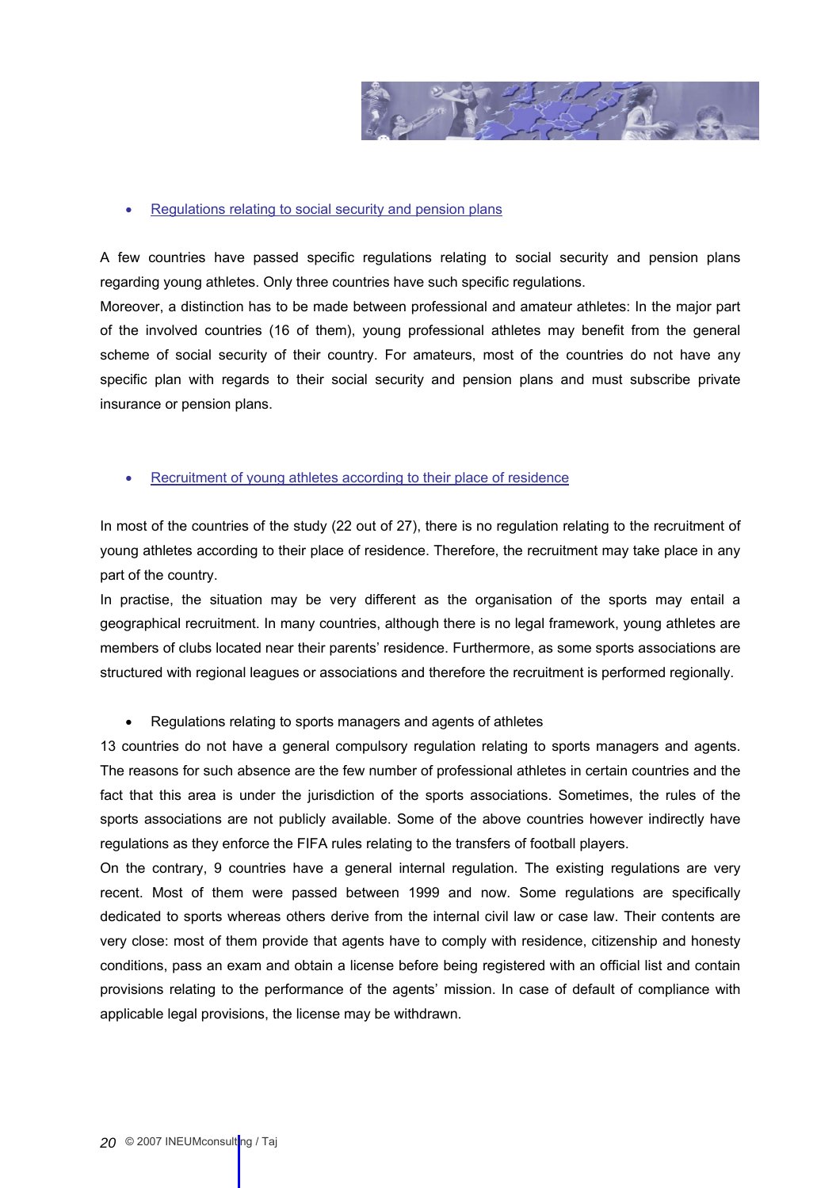- Regulations relating to social security and pension plans

A few countries have passed specific regulations relating to social security and pension plans regarding young athletes. Only three countries have such specific regulations.
Moreover, a distinction has to be made between professional and amateur athletes: In the major part of the involved countries (16 of them), young professional athletes may benefit from the general scheme of social security of their country. For amateurs, most of the countries do not have any specific plan with regards to their social security and pension plans and must subscribe private insurance or pension plans.

- Recruitment of young athletes according to their place of residence

In most of the countries of the study (22 out of 27), there is no regulation relating to the recruitment of young athletes according to their place of residence. Therefore, the recruitment may take place in any part of the country.
In practise, the situation may be very different as the organisation of the sports may entail a geographical recruitment. In many countries, although there is no legal framework, young athletes are members of clubs located near their parents' residence. Furthermore, as some sports associations are structured with regional leagues or associations and therefore the recruitment is performed regionally.

- Regulations relating to sports managers and agents of athletes

13 countries do not have a general compulsory regulation relating to sports managers and agents. The reasons for such absence are the few number of professional athletes in certain countries and the fact that this area is under the jurisdiction of the sports associations. Sometimes, the rules of the sports associations are not publicly available. Some of the above countries however indirectly have regulations as they enforce the FIFA rules relating to the transfers of football players.
On the contrary, 9 countries have a general internal regulation. The existing regulations are very recent. Most of them were passed between 1999 and now. Some regulations are specifically dedicated to sports whereas others derive from the internal civil law or case law. Their contents are very close: most of them provide that agents have to comply with residence, citizenship and honesty conditions, pass an exam and obtain a license before being registered with an official list and contain provisions relating to the performance of the agents' mission. In case of default of compliance with applicable legal provisions, the license may be withdrawn.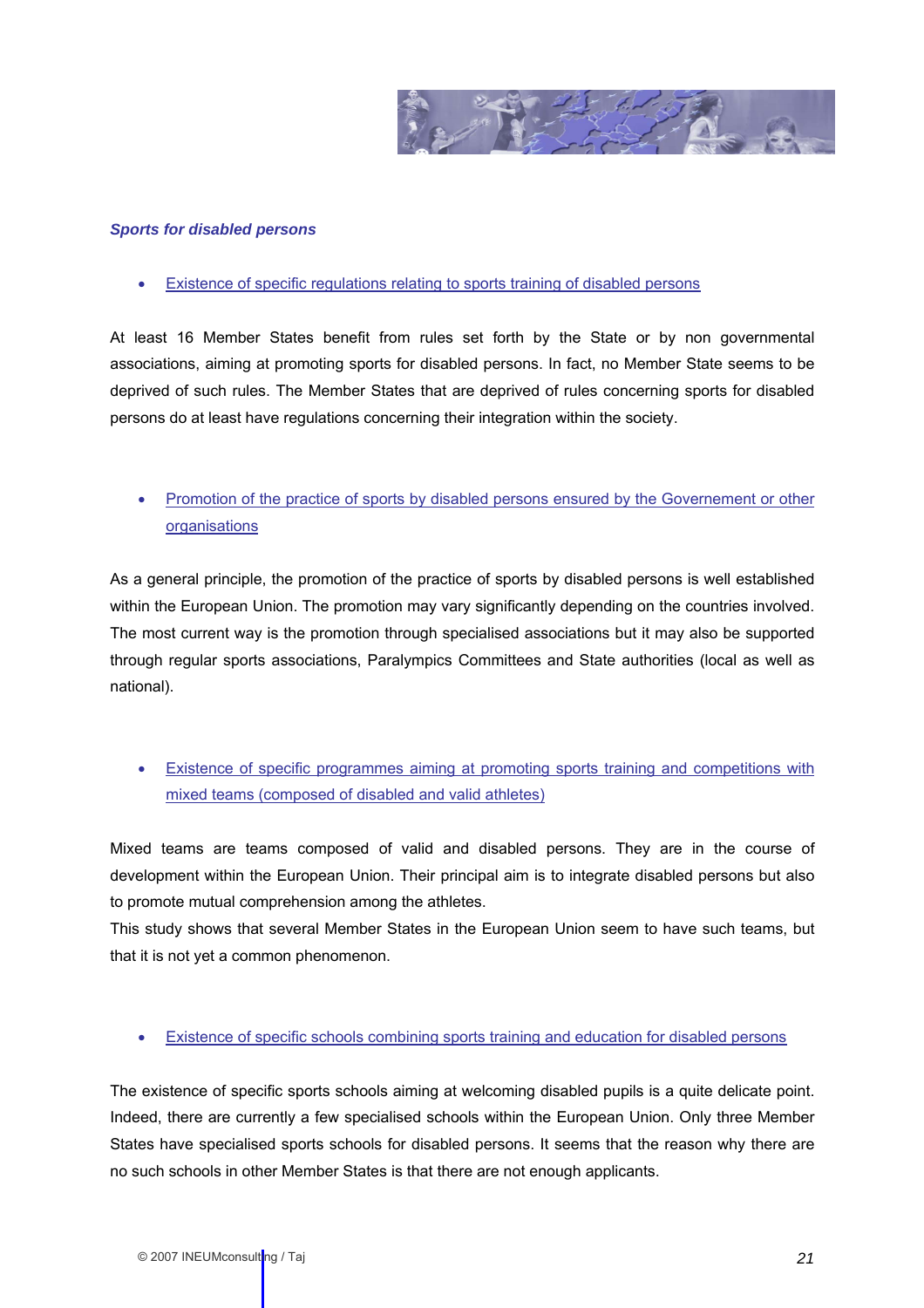***Sports for disabled persons***

- Existence of specific regulations relating to sports training of disabled persons

At least 16 Member States benefit from rules set forth by the State or by non governmental associations, aiming at promoting sports for disabled persons. In fact, no Member State seems to be deprived of such rules. The Member States that are deprived of rules concerning sports for disabled persons do at least have regulations concerning their integration within the society.

- Promotion of the practice of sports by disabled persons ensured by the Governement or other organisations

As a general principle, the promotion of the practice of sports by disabled persons is well established within the European Union. The promotion may vary significantly depending on the countries involved. The most current way is the promotion through specialised associations but it may also be supported through regular sports associations, Paralympics Committees and State authorities (local as well as national).

- Existence of specific programmes aiming at promoting sports training and competitions with mixed teams (composed of disabled and valid athletes)

Mixed teams are teams composed of valid and disabled persons. They are in the course of development within the European Union. Their principal aim is to integrate disabled persons but also to promote mutual comprehension among the athletes.
This study shows that several Member States in the European Union seem to have such teams, but that it is not yet a common phenomenon.

- Existence of specific schools combining sports training and education for disabled persons

The existence of specific sports schools aiming at welcoming disabled pupils is a quite delicate point. Indeed, there are currently a few specialised schools within the European Union. Only three Member States have specialised sports schools for disabled persons. It seems that the reason why there are no such schools in other Member States is that there are not enough applicants.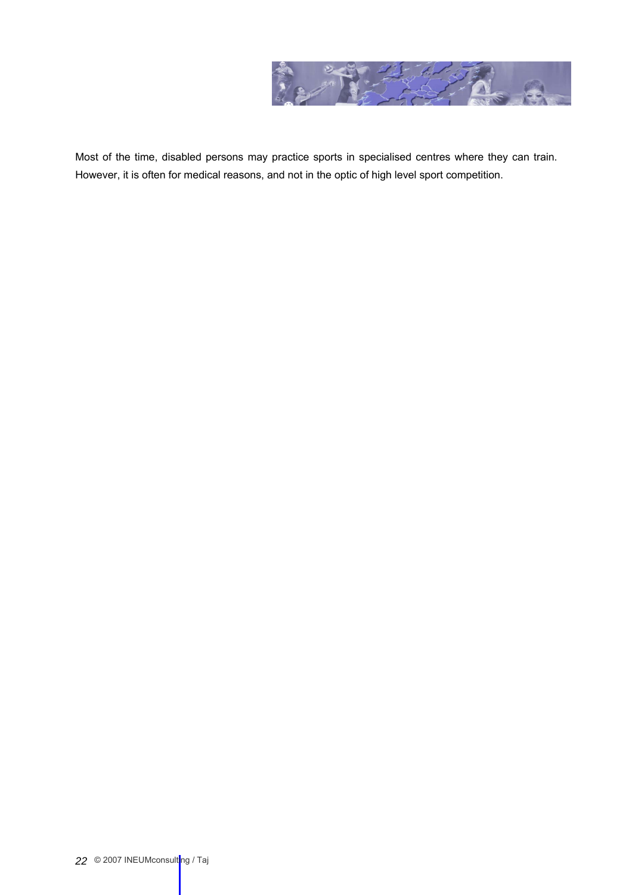Most of the time, disabled persons may practice sports in specialised centres where they can train. However, it is often for medical reasons, and not in the optic of high level sport competition.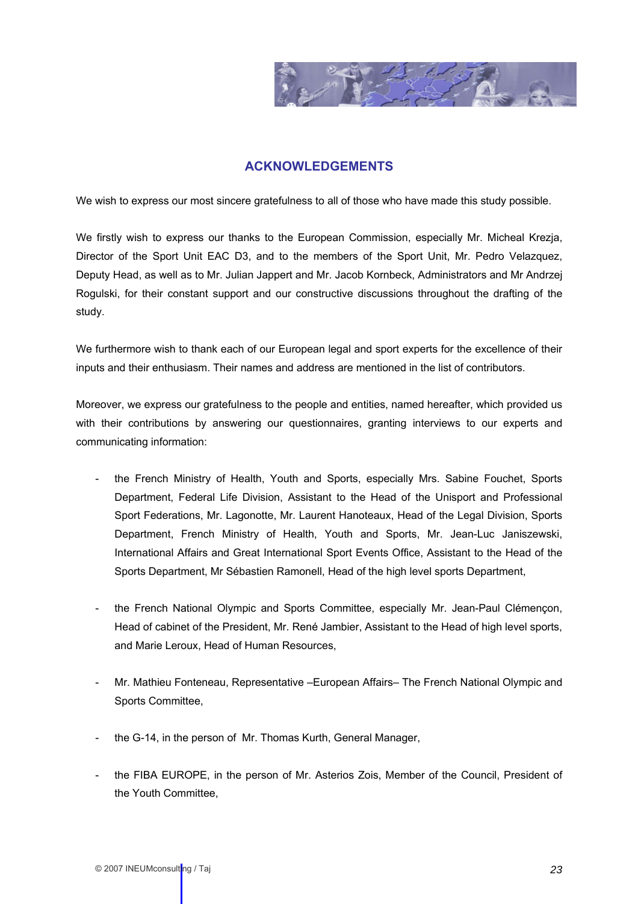## ACKNOWLEDGEMENTS

We wish to express our most sincere gratefulness to all of those who have made this study possible.

We firstly wish to express our thanks to the European Commission, especially Mr. Micheal Krezja, Director of the Sport Unit EAC D3, and to the members of the Sport Unit, Mr. Pedro Velazquez, Deputy Head, as well as to Mr. Julian Jappert and Mr. Jacob Kornbeck, Administrators and Mr Andrzej Rogulski, for their constant support and our constructive discussions throughout the drafting of the study.

We furthermore wish to thank each of our European legal and sport experts for the excellence of their inputs and their enthusiasm. Their names and address are mentioned in the list of contributors.

Moreover, we express our gratefulness to the people and entities, named hereafter, which provided us with their contributions by answering our questionnaires, granting interviews to our experts and communicating information:

- the French Ministry of Health, Youth and Sports, especially Mrs. Sabine Fouchet, Sports Department, Federal Life Division, Assistant to the Head of the Unisport and Professional Sport Federations, Mr. Lagonotte, Mr. Laurent Hanoteaux, Head of the Legal Division, Sports Department, French Ministry of Health, Youth and Sports, Mr. Jean-Luc Janiszewski, International Affairs and Great International Sport Events Office, Assistant to the Head of the Sports Department, Mr Sébastien Ramonell, Head of the high level sports Department,

- the French National Olympic and Sports Committee, especially Mr. Jean-Paul Clémençon, Head of cabinet of the President, Mr. René Jambier, Assistant to the Head of high level sports, and Marie Leroux, Head of Human Resources,

- Mr. Mathieu Fonteneau, Representative –European Affairs– The French National Olympic and Sports Committee,

- the G-14, in the person of Mr. Thomas Kurth, General Manager,

- the FIBA EUROPE, in the person of Mr. Asterios Zois, Member of the Council, President of the Youth Committee,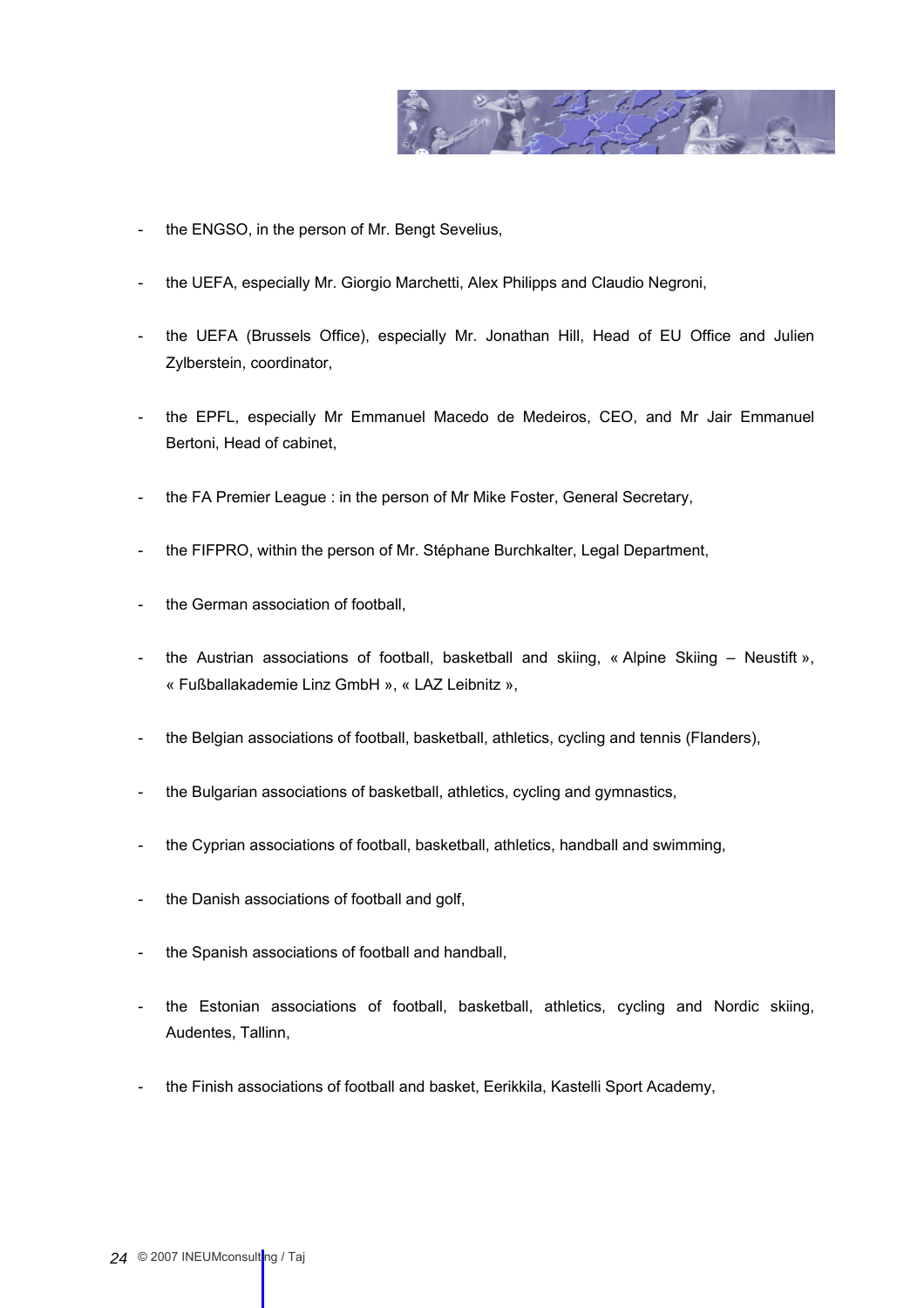- the ENGSO, in the person of Mr. Bengt Sevelius,

- the UEFA, especially Mr. Giorgio Marchetti, Alex Philipps and Claudio Negroni,

- the UEFA (Brussels Office), especially Mr. Jonathan Hill, Head of EU Office and Julien Zylberstein, coordinator,

- the EPFL, especially Mr Emmanuel Macedo de Medeiros, CEO, and Mr Jair Emmanuel Bertoni, Head of cabinet,

- the FA Premier League : in the person of Mr Mike Foster, General Secretary,

- the FIFPRO, within the person of Mr. Stéphane Burchkalter, Legal Department,

- the German association of football,

- the Austrian associations of football, basketball and skiing, « Alpine Skiing – Neustift », « Fußballakademie Linz GmbH », « LAZ Leibnitz »,

- the Belgian associations of football, basketball, athletics, cycling and tennis (Flanders),

- the Bulgarian associations of basketball, athletics, cycling and gymnastics,

- the Cyprian associations of football, basketball, athletics, handball and swimming,

- the Danish associations of football and golf,

- the Spanish associations of football and handball,

- the Estonian associations of football, basketball, athletics, cycling and Nordic skiing, Audentes, Tallinn,

- the Finish associations of football and basket, Eerikkila, Kastelli Sport Academy,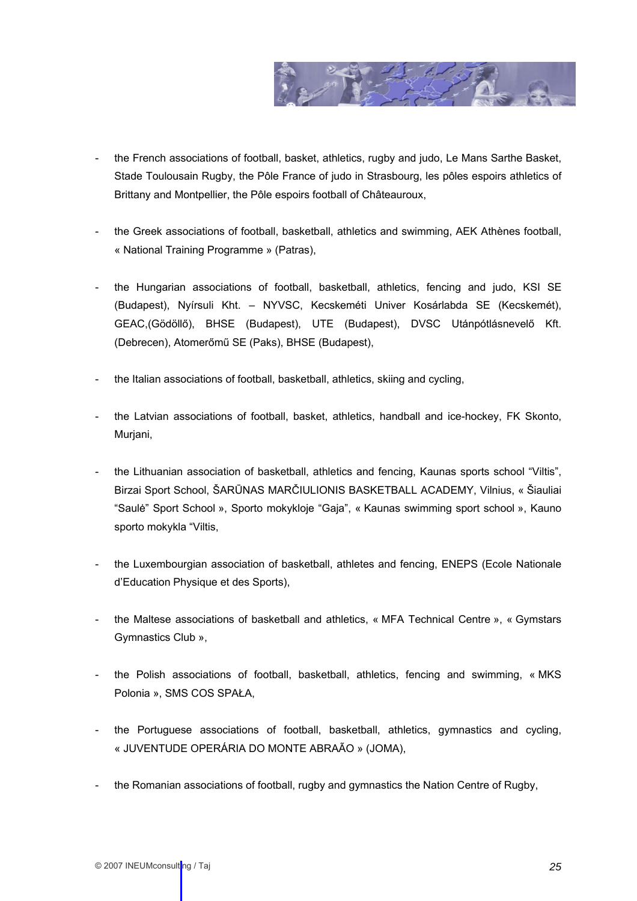- the French associations of football, basket, athletics, rugby and judo, Le Mans Sarthe Basket, Stade Toulousain Rugby, the Pôle France of judo in Strasbourg, les pôles espoirs athletics of Brittany and Montpellier, the Pôle espoirs football of Châteauroux,

- the Greek associations of football, basketball, athletics and swimming, AEK Athènes football, « National Training Programme » (Patras),

- the Hungarian associations of football, basketball, athletics, fencing and judo, KSI SE (Budapest), Nyírsuli Kht. – NYVSC, Kecskeméti Univer Kosárlabda SE (Kecskemét), GEAC,(Gödöllő), BHSE (Budapest), UTE (Budapest), DVSC Utánpótlásnevelő Kft. (Debrecen), Atomerőmű SE (Paks), BHSE (Budapest),

- the Italian associations of football, basketball, athletics, skiing and cycling,

- the Latvian associations of football, basket, athletics, handball and ice-hockey, FK Skonto, Murjani,

- the Lithuanian association of basketball, athletics and fencing, Kaunas sports school "Viltis", Birzai Sport School, ŠARŪNAS MARČIULIONIS BASKETBALL ACADEMY, Vilnius, « Šiauliai "Saulė" Sport School », Sporto mokykloje "Gaja", « Kaunas swimming sport school », Kauno sporto mokykla "Viltis,

- the Luxembourgian association of basketball, athletes and fencing, ENEPS (Ecole Nationale d'Education Physique et des Sports),

- the Maltese associations of basketball and athletics, « MFA Technical Centre », « Gymstars Gymnastics Club »,

- the Polish associations of football, basketball, athletics, fencing and swimming, « MKS Polonia », SMS COS SPAŁA,

- the Portuguese associations of football, basketball, athletics, gymnastics and cycling, « JUVENTUDE OPERÁRIA DO MONTE ABRAÃO » (JOMA),

- the Romanian associations of football, rugby and gymnastics the Nation Centre of Rugby,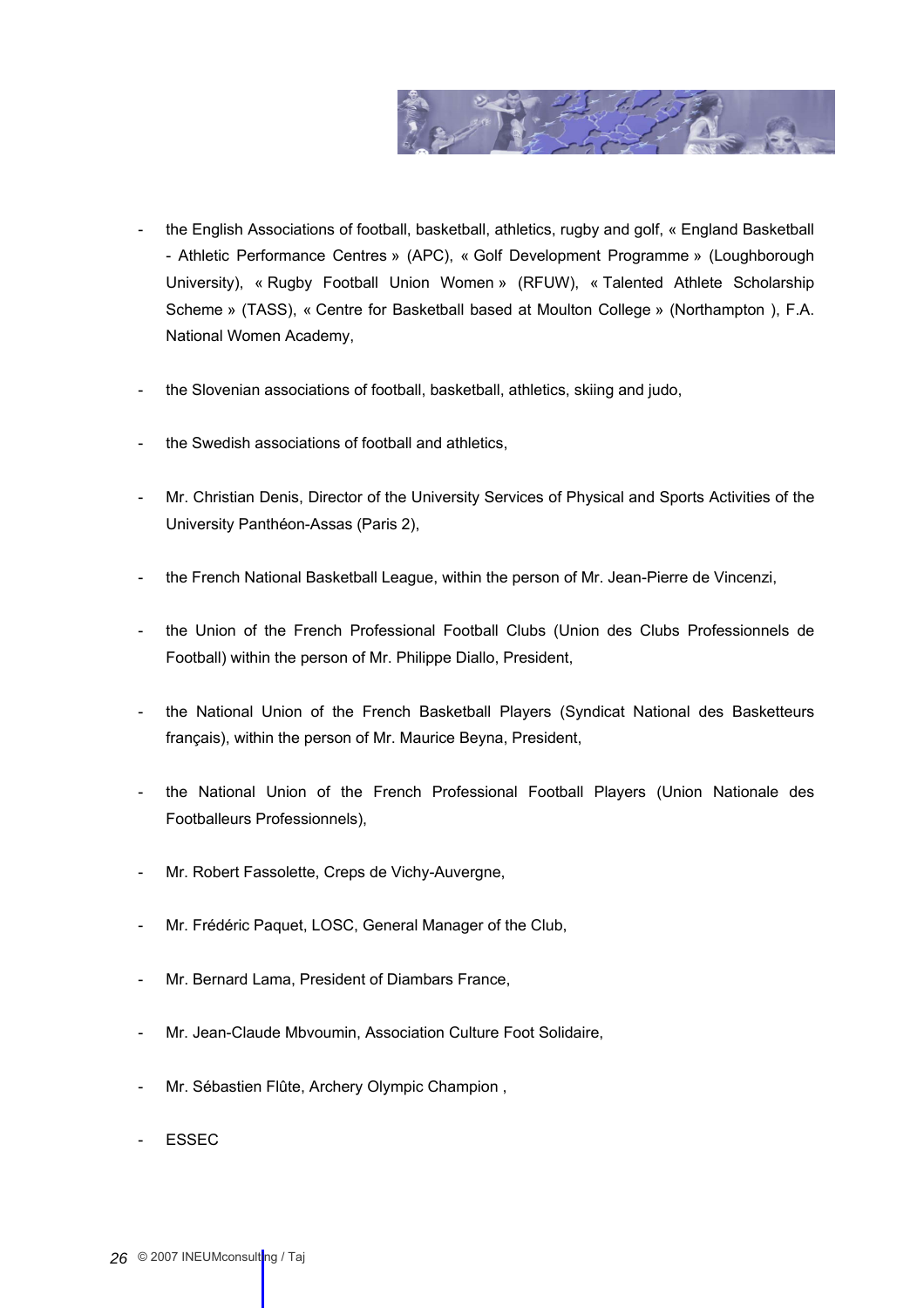- the English Associations of football, basketball, athletics, rugby and golf, « England Basketball - Athletic Performance Centres » (APC), « Golf Development Programme » (Loughborough University), « Rugby Football Union Women » (RFUW), « Talented Athlete Scholarship Scheme » (TASS), « Centre for Basketball based at Moulton College » (Northampton ), F.A. National Women Academy,

- the Slovenian associations of football, basketball, athletics, skiing and judo,

- the Swedish associations of football and athletics,

- Mr. Christian Denis, Director of the University Services of Physical and Sports Activities of the University Panthéon-Assas (Paris 2),

- the French National Basketball League, within the person of Mr. Jean-Pierre de Vincenzi,

- the Union of the French Professional Football Clubs (Union des Clubs Professionnels de Football) within the person of Mr. Philippe Diallo, President,

- the National Union of the French Basketball Players (Syndicat National des Basketteurs français), within the person of Mr. Maurice Beyna, President,

- the National Union of the French Professional Football Players (Union Nationale des Footballeurs Professionnels),

- Mr. Robert Fassolette, Creps de Vichy-Auvergne,

- Mr. Frédéric Paquet, LOSC, General Manager of the Club,

- Mr. Bernard Lama, President of Diambars France,

- Mr. Jean-Claude Mbvoumin, Association Culture Foot Solidaire,

- Mr. Sébastien Flûte, Archery Olympic Champion ,

- ESSEC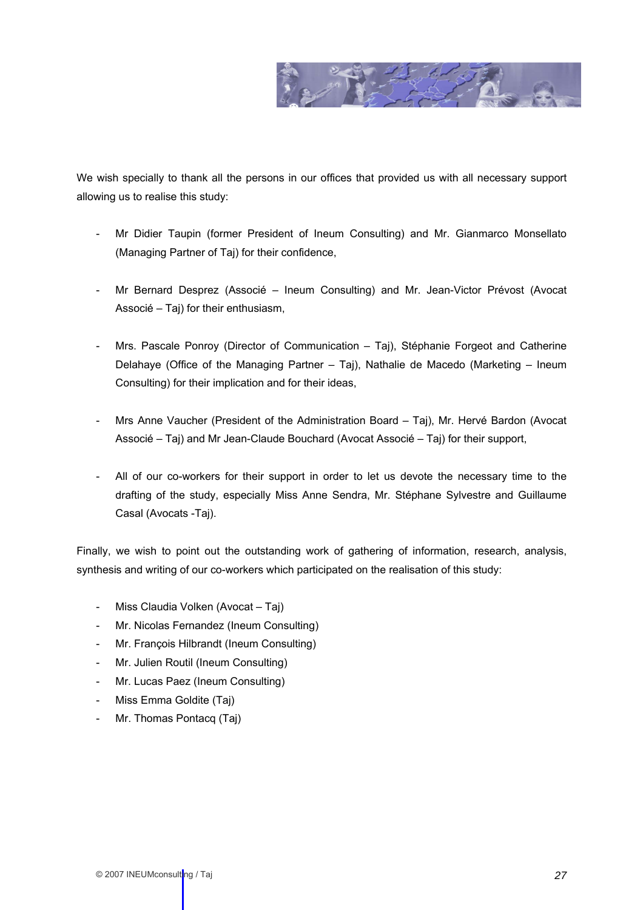We wish specially to thank all the persons in our offices that provided us with all necessary support allowing us to realise this study:

- Mr Didier Taupin (former President of Ineum Consulting) and Mr. Gianmarco Monsellato (Managing Partner of Taj) for their confidence,

- Mr Bernard Desprez (Associé – Ineum Consulting) and Mr. Jean-Victor Prévost (Avocat Associé – Taj) for their enthusiasm,

- Mrs. Pascale Ponroy (Director of Communication – Taj), Stéphanie Forgeot and Catherine Delahaye (Office of the Managing Partner – Taj), Nathalie de Macedo (Marketing – Ineum Consulting) for their implication and for their ideas,

- Mrs Anne Vaucher (President of the Administration Board – Taj), Mr. Hervé Bardon (Avocat Associé – Taj) and Mr Jean-Claude Bouchard (Avocat Associé – Taj) for their support,

- All of our co-workers for their support in order to let us devote the necessary time to the drafting of the study, especially Miss Anne Sendra, Mr. Stéphane Sylvestre and Guillaume Casal (Avocats -Taj).

Finally, we wish to point out the outstanding work of gathering of information, research, analysis, synthesis and writing of our co-workers which participated on the realisation of this study:

- Miss Claudia Volken (Avocat – Taj)
- Mr. Nicolas Fernandez (Ineum Consulting)
- Mr. François Hilbrandt (Ineum Consulting)
- Mr. Julien Routil (Ineum Consulting)
- Mr. Lucas Paez (Ineum Consulting)
- Miss Emma Goldite (Taj)
- Mr. Thomas Pontacq (Taj)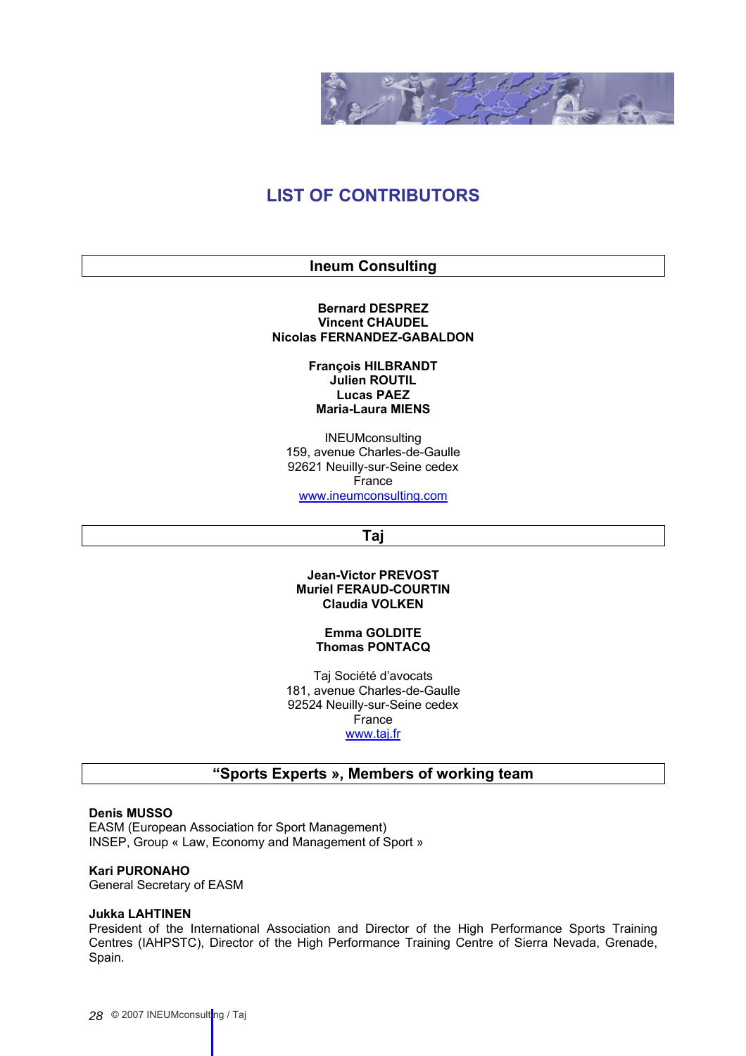# LIST OF CONTRIBUTORS

## Ineum Consulting

**Bernard DESPREZ**
**Vincent CHAUDEL**
**Nicolas FERNANDEZ-GABALDON**

**François HILBRANDT**
**Julien ROUTIL**
**Lucas PAEZ**
**Maria-Laura MIENS**

INEUMconsulting
159, avenue Charles-de-Gaulle
92621 Neuilly-sur-Seine cedex
France
www.ineumconsulting.com

## Taj

**Jean-Victor PREVOST**
**Muriel FERAUD-COURTIN**
**Claudia VOLKEN**

**Emma GOLDITE**
**Thomas PONTACQ**

Taj Société d'avocats
181, avenue Charles-de-Gaulle
92524 Neuilly-sur-Seine cedex
France
www.taj.fr

## "Sports Experts », Members of working team

**Denis MUSSO**
EASM (European Association for Sport Management)
INSEP, Group « Law, Economy and Management of Sport »

**Kari PURONAHO**
General Secretary of EASM

**Jukka LAHTINEN**
President of the International Association and Director of the High Performance Sports Training Centres (IAHPSTC), Director of the High Performance Training Centre of Sierra Nevada, Grenade, Spain.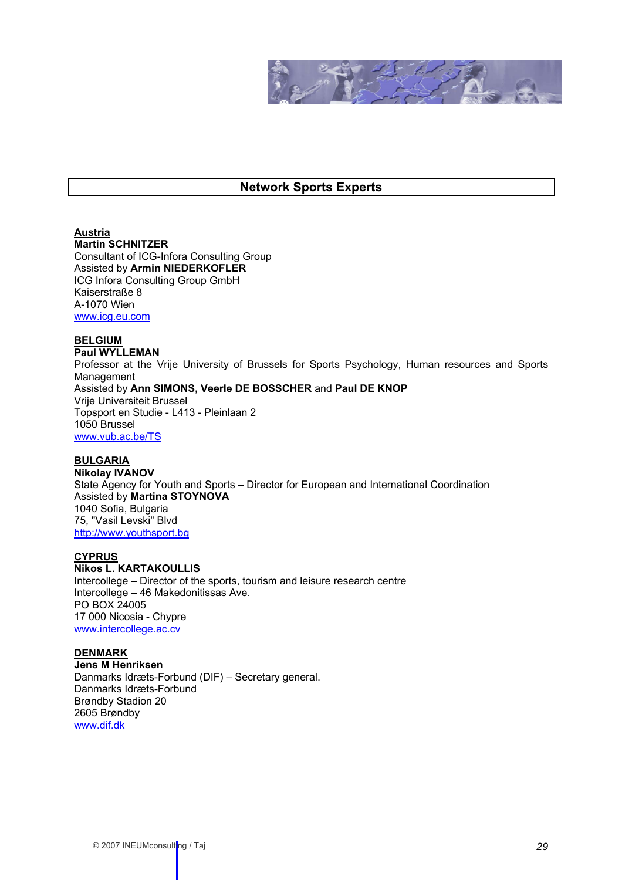## Network Sports Experts

**Austria**
**Martin SCHNITZER**
Consultant of ICG-Infora Consulting Group
Assisted by **Armin NIEDERKOFLER**
ICG Infora Consulting Group GmbH
Kaiserstraße 8
A-1070 Wien
www.icg.eu.com

**BELGIUM**
**Paul WYLLEMAN**
Professor at the Vrije University of Brussels for Sports Psychology, Human resources and Sports Management
Assisted by **Ann SIMONS, Veerle DE BOSSCHER** and **Paul DE KNOP**
Vrije Universiteit Brussel
Topsport en Studie - L413 - Pleinlaan 2
1050 Brussel
www.vub.ac.be/TS

**BULGARIA**
**Nikolay IVANOV**
State Agency for Youth and Sports – Director for European and International Coordination
Assisted by **Martina STOYNOVA**
1040 Sofia, Bulgaria
75, "Vasil Levski" Blvd
http://www.youthsport.bg

**CYPRUS**
**Nikos L. KARTAKOULLIS**
Intercollege – Director of the sports, tourism and leisure research centre
Intercollege – 46 Makedonitissas Ave.
PO BOX 24005
17 000 Nicosia - Chypre
www.intercollege.ac.cy

**DENMARK**
**Jens M Henriksen**
Danmarks Idræts-Forbund (DIF) – Secretary general.
Danmarks Idræts-Forbund
Brøndby Stadion 20
2605 Brøndby
www.dif.dk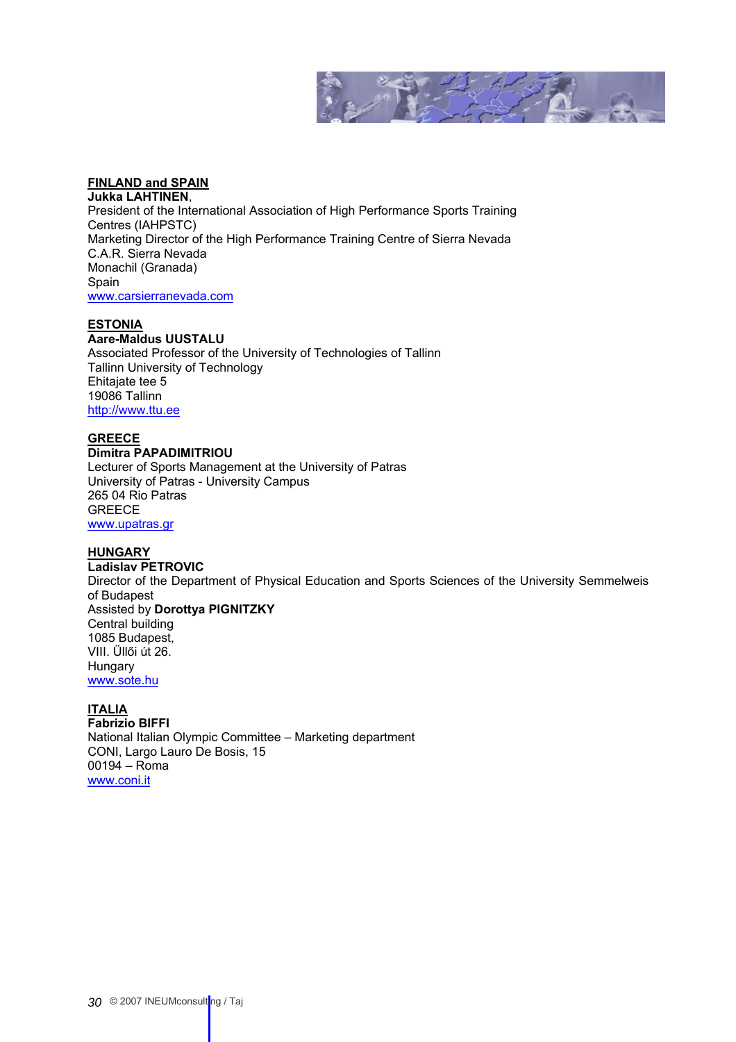**FINLAND and SPAIN**

**Jukka LAHTINEN**,

President of the International Association of High Performance Sports Training Centres (IAHPSTC)

Marketing Director of the High Performance Training Centre of Sierra Nevada

C.A.R. Sierra Nevada

Monachil (Granada)

Spain

www.carsierranevada.com

**ESTONIA**

**Aare-Maldus UUSTALU**

Associated Professor of the University of Technologies of Tallinn

Tallinn University of Technology

Ehitajate tee 5

19086 Tallinn

http://www.ttu.ee

**GREECE**

**Dimitra PAPADIMITRIOU**

Lecturer of Sports Management at the University of Patras

University of Patras - University Campus

265 04 Rio Patras

GREECE

www.upatras.gr

**HUNGARY**

**Ladislav PETROVIC**

Director of the Department of Physical Education and Sports Sciences of the University Semmelweis of Budapest

Assisted by **Dorottya PIGNITZKY**

Central building

1085 Budapest,

VIII. Üllői út 26.

Hungary

www.sote.hu

**ITALIA**

**Fabrizio BIFFI**

National Italian Olympic Committee – Marketing department

CONI, Largo Lauro De Bosis, 15

00194 – Roma

www.coni.it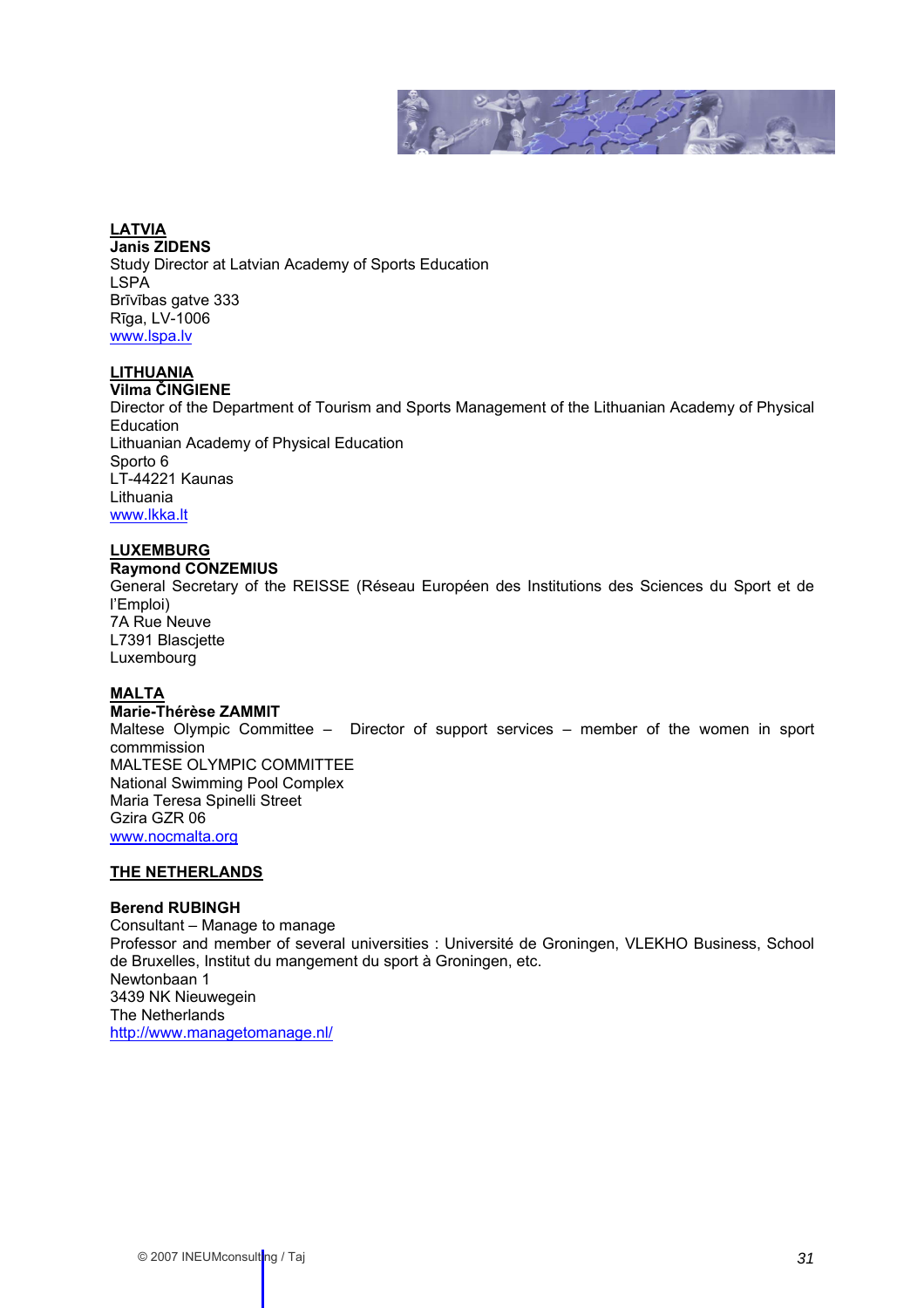**LATVIA**
**Janis ZIDENS**
Study Director at Latvian Academy of Sports Education
LSPA
Brīvības gatve 333
Rīga, LV-1006
www.lspa.lv

**LITHUANIA**
**Vilma ČINGIENE**
Director of the Department of Tourism and Sports Management of the Lithuanian Academy of Physical Education
Lithuanian Academy of Physical Education
Sporto 6
LT-44221 Kaunas
Lithuania
www.lkka.lt

**LUXEMBURG**
**Raymond CONZEMIUS**
General Secretary of the REISSE (Réseau Européen des Institutions des Sciences du Sport et de l'Emploi)
7A Rue Neuve
L7391 Blascjette
Luxembourg

**MALTA**
**Marie-Thérèse ZAMMIT**
Maltese Olympic Committee – Director of support services – member of the women in sport commmission
MALTESE OLYMPIC COMMITTEE
National Swimming Pool Complex
Maria Teresa Spinelli Street
Gzira GZR 06
www.nocmalta.org

**THE NETHERLANDS**

**Berend RUBINGH**
Consultant – Manage to manage
Professor and member of several universities : Université de Groningen, VLEKHO Business, School de Bruxelles, Institut du mangement du sport à Groningen, etc.
Newtonbaan 1
3439 NK Nieuwegein
The Netherlands
http://www.managetomanage.nl/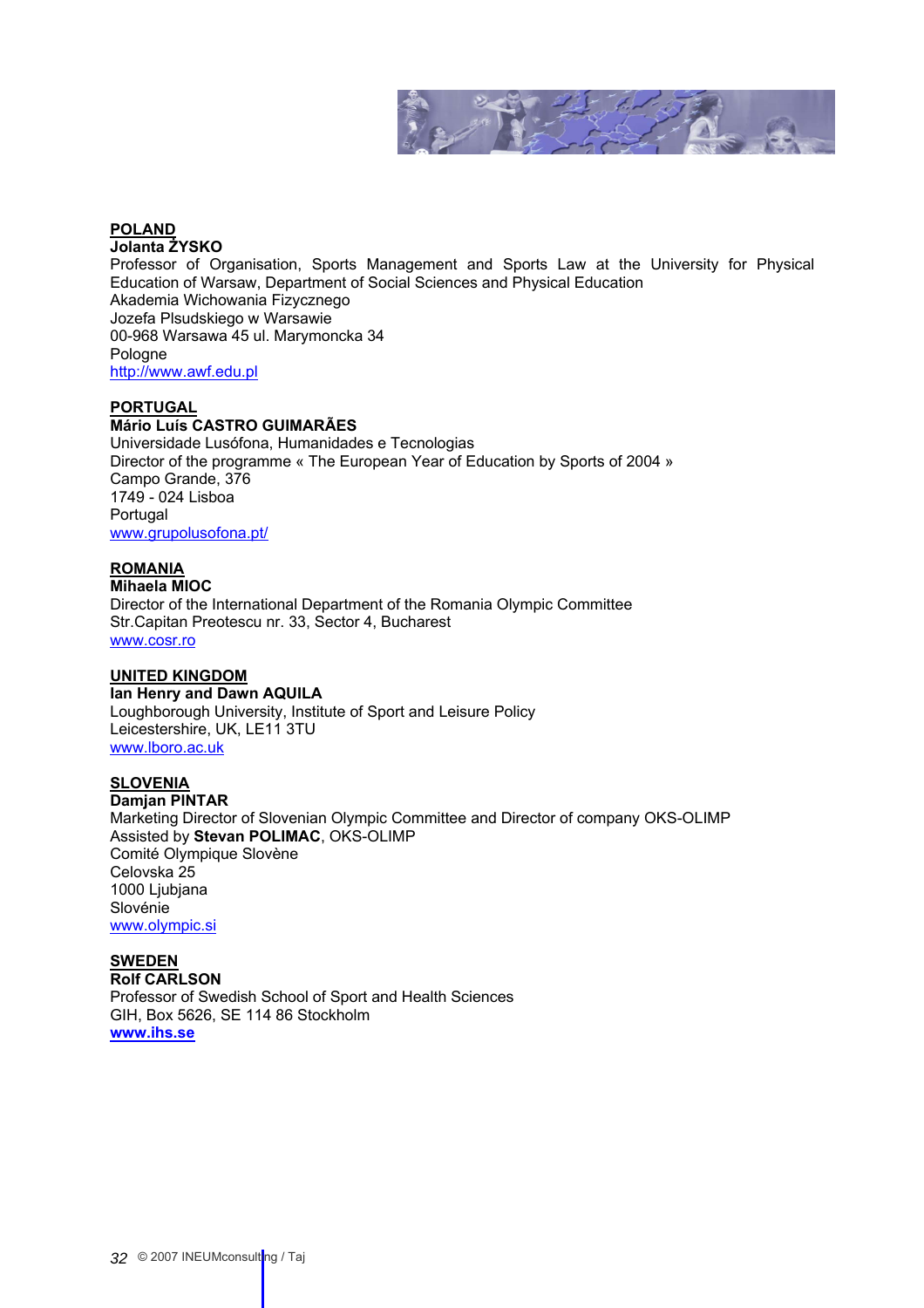**<u>POLAND</u>**
**Jolanta ŻYSKO**
Professor of Organisation, Sports Management and Sports Law at the University for Physical Education of Warsaw, Department of Social Sciences and Physical Education
Akademia Wichowania Fizycznego
Jozefa Plsudskiego w Warsawie
00-968 Warsawa 45 ul. Marymoncka 34
Pologne
http://www.awf.edu.pl

**<u>PORTUGAL</u>**
**Mário Luís CASTRO GUIMARÃES**
Universidade Lusófona, Humanidades e Tecnologias
Director of the programme « The European Year of Education by Sports of 2004 »
Campo Grande, 376
1749 - 024 Lisboa
Portugal
www.grupolusofona.pt/

**<u>ROMANIA</u>**
**Mihaela MIOC**
Director of the International Department of the Romania Olympic Committee
Str.Capitan Preotescu nr. 33, Sector 4, Bucharest
www.cosr.ro

**<u>UNITED KINGDOM</u>**
**Ian Henry and Dawn AQUILA**
Loughborough University, Institute of Sport and Leisure Policy
Leicestershire, UK, LE11 3TU
www.lboro.ac.uk

**<u>SLOVENIA</u>**
**Damjan PINTAR**
Marketing Director of Slovenian Olympic Committee and Director of company OKS-OLIMP
Assisted by **Stevan POLIMAC**, OKS-OLIMP
Comité Olympique Slovène
Celovska 25
1000 Ljubjana
Slovénie
www.olympic.si

**<u>SWEDEN</u>**
**Rolf CARLSON**
Professor of Swedish School of Sport and Health Sciences
GIH, Box 5626, SE 114 86 Stockholm
**www.ihs.se**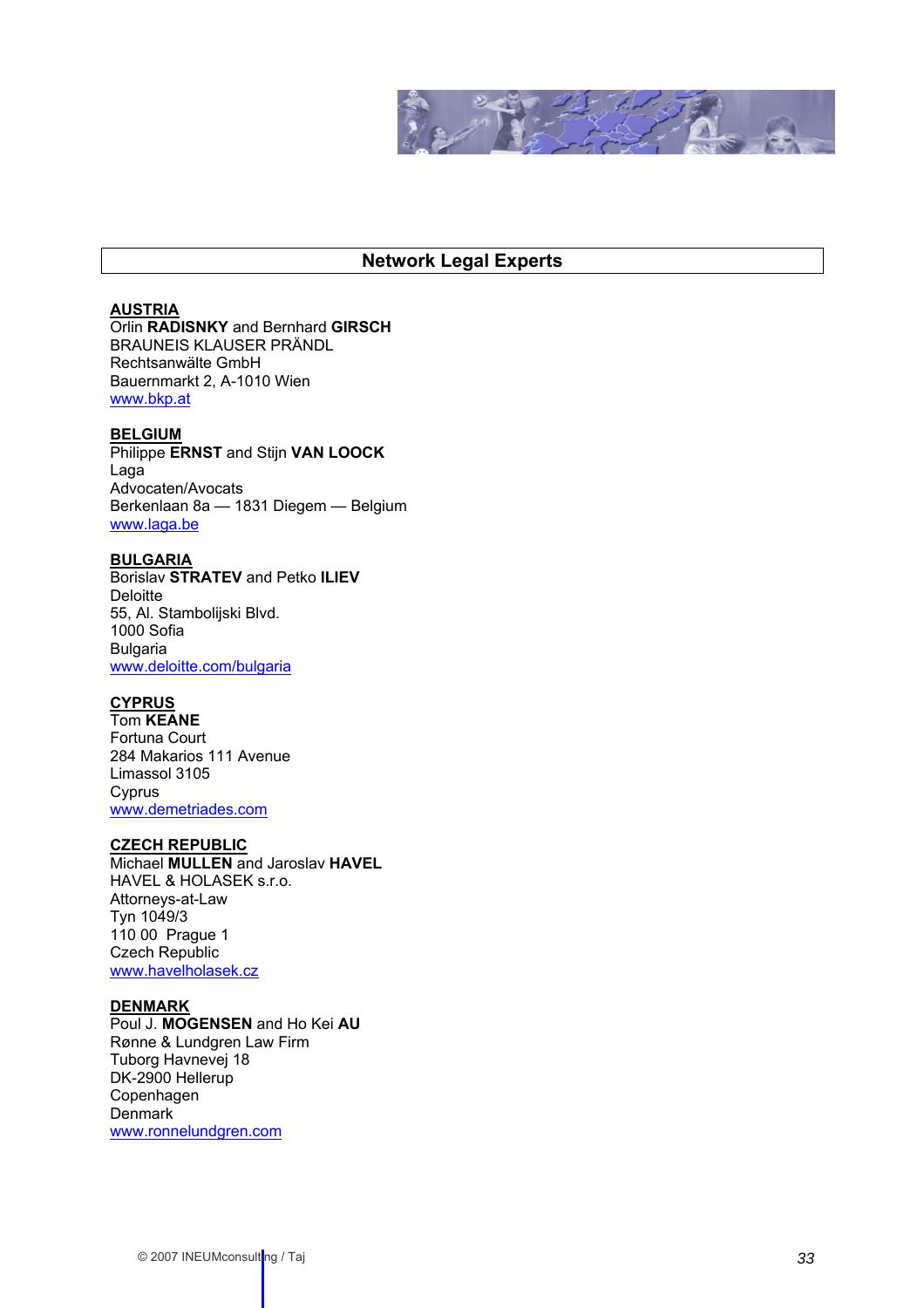## Network Legal Experts

**AUSTRIA**
Orlin **RADISNKY** and Bernhard **GIRSCH**
BRAUNEIS KLAUSER PRÄNDL
Rechtsanwälte GmbH
Bauernmarkt 2, A-1010 Wien
www.bkp.at

**BELGIUM**
Philippe **ERNST** and Stijn **VAN LOOCK**
Laga
Advocaten/Avocats
Berkenlaan 8a — 1831 Diegem — Belgium
www.laga.be

**BULGARIA**
Borislav **STRATEV** and Petko **ILIEV**
Deloitte
55, Al. Stambolijski Blvd.
1000 Sofia
Bulgaria
www.deloitte.com/bulgaria

**CYPRUS**
Tom **KEANE**
Fortuna Court
284 Makarios 111 Avenue
Limassol 3105
Cyprus
www.demetriades.com

**CZECH REPUBLIC**
Michael **MULLEN** and Jaroslav **HAVEL**
HAVEL & HOLASEK s.r.o.
Attorneys-at-Law
Tyn 1049/3
110 00 Prague 1
Czech Republic
www.havelholasek.cz

**DENMARK**
Poul J. **MOGENSEN** and Ho Kei **AU**
Rønne & Lundgren Law Firm
Tuborg Havnevej 18
DK-2900 Hellerup
Copenhagen
Denmark
www.ronnelundgren.com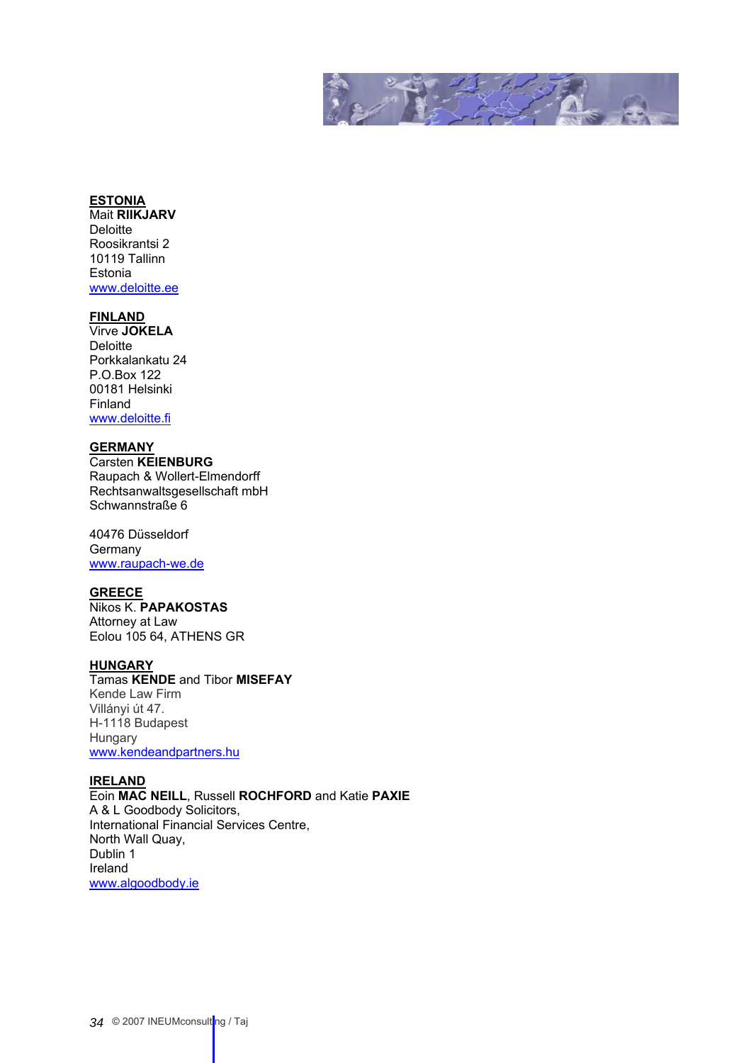**ESTONIA**
Mait **RIIKJARV**
Deloitte
Roosikrantsi 2
10119 Tallinn
Estonia
www.deloitte.ee

**FINLAND**
Virve **JOKELA**
Deloitte
Porkkalankatu 24
P.O.Box 122
00181 Helsinki
Finland
www.deloitte.fi

**GERMANY**
Carsten **KEIENBURG**
Raupach & Wollert-Elmendorff
Rechtsanwaltsgesellschaft mbH
Schwannstraße 6

40476 Düsseldorf
Germany
www.raupach-we.de

**GREECE**
Nikos K. **PAPAKOSTAS**
Attorney at Law
Eolou 105 64, ATHENS GR

**HUNGARY**
Tamas **KENDE** and Tibor **MISEFAY**
Kende Law Firm
Villányi út 47.
H-1118 Budapest
Hungary
www.kendeandpartners.hu

**IRELAND**
Eoin **MAC NEILL**, Russell **ROCHFORD** and Katie **PAXIE**
A & L Goodbody Solicitors,
International Financial Services Centre,
North Wall Quay,
Dublin 1
Ireland
www.algoodbody.ie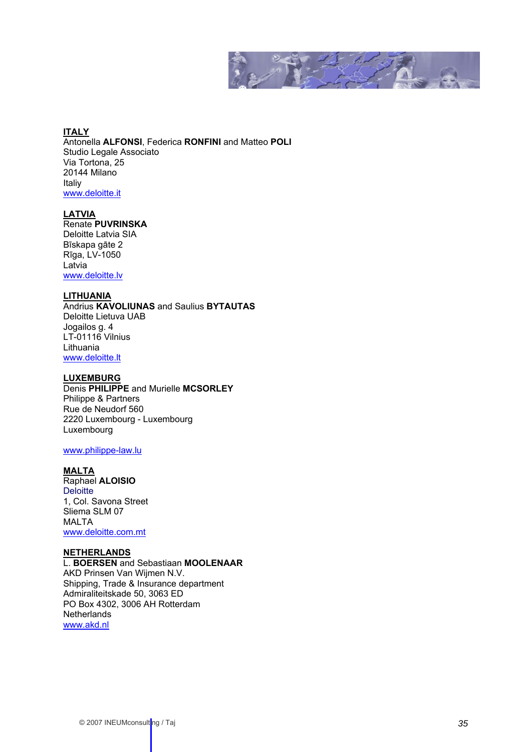**ITALY**
Antonella **ALFONSI**, Federica **RONFINI** and Matteo **POLI**
Studio Legale Associato
Via Tortona, 25
20144 Milano
Italiy
www.deloitte.it

**LATVIA**
Renate **PUVRINSKA**
Deloitte Latvia SIA
Bīskapa gāte 2
Rīga, LV-1050
Latvia
www.deloitte.lv

**LITHUANIA**
Andrius **KAVOLIUNAS** and Saulius **BYTAUTAS**
Deloitte Lietuva UAB
Jogailos g. 4
LT-01116 Vilnius
Lithuania
www.deloitte.lt

**LUXEMBURG**
Denis **PHILIPPE** and Murielle **MCSORLEY**
Philippe & Partners
Rue de Neudorf 560
2220 Luxembourg - Luxembourg
Luxembourg

www.philippe-law.lu

**MALTA**
Raphael **ALOISIO**
Deloitte
1, Col. Savona Street
Sliema SLM 07
MALTA
www.deloitte.com.mt

**NETHERLANDS**
L. **BOERSEN** and Sebastiaan **MOOLENAAR**
AKD Prinsen Van Wijmen N.V.
Shipping, Trade & Insurance department
Admiraliteitskade 50, 3063 ED
PO Box 4302, 3006 AH Rotterdam
Netherlands
www.akd.nl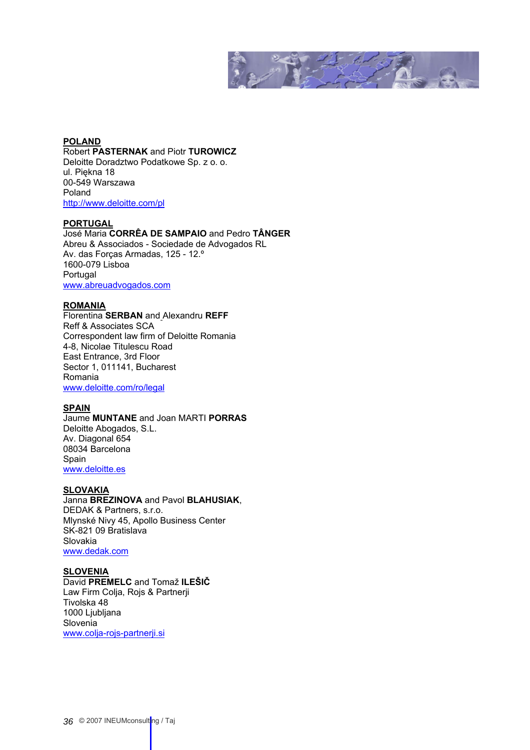**POLAND**
Robert **PASTERNAK** and Piotr **TUROWICZ**
Deloitte Doradztwo Podatkowe Sp. z o. o.
ul. Piękna 18
00-549 Warszawa
Poland
http://www.deloitte.com/pl

**PORTUGAL**
José Maria **CORRÊA DE SAMPAIO** and Pedro **TÂNGER**
Abreu & Associados - Sociedade de Advogados RL
Av. das Forças Armadas, 125 - 12.º
1600-079 Lisboa
Portugal
www.abreuadvogados.com

**ROMANIA**
Florentina **SERBAN** and Alexandru **REFF**
Reff & Associates SCA
Correspondent law firm of Deloitte Romania
4-8, Nicolae Titulescu Road
East Entrance, 3rd Floor
Sector 1, 011141, Bucharest
Romania
www.deloitte.com/ro/legal

**SPAIN**
Jaume **MUNTANE** and Joan MARTI **PORRAS**
Deloitte Abogados, S.L.
Av. Diagonal 654
08034 Barcelona
Spain
www.deloitte.es

**SLOVAKIA**
Janna **BREZINOVA** and Pavol **BLAHUSIAK**,
DEDAK & Partners, s.r.o.
Mlynské Nivy 45, Apollo Business Center
SK-821 09 Bratislava
Slovakia
www.dedak.com

**SLOVENIA**
David **PREMELC** and Tomaž **ILEŠIČ**
Law Firm Colja, Rojs & Partnerji
Tivolska 48
1000 Ljubljana
Slovenia
www.colja-rojs-partnerji.si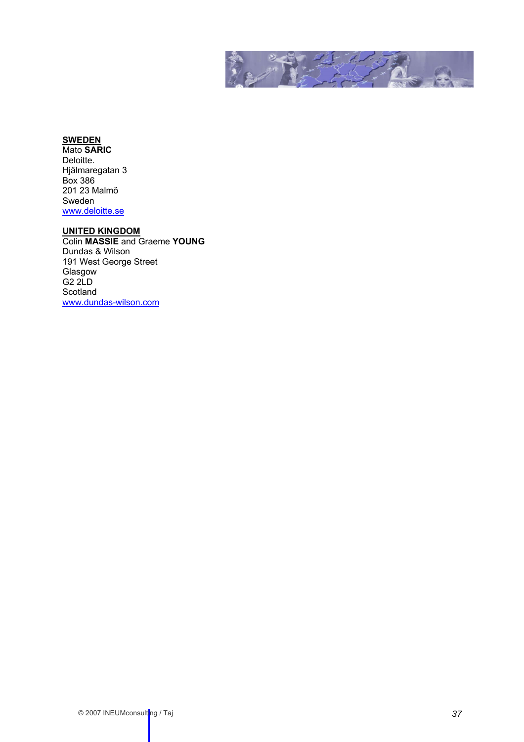**<u>SWEDEN</u>**
Mato **SARIC**
Deloitte.
Hjälmaregatan 3
Box 386
201 23 Malmö
Sweden
www.deloitte.se

**<u>UNITED KINGDOM</u>**
Colin **MASSIE** and Graeme **YOUNG**
Dundas & Wilson
191 West George Street
Glasgow
G2 2LD
Scotland
www.dundas-wilson.com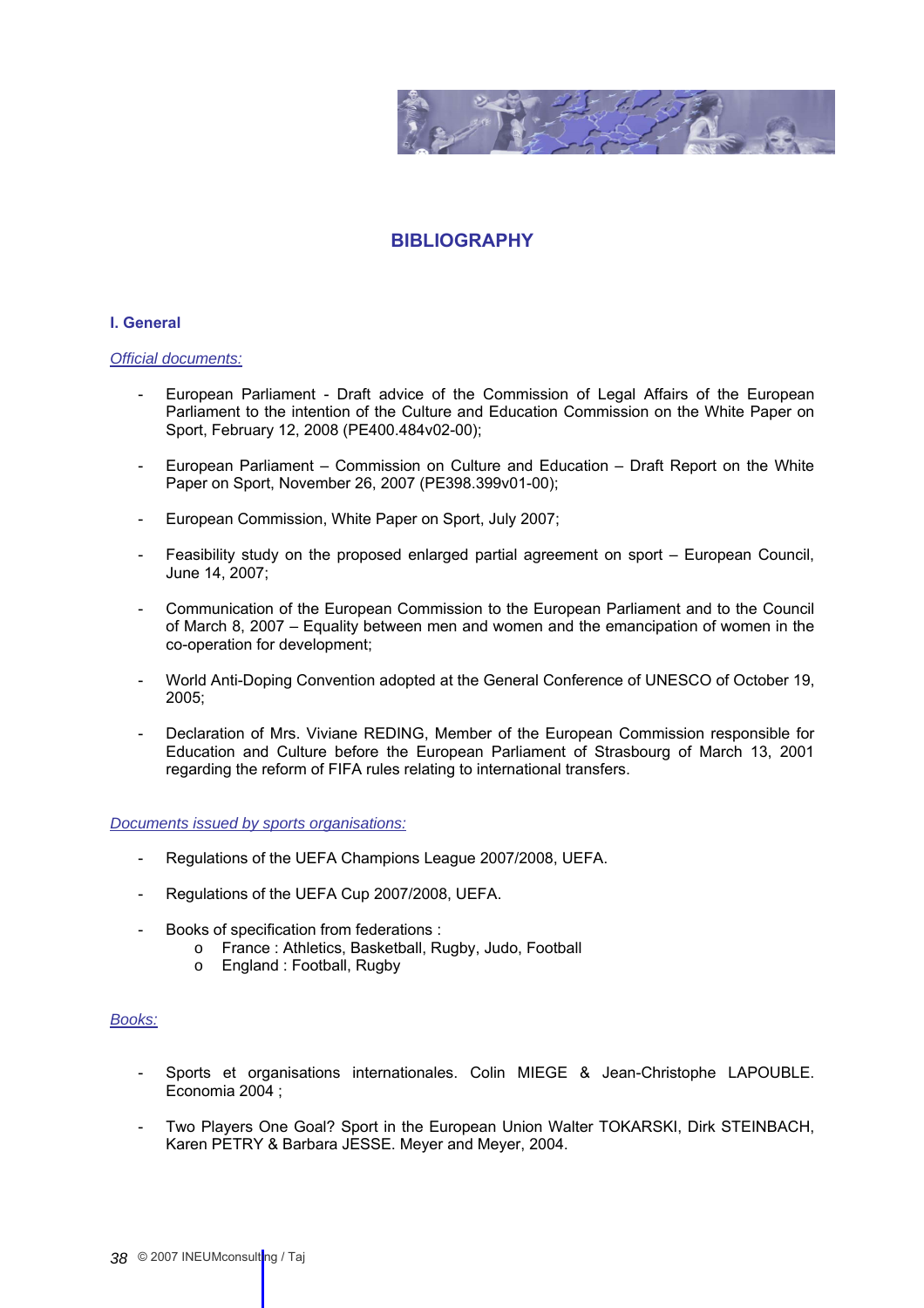# BIBLIOGRAPHY

## I. General

*Official documents:*

- European Parliament - Draft advice of the Commission of Legal Affairs of the European Parliament to the intention of the Culture and Education Commission on the White Paper on Sport, February 12, 2008 (PE400.484v02-00);

- European Parliament – Commission on Culture and Education – Draft Report on the White Paper on Sport, November 26, 2007 (PE398.399v01-00);

- European Commission, White Paper on Sport, July 2007;

- Feasibility study on the proposed enlarged partial agreement on sport – European Council, June 14, 2007;

- Communication of the European Commission to the European Parliament and to the Council of March 8, 2007 – Equality between men and women and the emancipation of women in the co-operation for development;

- World Anti-Doping Convention adopted at the General Conference of UNESCO of October 19, 2005;

- Declaration of Mrs. Viviane REDING, Member of the European Commission responsible for Education and Culture before the European Parliament of Strasbourg of March 13, 2001 regarding the reform of FIFA rules relating to international transfers.

*Documents issued by sports organisations:*

- Regulations of the UEFA Champions League 2007/2008, UEFA.

- Regulations of the UEFA Cup 2007/2008, UEFA.

- Books of specification from federations :
  - France : Athletics, Basketball, Rugby, Judo, Football
  - England : Football, Rugby

*Books:*

- Sports et organisations internationales. Colin MIEGE & Jean-Christophe LAPOUBLE. Economia 2004 ;

- Two Players One Goal? Sport in the European Union Walter TOKARSKI, Dirk STEINBACH, Karen PETRY & Barbara JESSE. Meyer and Meyer, 2004.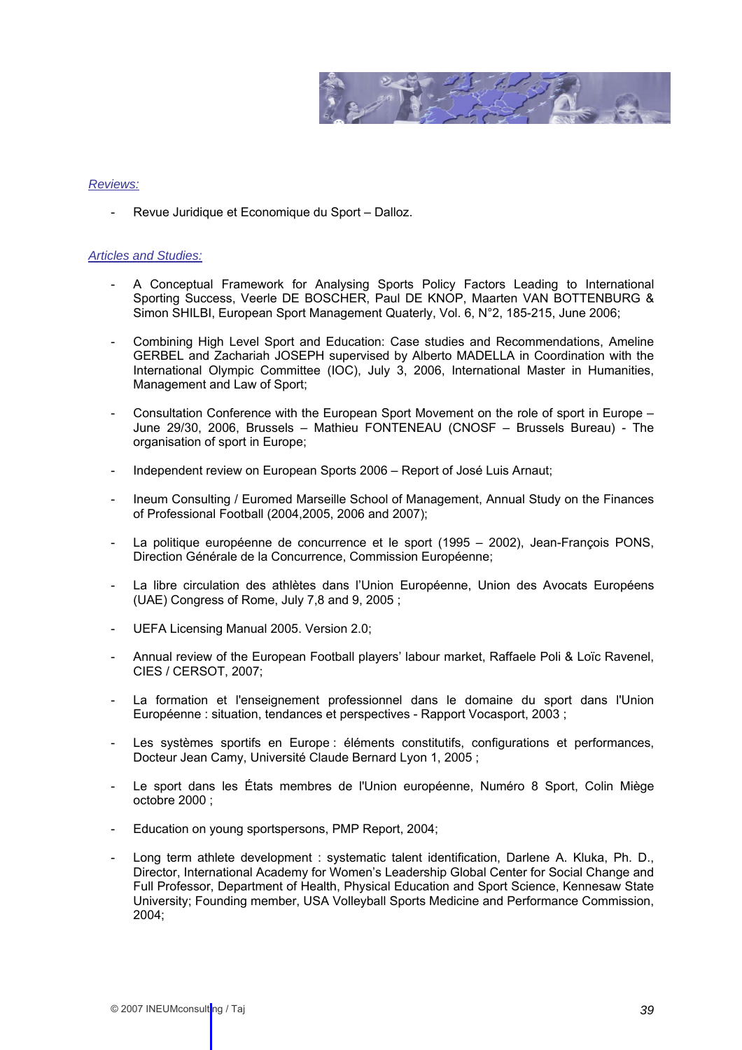*Reviews:*

- Revue Juridique et Economique du Sport – Dalloz.

*Articles and Studies:*

- A Conceptual Framework for Analysing Sports Policy Factors Leading to International Sporting Success, Veerle DE BOSCHER, Paul DE KNOP, Maarten VAN BOTTENBURG & Simon SHILBI, European Sport Management Quaterly, Vol. 6, N°2, 185-215, June 2006;

- Combining High Level Sport and Education: Case studies and Recommendations, Ameline GERBEL and Zachariah JOSEPH supervised by Alberto MADELLA in Coordination with the International Olympic Committee (IOC), July 3, 2006, International Master in Humanities, Management and Law of Sport;

- Consultation Conference with the European Sport Movement on the role of sport in Europe – June 29/30, 2006, Brussels – Mathieu FONTENEAU (CNOSF – Brussels Bureau) - The organisation of sport in Europe;

- Independent review on European Sports 2006 – Report of José Luis Arnaut;

- Ineum Consulting / Euromed Marseille School of Management, Annual Study on the Finances of Professional Football (2004,2005, 2006 and 2007);

- La politique européenne de concurrence et le sport (1995 – 2002), Jean-François PONS, Direction Générale de la Concurrence, Commission Européenne;

- La libre circulation des athlètes dans l'Union Européenne, Union des Avocats Européens (UAE) Congress of Rome, July 7,8 and 9, 2005 ;

- UEFA Licensing Manual 2005. Version 2.0;

- Annual review of the European Football players' labour market, Raffaele Poli & Loïc Ravenel, CIES / CERSOT, 2007;

- La formation et l'enseignement professionnel dans le domaine du sport dans l'Union Européenne : situation, tendances et perspectives - Rapport Vocasport, 2003 ;

- Les systèmes sportifs en Europe : éléments constitutifs, configurations et performances, Docteur Jean Camy, Université Claude Bernard Lyon 1, 2005 ;

- Le sport dans les États membres de l'Union européenne, Numéro 8 Sport, Colin Miège octobre 2000 ;

- Education on young sportspersons, PMP Report, 2004;

- Long term athlete development : systematic talent identification, Darlene A. Kluka, Ph. D., Director, International Academy for Women's Leadership Global Center for Social Change and Full Professor, Department of Health, Physical Education and Sport Science, Kennesaw State University; Founding member, USA Volleyball Sports Medicine and Performance Commission, 2004;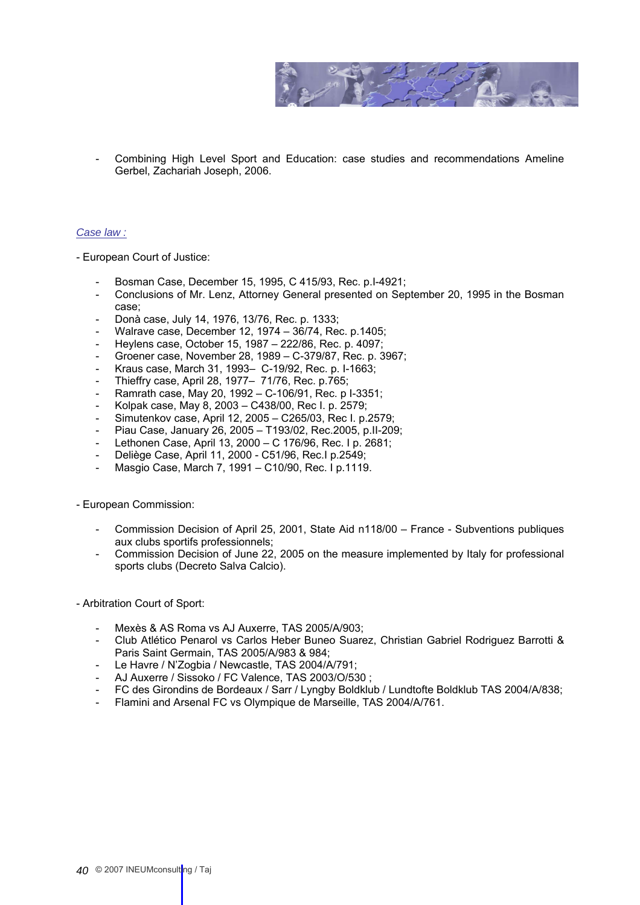- Combining High Level Sport and Education: case studies and recommendations Ameline Gerbel, Zachariah Joseph, 2006.

*Case law :*

- European Court of Justice:

  - Bosman Case, December 15, 1995, C 415/93, Rec. p.I-4921;
  - Conclusions of Mr. Lenz, Attorney General presented on September 20, 1995 in the Bosman case;
  - Donà case, July 14, 1976, 13/76, Rec. p. 1333;
  - Walrave case, December 12, 1974 – 36/74, Rec. p.1405;
  - Heylens case, October 15, 1987 – 222/86, Rec. p. 4097;
  - Groener case, November 28, 1989 – C-379/87, Rec. p. 3967;
  - Kraus case, March 31, 1993– C-19/92, Rec. p. I-1663;
  - Thieffry case, April 28, 1977– 71/76, Rec. p.765;
  - Ramrath case, May 20, 1992 – C-106/91, Rec. p I-3351;
  - Kolpak case, May 8, 2003 – C438/00, Rec I. p. 2579;
  - Simutenkov case, April 12, 2005 – C265/03, Rec I. p.2579;
  - Piau Case, January 26, 2005 – T193/02, Rec.2005, p.II-209;
  - Lethonen Case, April 13, 2000 – C 176/96, Rec. I p. 2681;
  - Deliège Case, April 11, 2000 - C51/96, Rec.I p.2549;
  - Masgio Case, March 7, 1991 – C10/90, Rec. I p.1119.

- European Commission:

  - Commission Decision of April 25, 2001, State Aid n118/00 – France - Subventions publiques aux clubs sportifs professionnels;
  - Commission Decision of June 22, 2005 on the measure implemented by Italy for professional sports clubs (Decreto Salva Calcio).

- Arbitration Court of Sport:

  - Mexès & AS Roma vs AJ Auxerre, TAS 2005/A/903;
  - Club Atlético Penarol vs Carlos Heber Buneo Suarez, Christian Gabriel Rodriguez Barrotti & Paris Saint Germain, TAS 2005/A/983 & 984;
  - Le Havre / N'Zogbia / Newcastle, TAS 2004/A/791;
  - AJ Auxerre / Sissoko / FC Valence, TAS 2003/O/530 ;
  - FC des Girondins de Bordeaux / Sarr / Lyngby Boldklub / Lundtofte Boldklub TAS 2004/A/838;
  - Flamini and Arsenal FC vs Olympique de Marseille, TAS 2004/A/761.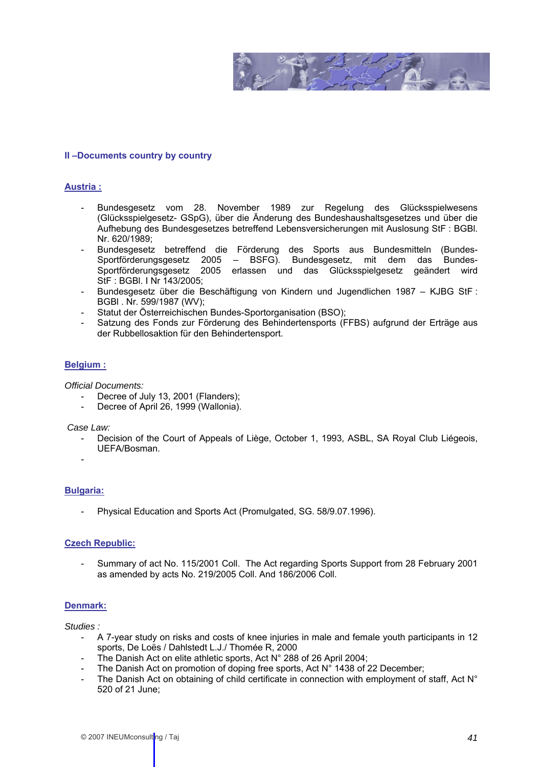## II –Documents country by country

### Austria :

- Bundesgesetz vom 28. November 1989 zur Regelung des Glücksspielwesens (Glücksspielgesetz- GSpG), über die Änderung des Bundeshaushaltsgesetzes und über die Aufhebung des Bundesgesetzes betreffend Lebensversicherungen mit Auslosung StF : BGBl. Nr. 620/1989;
- Bundesgesetz betreffend die Förderung des Sports aus Bundesmitteln (Bundes-Sportförderungsgesetz 2005 – BSFG). Bundesgesetz, mit dem das Bundes-Sportförderungsgesetz 2005 erlassen und das Glücksspielgesetz geändert wird StF : BGBl. I Nr 143/2005;
- Bundesgesetz über die Beschäftigung von Kindern und Jugendlichen 1987 – KJBG StF : BGBl . Nr. 599/1987 (WV);
- Statut der Österreichischen Bundes-Sportorganisation (BSO);
- Satzung des Fonds zur Förderung des Behindertensports (FFBS) aufgrund der Erträge aus der Rubbellosaktion für den Behindertensport.

### Belgium :

*Official Documents:*

- Decree of July 13, 2001 (Flanders);
- Decree of April 26, 1999 (Wallonia).

*Case Law:*

- Decision of the Court of Appeals of Liège, October 1, 1993, ASBL, SA Royal Club Liégeois, UEFA/Bosman.
- 

### Bulgaria:

- Physical Education and Sports Act (Promulgated, SG. 58/9.07.1996).

### Czech Republic:

- Summary of act No. 115/2001 Coll. The Act regarding Sports Support from 28 February 2001 as amended by acts No. 219/2005 Coll. And 186/2006 Coll.

### Denmark:

*Studies :*

- A 7-year study on risks and costs of knee injuries in male and female youth participants in 12 sports, De Loës / Dahlstedt L.J./ Thomée R, 2000
- The Danish Act on elite athletic sports, Act N° 288 of 26 April 2004;
- The Danish Act on promotion of doping free sports, Act N° 1438 of 22 December;
- The Danish Act on obtaining of child certificate in connection with employment of staff, Act N° 520 of 21 June;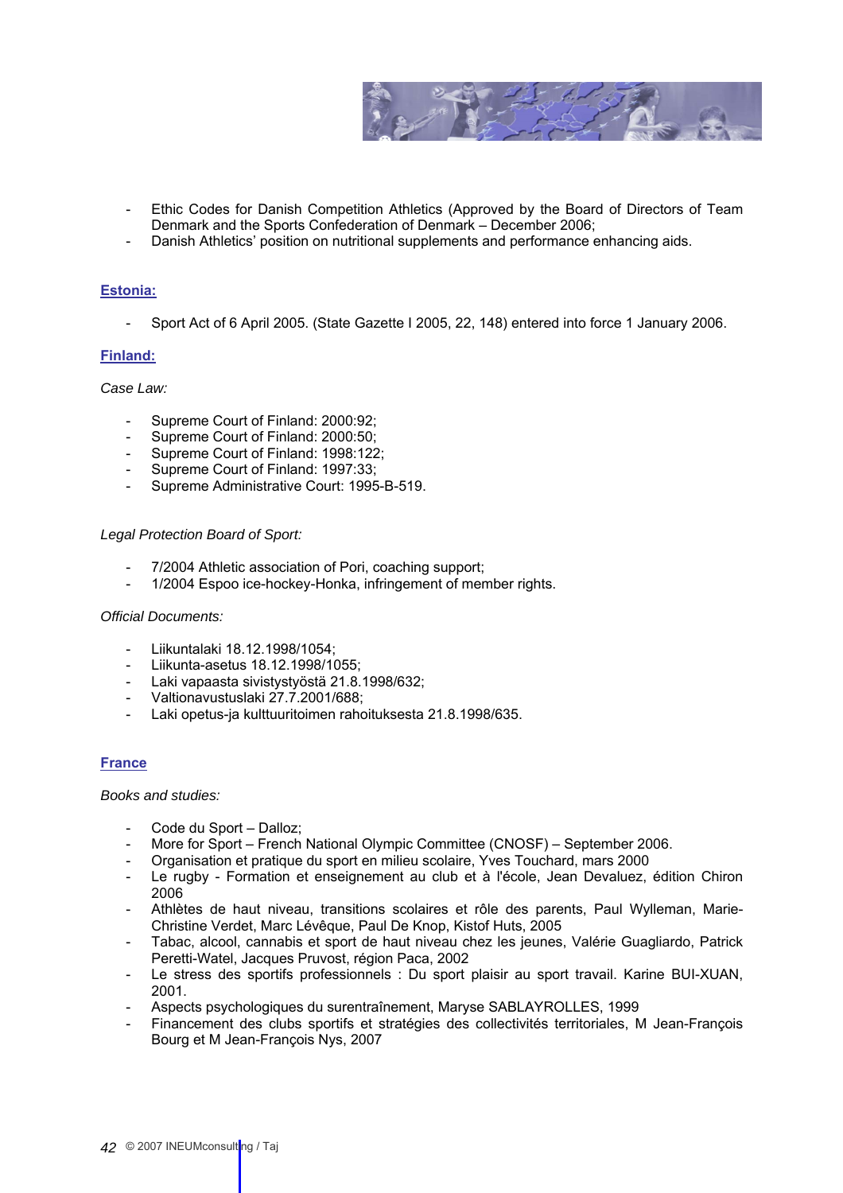- Ethic Codes for Danish Competition Athletics (Approved by the Board of Directors of Team Denmark and the Sports Confederation of Denmark – December 2006;
- Danish Athletics' position on nutritional supplements and performance enhancing aids.

**Estonia:**

- Sport Act of 6 April 2005. (State Gazette I 2005, 22, 148) entered into force 1 January 2006.

**Finland:**

*Case Law:*

- Supreme Court of Finland: 2000:92;
- Supreme Court of Finland: 2000:50;
- Supreme Court of Finland: 1998:122;
- Supreme Court of Finland: 1997:33;
- Supreme Administrative Court: 1995-B-519.

*Legal Protection Board of Sport:*

- 7/2004 Athletic association of Pori, coaching support;
- 1/2004 Espoo ice-hockey-Honka, infringement of member rights.

*Official Documents:*

- Liikuntalaki 18.12.1998/1054;
- Liikunta-asetus 18.12.1998/1055;
- Laki vapaasta sivistystyöstä 21.8.1998/632;
- Valtionavustuslaki 27.7.2001/688;
- Laki opetus-ja kulttuuritoimen rahoituksesta 21.8.1998/635.

**France**

*Books and studies:*

- Code du Sport – Dalloz;
- More for Sport – French National Olympic Committee (CNOSF) – September 2006.
- Organisation et pratique du sport en milieu scolaire, Yves Touchard, mars 2000
- Le rugby - Formation et enseignement au club et à l'école, Jean Devaluez, édition Chiron 2006
- Athlètes de haut niveau, transitions scolaires et rôle des parents, Paul Wylleman, Marie-Christine Verdet, Marc Lévêque, Paul De Knop, Kistof Huts, 2005
- Tabac, alcool, cannabis et sport de haut niveau chez les jeunes, Valérie Guagliardo, Patrick Peretti-Watel, Jacques Pruvost, région Paca, 2002
- Le stress des sportifs professionnels : Du sport plaisir au sport travail. Karine BUI-XUAN, 2001.
- Aspects psychologiques du surentraînement, Maryse SABLAYROLLES, 1999
- Financement des clubs sportifs et stratégies des collectivités territoriales, M Jean-François Bourg et M Jean-François Nys, 2007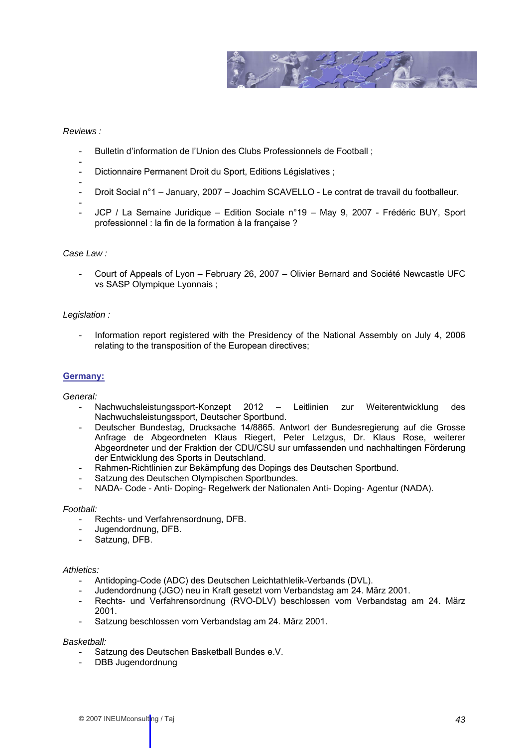*Reviews :*

- Bulletin d'information de l'Union des Clubs Professionnels de Football ;
- Dictionnaire Permanent Droit du Sport, Editions Législatives ;
- Droit Social n°1 – January, 2007 – Joachim SCAVELLO - Le contrat de travail du footballeur.
- JCP / La Semaine Juridique – Edition Sociale n°19 – May 9, 2007 - Frédéric BUY, Sport professionnel : la fin de la formation à la française ?

*Case Law :*

- Court of Appeals of Lyon – February 26, 2007 – Olivier Bernard and Société Newcastle UFC vs SASP Olympique Lyonnais ;

*Legislation :*

- Information report registered with the Presidency of the National Assembly on July 4, 2006 relating to the transposition of the European directives;

## Germany:

*General:*

- Nachwuchsleistungssport-Konzept 2012 – Leitlinien zur Weiterentwicklung des Nachwuchsleistungssport, Deutscher Sportbund.
- Deutscher Bundestag, Drucksache 14/8865. Antwort der Bundesregierung auf die Grosse Anfrage de Abgeordneten Klaus Riegert, Peter Letzgus, Dr. Klaus Rose, weiterer Abgeordneter und der Fraktion der CDU/CSU sur umfassenden und nachhaltingen Förderung der Entwicklung des Sports in Deutschland.
- Rahmen-Richtlinien zur Bekämpfung des Dopings des Deutschen Sportbund.
- Satzung des Deutschen Olympischen Sportbundes.
- NADA- Code - Anti- Doping- Regelwerk der Nationalen Anti- Doping- Agentur (NADA).

*Football:*

- Rechts- und Verfahrensordnung, DFB.
- Jugendordnung, DFB.
- Satzung, DFB.

*Athletics:*

- Antidoping-Code (ADC) des Deutschen Leichtathletik-Verbands (DVL).
- Judendordnung (JGO) neu in Kraft gesetzt vom Verbandstag am 24. März 2001.
- Rechts- und Verfahrensordnung (RVO-DLV) beschlossen vom Verbandstag am 24. März 2001.
- Satzung beschlossen vom Verbandstag am 24. März 2001.

*Basketball:*

- Satzung des Deutschen Basketball Bundes e.V.
- DBB Jugendordnung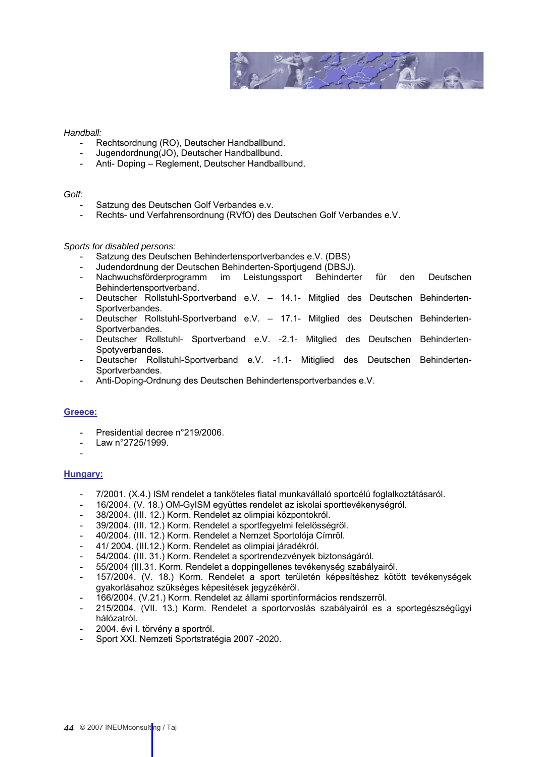*Handball:*

- Rechtsordnung (RO), Deutscher Handballbund.
- Jugendordnung(JO), Deutscher Handballbund.
- Anti- Doping – Reglement, Deutscher Handballbund.

*Golf:*

- Satzung des Deutschen Golf Verbandes e.v.
- Rechts- und Verfahrensordnung (RVfO) des Deutschen Golf Verbandes e.V.

*Sports for disabled persons:*

- Satzung des Deutschen Behindertensportverbandes e.V. (DBS)
- Judendordnung der Deutschen Behinderten-Sportjugend (DBSJ).
- Nachwuchsförderprogramm im Leistungssport Behinderter für den Deutschen Behindertensportverband.
- Deutscher Rollstuhl-Sportverband e.V. – 14.1- Mitglied des Deutschen Behinderten-Sportverbandes.
- Deutscher Rollstuhl-Sportverband e.V. – 17.1- Mitglied des Deutschen Behinderten-Sportverbandes.
- Deutscher Rollstuhl- Sportverband e.V. -2.1- Mitglied des Deutschen Behinderten-Spotyverbandes.
- Deutscher Rollstuhl-Sportverband e.V. -1.1- Mitiglied des Deutschen Behinderten-Sportverbandes.
- Anti-Doping-Ordnung des Deutschen Behindertensportverbandes e.V.

## Greece:

- Presidential decree n°219/2006.
- Law n°2725/1999.
-

## Hungary:

- 7/2001. (X.4.) ISM rendelet a tanköteles fiatal munkavállaló sportcélú foglalkoztátásaról.
- 16/2004. (V. 18.) OM-GyISM együttes rendelet az iskolai sporttevékenységről.
- 38/2004. (III. 12.) Korm. Rendelet az olimpiai központokról.
- 39/2004. (III. 12.) Korm. Rendelet a sportfegyelmi felelősségről.
- 40/2004. (III. 12.) Korm. Rendelet a Nemzet Sportolója Címről.
- 41/ 2004. (III.12.) Korm. Rendelet as olimpiai járadékról.
- 54/2004. (III. 31.) Korm. Rendelet a sportrendezvények biztonságáról.
- 55/2004 (III.31. Korm. Rendelet a doppingellenes tevékenység szabályairól.
- 157/2004. (V. 18.) Korm. Rendelet a sport területén képesítéshez kötött tevékenységek gyakorlásahoz szükséges képesitések jegyzékéről.
- 166/2004. (V.21.) Korm. Rendelet az állami sportinformácios rendszerről.
- 215/2004. (VII. 13.) Korm. Rendelet a sportorvoslás szabályairól es a sportegészségügyi hálózatról.
- 2004. évi I. törvény a sportról.
- Sport XXI. Nemzeti Sportstratégia 2007 -2020.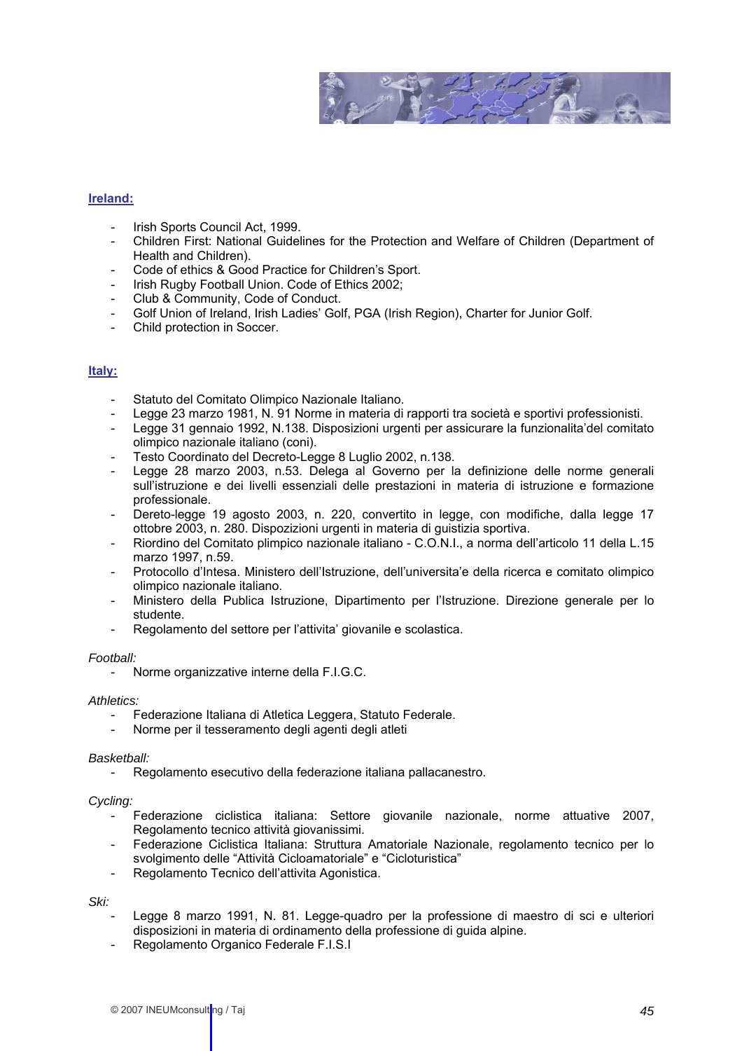**Ireland:**

- Irish Sports Council Act, 1999.
- Children First: National Guidelines for the Protection and Welfare of Children (Department of Health and Children).
- Code of ethics & Good Practice for Children's Sport.
- Irish Rugby Football Union. Code of Ethics 2002;
- Club & Community, Code of Conduct.
- Golf Union of Ireland, Irish Ladies' Golf, PGA (Irish Region), Charter for Junior Golf.
- Child protection in Soccer.

**Italy:**

- Statuto del Comitato Olimpico Nazionale Italiano.
- Legge 23 marzo 1981, N. 91 Norme in materia di rapporti tra società e sportivi professionisti.
- Legge 31 gennaio 1992, N.138. Disposizioni urgenti per assicurare la funzionalita'del comitato olimpico nazionale italiano (coni).
- Testo Coordinato del Decreto-Legge 8 Luglio 2002, n.138.
- Legge 28 marzo 2003, n.53. Delega al Governo per la definizione delle norme generali sull'istruzione e dei livelli essenziali delle prestazioni in materia di istruzione e formazione professionale.
- Dereto-legge 19 agosto 2003, n. 220, convertito in legge, con modifiche, dalla legge 17 ottobre 2003, n. 280. Dispozizioni urgenti in materia di guistizia sportiva.
- Riordino del Comitato plimpico nazionale italiano - C.O.N.I., a norma dell'articolo 11 della L.15 marzo 1997, n.59.
- Protocollo d'Intesa. Ministero dell'Istruzione, dell'universita'e della ricerca e comitato olimpico olimpico nazionale italiano.
- Ministero della Publica Istruzione, Dipartimento per l'Istruzione. Direzione generale per lo studente.
- Regolamento del settore per l'attivita' giovanile e scolastica.

*Football:*

- Norme organizzative interne della F.I.G.C.

*Athletics:*

- Federazione Italiana di Atletica Leggera, Statuto Federale.
- Norme per il tesseramento degli agenti degli atleti

*Basketball:*

- Regolamento esecutivo della federazione italiana pallacanestro.

*Cycling:*

- Federazione ciclistica italiana: Settore giovanile nazionale, norme attuative 2007, Regolamento tecnico attività giovanissimi.
- Federazione Ciclistica Italiana: Struttura Amatoriale Nazionale, regolamento tecnico per lo svolgimento delle "Attività Cicloamatoriale" e "Cicloturistica"
- Regolamento Tecnico dell'attivita Agonistica.

*Ski:*

- Legge 8 marzo 1991, N. 81. Legge-quadro per la professione di maestro di sci e ulteriori disposizioni in materia di ordinamento della professione di guida alpine.
- Regolamento Organico Federale F.I.S.I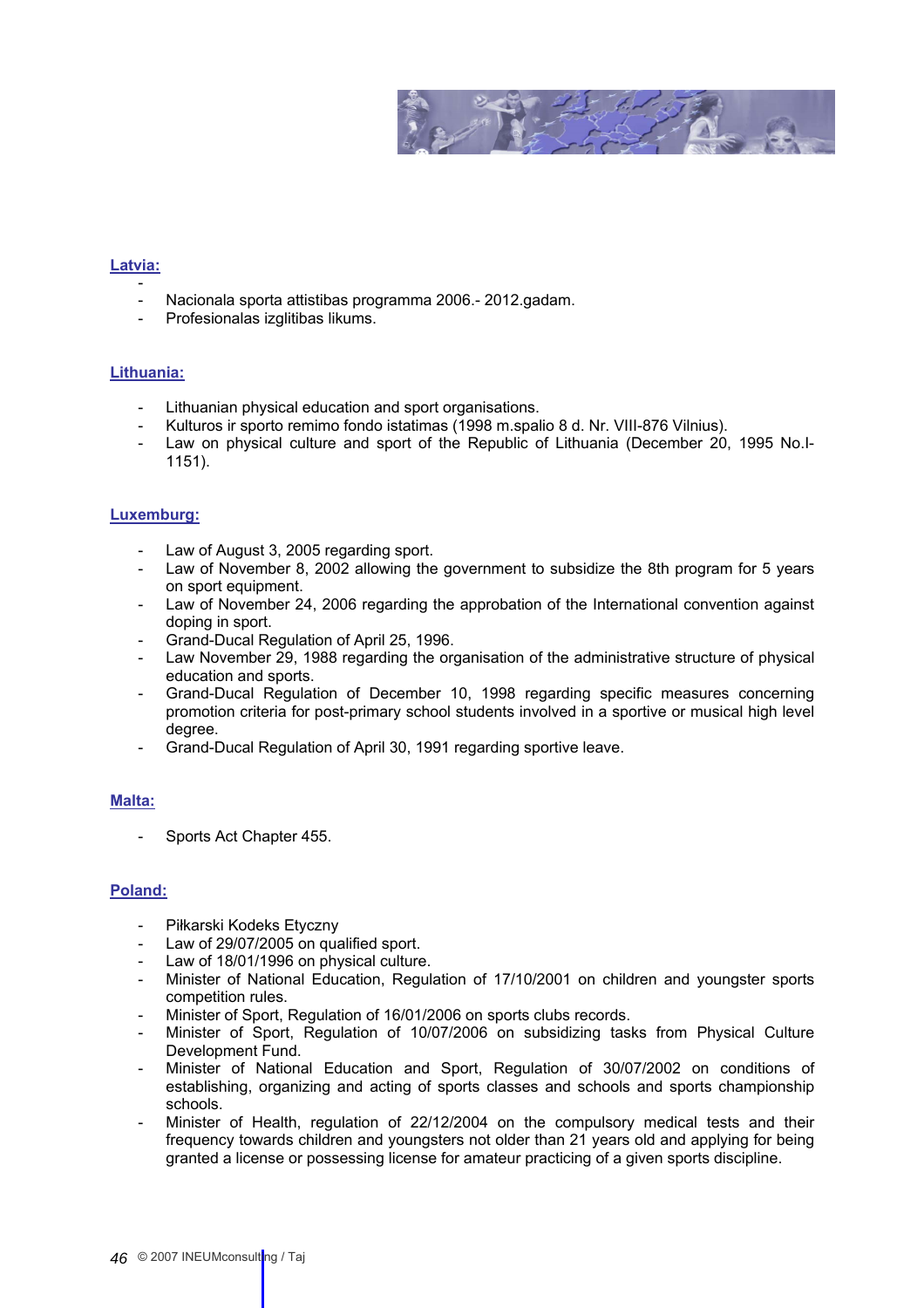**Latvia:**

- 
- Nacionala sporta attistibas programma 2006.- 2012.gadam.
- Profesionalas izglitibas likums.

**Lithuania:**

- Lithuanian physical education and sport organisations.
- Kulturos ir sporto remimo fondo istatimas (1998 m.spalio 8 d. Nr. VIII-876 Vilnius).
- Law on physical culture and sport of the Republic of Lithuania (December 20, 1995 No.I-1151).

**Luxemburg:**

- Law of August 3, 2005 regarding sport.
- Law of November 8, 2002 allowing the government to subsidize the 8th program for 5 years on sport equipment.
- Law of November 24, 2006 regarding the approbation of the International convention against doping in sport.
- Grand-Ducal Regulation of April 25, 1996.
- Law November 29, 1988 regarding the organisation of the administrative structure of physical education and sports.
- Grand-Ducal Regulation of December 10, 1998 regarding specific measures concerning promotion criteria for post-primary school students involved in a sportive or musical high level degree.
- Grand-Ducal Regulation of April 30, 1991 regarding sportive leave.

**Malta:**

- Sports Act Chapter 455.

**Poland:**

- Piłkarski Kodeks Etyczny
- Law of 29/07/2005 on qualified sport.
- Law of 18/01/1996 on physical culture.
- Minister of National Education, Regulation of 17/10/2001 on children and youngster sports competition rules.
- Minister of Sport, Regulation of 16/01/2006 on sports clubs records.
- Minister of Sport, Regulation of 10/07/2006 on subsidizing tasks from Physical Culture Development Fund.
- Minister of National Education and Sport, Regulation of 30/07/2002 on conditions of establishing, organizing and acting of sports classes and schools and sports championship schools.
- Minister of Health, regulation of 22/12/2004 on the compulsory medical tests and their frequency towards children and youngsters not older than 21 years old and applying for being granted a license or possessing license for amateur practicing of a given sports discipline.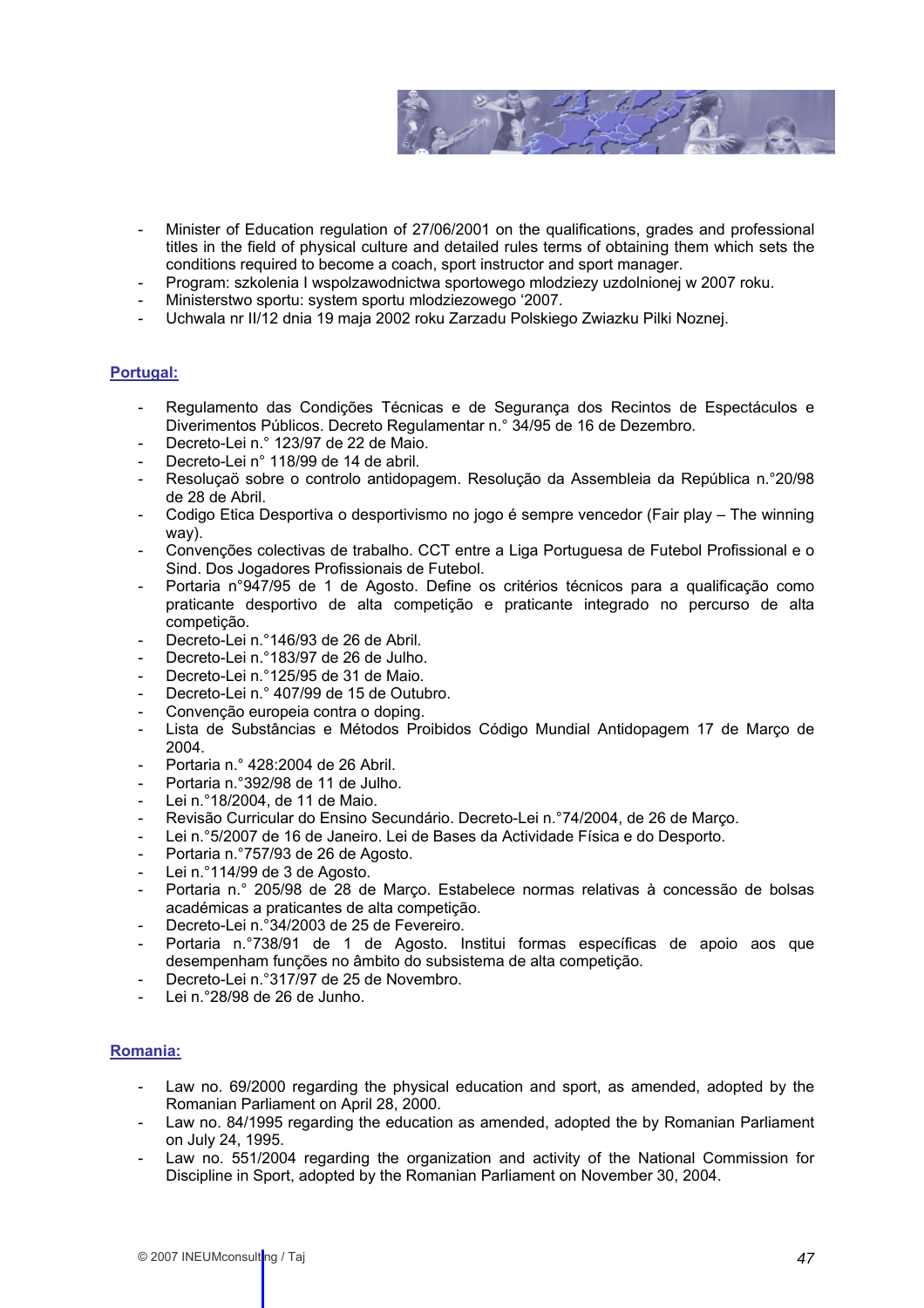- Minister of Education regulation of 27/06/2001 on the qualifications, grades and professional titles in the field of physical culture and detailed rules terms of obtaining them which sets the conditions required to become a coach, sport instructor and sport manager.
- Program: szkolenia I wspolzawodnictwa sportowego mlodziezy uzdolnionej w 2007 roku.
- Ministerstwo sportu: system sportu mlodziezowego '2007.
- Uchwala nr II/12 dnia 19 maja 2002 roku Zarzadu Polskiego Zwiazku Pilki Noznej.

## Portugal:

- Regulamento das Condições Técnicas e de Segurança dos Recintos de Espectáculos e Diverimentos Públicos. Decreto Regulamentar n.° 34/95 de 16 de Dezembro.
- Decreto-Lei n.° 123/97 de 22 de Maio.
- Decreto-Lei n° 118/99 de 14 de abril.
- Resoluçaö sobre o controlo antidopagem. Resolução da Assembleia da República n.°20/98 de 28 de Abril.
- Codigo Etica Desportiva o desportivismo no jogo é sempre vencedor (Fair play – The winning way).
- Convenções colectivas de trabalho. CCT entre a Liga Portuguesa de Futebol Profissional e o Sind. Dos Jogadores Profissionais de Futebol.
- Portaria n°947/95 de 1 de Agosto. Define os critérios técnicos para a qualificação como praticante desportivo de alta competição e praticante integrado no percurso de alta competição.
- Decreto-Lei n.°146/93 de 26 de Abril.
- Decreto-Lei n.°183/97 de 26 de Julho.
- Decreto-Lei n.°125/95 de 31 de Maio.
- Decreto-Lei n.° 407/99 de 15 de Outubro.
- Convenção europeia contra o doping.
- Lista de Substâncias e Métodos Proibidos Código Mundial Antidopagem 17 de Março de 2004.
- Portaria n.° 428:2004 de 26 Abril.
- Portaria n.°392/98 de 11 de Julho.
- Lei n.°18/2004, de 11 de Maio.
- Revisão Curricular do Ensino Secundário. Decreto-Lei n.°74/2004, de 26 de Março.
- Lei n.°5/2007 de 16 de Janeiro. Lei de Bases da Actividade Física e do Desporto.
- Portaria n.°757/93 de 26 de Agosto.
- Lei n.°114/99 de 3 de Agosto.
- Portaria n.° 205/98 de 28 de Março. Estabelece normas relativas à concessão de bolsas académicas a praticantes de alta competição.
- Decreto-Lei n.°34/2003 de 25 de Fevereiro.
- Portaria n.°738/91 de 1 de Agosto. Institui formas específicas de apoio aos que desempenham funções no âmbito do subsistema de alta competição.
- Decreto-Lei n.°317/97 de 25 de Novembro.
- Lei n.°28/98 de 26 de Junho.

## Romania:

- Law no. 69/2000 regarding the physical education and sport, as amended, adopted by the Romanian Parliament on April 28, 2000.
- Law no. 84/1995 regarding the education as amended, adopted the by Romanian Parliament on July 24, 1995.
- Law no. 551/2004 regarding the organization and activity of the National Commission for Discipline in Sport, adopted by the Romanian Parliament on November 30, 2004.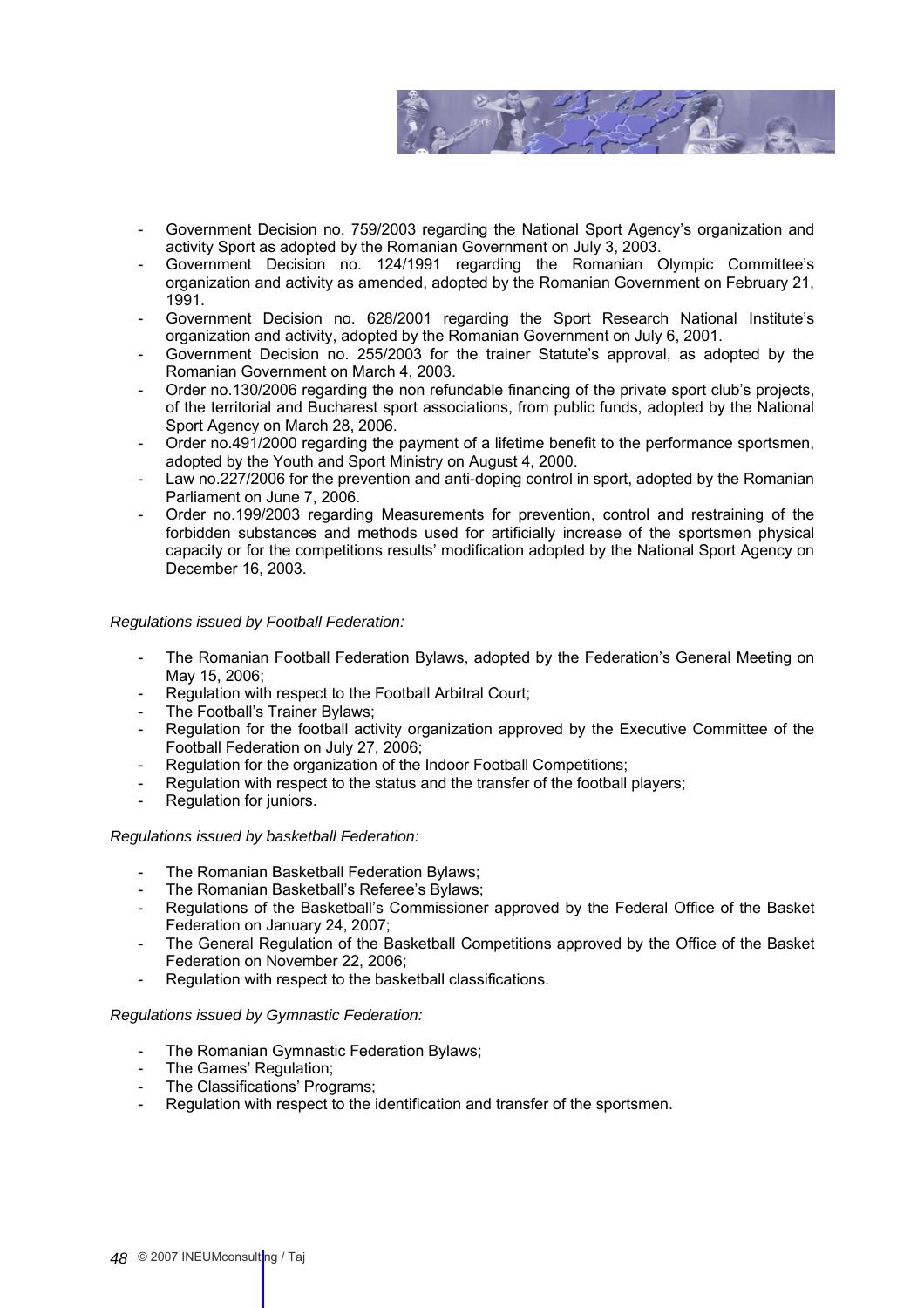- Government Decision no. 759/2003 regarding the National Sport Agency's organization and activity Sport as adopted by the Romanian Government on July 3, 2003.
- Government Decision no. 124/1991 regarding the Romanian Olympic Committee's organization and activity as amended, adopted by the Romanian Government on February 21, 1991.
- Government Decision no. 628/2001 regarding the Sport Research National Institute's organization and activity, adopted by the Romanian Government on July 6, 2001.
- Government Decision no. 255/2003 for the trainer Statute's approval, as adopted by the Romanian Government on March 4, 2003.
- Order no.130/2006 regarding the non refundable financing of the private sport club's projects, of the territorial and Bucharest sport associations, from public funds, adopted by the National Sport Agency on March 28, 2006.
- Order no.491/2000 regarding the payment of a lifetime benefit to the performance sportsmen, adopted by the Youth and Sport Ministry on August 4, 2000.
- Law no.227/2006 for the prevention and anti-doping control in sport, adopted by the Romanian Parliament on June 7, 2006.
- Order no.199/2003 regarding Measurements for prevention, control and restraining of the forbidden substances and methods used for artificially increase of the sportsmen physical capacity or for the competitions results' modification adopted by the National Sport Agency on December 16, 2003.

*Regulations issued by Football Federation:*

- The Romanian Football Federation Bylaws, adopted by the Federation's General Meeting on May 15, 2006;
- Regulation with respect to the Football Arbitral Court;
- The Football's Trainer Bylaws;
- Regulation for the football activity organization approved by the Executive Committee of the Football Federation on July 27, 2006;
- Regulation for the organization of the Indoor Football Competitions;
- Regulation with respect to the status and the transfer of the football players;
- Regulation for juniors.

*Regulations issued by basketball Federation:*

- The Romanian Basketball Federation Bylaws;
- The Romanian Basketball's Referee's Bylaws;
- Regulations of the Basketball's Commissioner approved by the Federal Office of the Basket Federation on January 24, 2007;
- The General Regulation of the Basketball Competitions approved by the Office of the Basket Federation on November 22, 2006;
- Regulation with respect to the basketball classifications.

*Regulations issued by Gymnastic Federation:*

- The Romanian Gymnastic Federation Bylaws;
- The Games' Regulation;
- The Classifications' Programs;
- Regulation with respect to the identification and transfer of the sportsmen.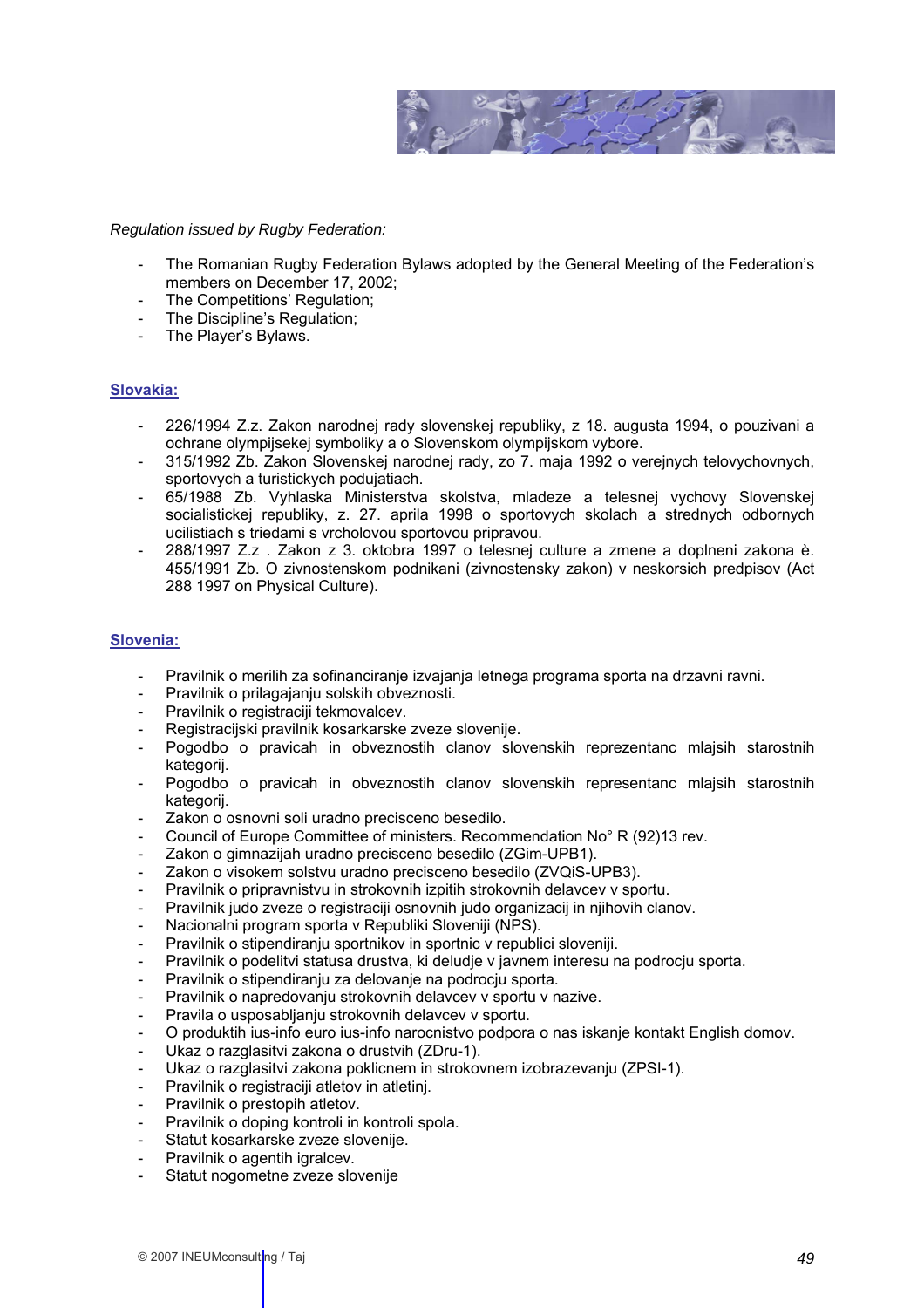*Regulation issued by Rugby Federation:*

- The Romanian Rugby Federation Bylaws adopted by the General Meeting of the Federation's members on December 17, 2002;
- The Competitions' Regulation;
- The Discipline's Regulation;
- The Player's Bylaws.

**Slovakia:**

- 226/1994 Z.z. Zakon narodnej rady slovenskej republiky, z 18. augusta 1994, o pouzivani a ochrane olympijsekej symboliky a o Slovenskom olympijskom vybore.
- 315/1992 Zb. Zakon Slovenskej narodnej rady, zo 7. maja 1992 o verejnych telovychovnych, sportovych a turistickych podujatiach.
- 65/1988 Zb. Vyhlaska Ministerstva skolstva, mladeze a telesnej vychovy Slovenskej socialistickej republiky, z. 27. aprila 1998 o sportovych skolach a strednych odbornych ucilistiach s triedami s vrcholovou sportovou pripravou.
- 288/1997 Z.z . Zakon z 3. oktobra 1997 o telesnej culture a zmene a doplneni zakona è. 455/1991 Zb. O zivnostenskom podnikani (zivnostensky zakon) v neskorsich predpisov (Act 288 1997 on Physical Culture).

**Slovenia:**

- Pravilnik o merilih za sofinanciranje izvajanja letnega programa sporta na drzavni ravni.
- Pravilnik o prilagajanju solskih obveznosti.
- Pravilnik o registraciji tekmovalcev.
- Registracijski pravilnik kosarkarske zveze slovenije.
- Pogodbo o pravicah in obveznostih clanov slovenskih reprezentanc mlajsih starostnih kategorij.
- Pogodbo o pravicah in obveznostih clanov slovenskih representanc mlajsih starostnih kategorij.
- Zakon o osnovni soli uradno precisceno besedilo.
- Council of Europe Committee of ministers. Recommendation No° R (92)13 rev.
- Zakon o gimnazijah uradno precisceno besedilo (ZGim-UPB1).
- Zakon o visokem solstvu uradno precisceno besedilo (ZVQiS-UPB3).
- Pravilnik o pripravnistvu in strokovnih izpitih strokovnih delavcev v sportu.
- Pravilnik judo zveze o registraciji osnovnih judo organizacij in njihovih clanov.
- Nacionalni program sporta v Republiki Sloveniji (NPS).
- Pravilnik o stipendiranju sportnikov in sportnic v republici sloveniji.
- Pravilnik o podelitvi statusa drustva, ki deludje v javnem interesu na podrocju sporta.
- Pravilnik o stipendiranju za delovanje na podrocju sporta.
- Pravilnik o napredovanju strokovnih delavcev v sportu v nazive.
- Pravila o usposabljanju strokovnih delavcev v sportu.
- O produktih ius-info euro ius-info narocnistvo podpora o nas iskanje kontakt English domov.
- Ukaz o razglasitvi zakona o drustvih (ZDru-1).
- Ukaz o razglasitvi zakona poklicnem in strokovnem izobrazevanju (ZPSI-1).
- Pravilnik o registraciji atletov in atletinj.
- Pravilnik o prestopih atletov.
- Pravilnik o doping kontroli in kontroli spola.
- Statut kosarkarske zveze slovenije.
- Pravilnik o agentih igralcev.
- Statut nogometne zveze slovenije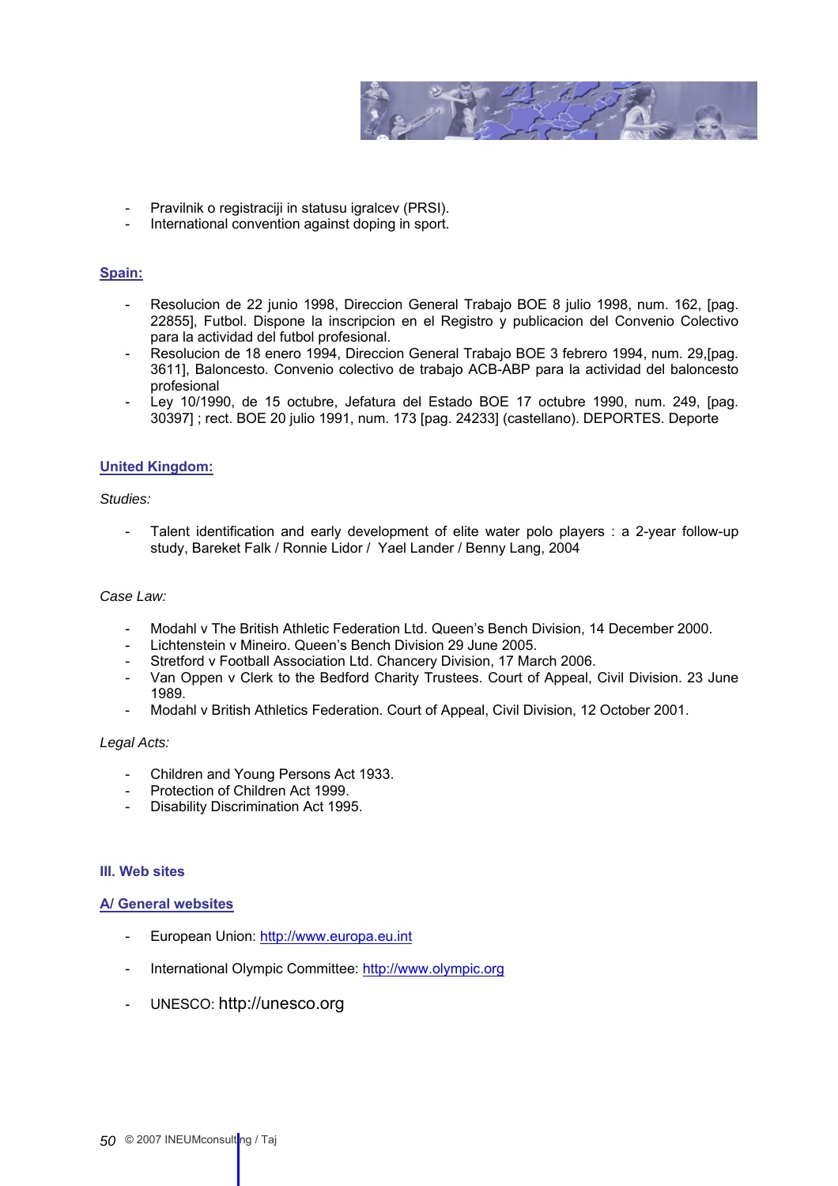- Pravilnik o registraciji in statusu igralcev (PRSI).
- International convention against doping in sport.

**Spain:**

- Resolucion de 22 junio 1998, Direccion General Trabajo BOE 8 julio 1998, num. 162, [pag. 22855], Futbol. Dispone la inscripcion en el Registro y publicacion del Convenio Colectivo para la actividad del futbol profesional.
- Resolucion de 18 enero 1994, Direccion General Trabajo BOE 3 febrero 1994, num. 29,[pag. 3611], Baloncesto. Convenio colectivo de trabajo ACB-ABP para la actividad del baloncesto profesional
- Ley 10/1990, de 15 octubre, Jefatura del Estado BOE 17 octubre 1990, num. 249, [pag. 30397] ; rect. BOE 20 julio 1991, num. 173 [pag. 24233] (castellano). DEPORTES. Deporte

**United Kingdom:**

*Studies:*

- Talent identification and early development of elite water polo players : a 2-year follow-up study, Bareket Falk / Ronnie Lidor / Yael Lander / Benny Lang, 2004

*Case Law:*

- Modahl v The British Athletic Federation Ltd. Queen's Bench Division, 14 December 2000.
- Lichtenstein v Mineiro. Queen's Bench Division 29 June 2005.
- Stretford v Football Association Ltd. Chancery Division, 17 March 2006.
- Van Oppen v Clerk to the Bedford Charity Trustees. Court of Appeal, Civil Division. 23 June 1989.
- Modahl v British Athletics Federation. Court of Appeal, Civil Division, 12 October 2001.

*Legal Acts:*

- Children and Young Persons Act 1933.
- Protection of Children Act 1999.
- Disability Discrimination Act 1995.

## III. Web sites

### A/ General websites

- European Union: http://www.europa.eu.int

- International Olympic Committee: http://www.olympic.org

- UNESCO: http://unesco.org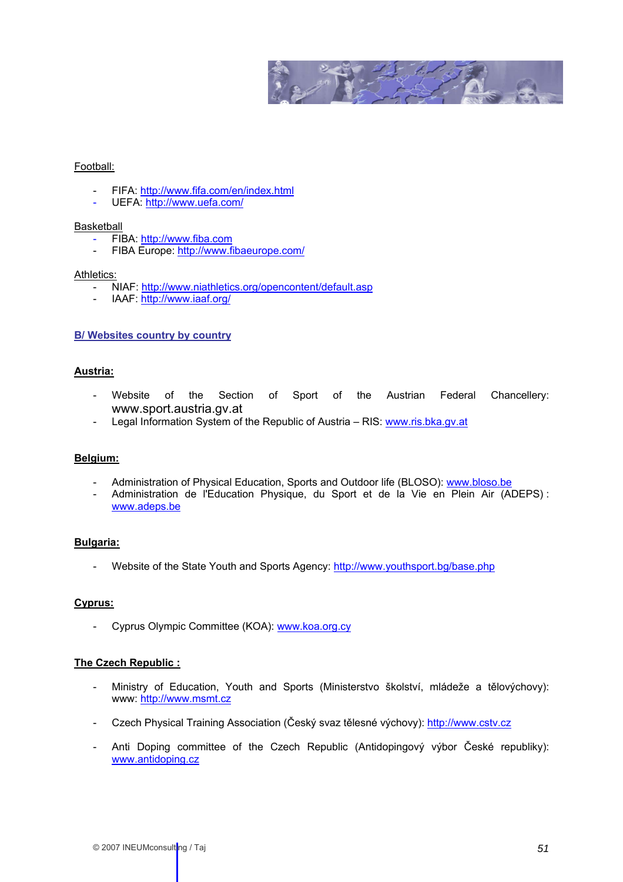Football:

- FIFA: http://www.fifa.com/en/index.html
- UEFA: http://www.uefa.com/

Basketball

- FIBA: http://www.fiba.com
- FIBA Europe: http://www.fibaeurope.com/

Athletics:

- NIAF: http://www.niathletics.org/opencontent/default.asp
- IAAF: http://www.iaaf.org/

## B/ Websites country by country

### Austria:

- Website of the Section of Sport of the Austrian Federal Chancellery: www.sport.austria.gv.at
- Legal Information System of the Republic of Austria – RIS: www.ris.bka.gv.at

### Belgium:

- Administration of Physical Education, Sports and Outdoor life (BLOSO): www.bloso.be
- Administration de l'Education Physique, du Sport et de la Vie en Plein Air (ADEPS) : www.adeps.be

### Bulgaria:

- Website of the State Youth and Sports Agency: http://www.youthsport.bg/base.php

### Cyprus:

- Cyprus Olympic Committee (KOA): www.koa.org.cy

### The Czech Republic :

- Ministry of Education, Youth and Sports (Ministerstvo školství, mládeže a tělovýchovy): www: http://www.msmt.cz

- Czech Physical Training Association (Český svaz tělesné výchovy): http://www.cstv.cz

- Anti Doping committee of the Czech Republic (Antidopingový výbor České republiky): www.antidoping.cz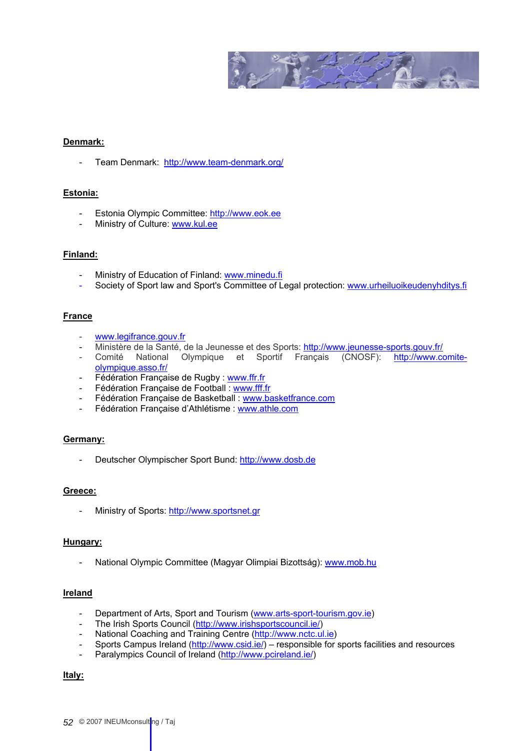**Denmark:**

- Team Denmark: http://www.team-denmark.org/

**Estonia:**

- Estonia Olympic Committee: http://www.eok.ee
- Ministry of Culture: www.kul.ee

**Finland:**

- Ministry of Education of Finland: www.minedu.fi
- Society of Sport law and Sport's Committee of Legal protection: www.urheiluoikeudenyhditys.fi

**France**

- www.legifrance.gouv.fr
- Ministère de la Santé, de la Jeunesse et des Sports: http://www.jeunesse-sports.gouv.fr/
- Comité National Olympique et Sportif Français (CNOSF): http://www.comite-olympique.asso.fr/
- Fédération Française de Rugby : www.ffr.fr
- Fédération Française de Football : www.fff.fr
- Fédération Française de Basketball : www.basketfrance.com
- Fédération Française d'Athlétisme : www.athle.com

**Germany:**

- Deutscher Olympischer Sport Bund: http://www.dosb.de

**Greece:**

- Ministry of Sports: http://www.sportsnet.gr

**Hungary:**

- National Olympic Committee (Magyar Olimpiai Bizottság): www.mob.hu

**Ireland**

- Department of Arts, Sport and Tourism (www.arts-sport-tourism.gov.ie)
- The Irish Sports Council (http://www.irishsportscouncil.ie/)
- National Coaching and Training Centre (http://www.nctc.ul.ie)
- Sports Campus Ireland (http://www.csid.ie/) – responsible for sports facilities and resources
- Paralympics Council of Ireland (http://www.pcireland.ie/)

**Italy:**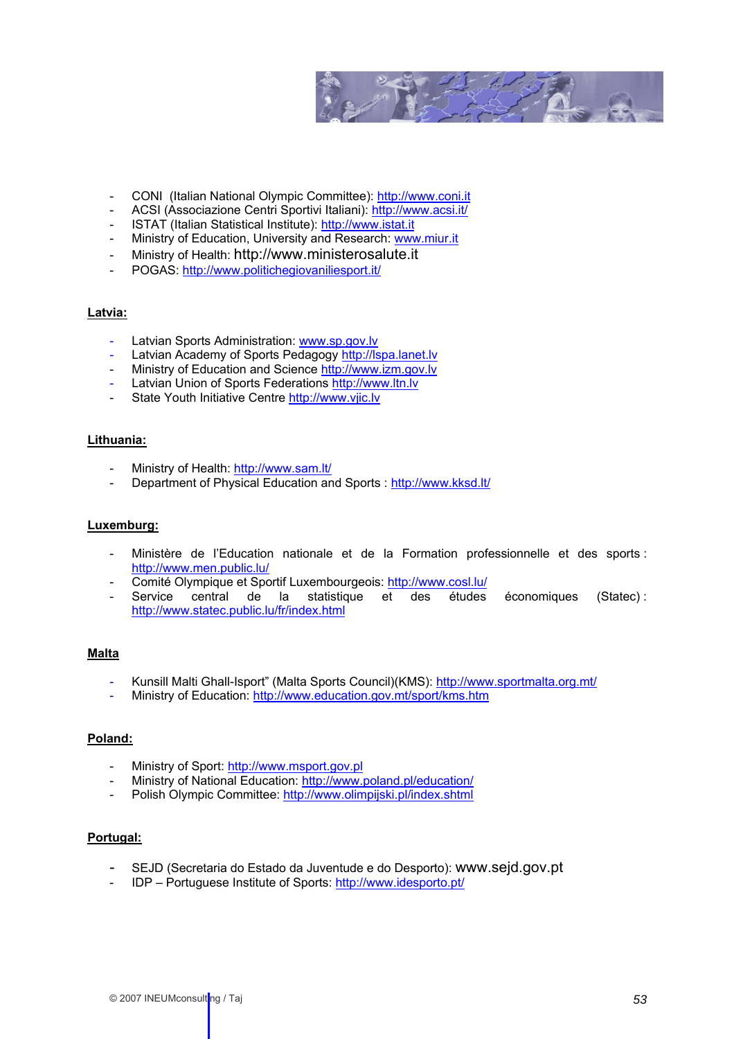- CONI (Italian National Olympic Committee): http://www.coni.it
- ACSI (Associazione Centri Sportivi Italiani): http://www.acsi.it/
- ISTAT (Italian Statistical Institute): http://www.istat.it
- Ministry of Education, University and Research: www.miur.it
- Ministry of Health: http://www.ministerosalute.it
- POGAS: http://www.politichegiovaniliesport.it/

**Latvia:**

- Latvian Sports Administration: www.sp.gov.lv
- Latvian Academy of Sports Pedagogy http://lspa.lanet.lv
- Ministry of Education and Science http://www.izm.gov.lv
- Latvian Union of Sports Federations http://www.ltn.lv
- State Youth Initiative Centre http://www.vjic.lv

**Lithuania:**

- Ministry of Health: http://www.sam.lt/
- Department of Physical Education and Sports : http://www.kksd.lt/

**Luxemburg:**

- Ministère de l'Education nationale et de la Formation professionnelle et des sports : http://www.men.public.lu/
- Comité Olympique et Sportif Luxembourgeois: http://www.cosl.lu/
- Service central de la statistique et des études économiques (Statec) : http://www.statec.public.lu/fr/index.html

**Malta**

- Kunsill Malti Ghall-Isport" (Malta Sports Council)(KMS): http://www.sportmalta.org.mt/
- Ministry of Education: http://www.education.gov.mt/sport/kms.htm

**Poland:**

- Ministry of Sport: http://www.msport.gov.pl
- Ministry of National Education: http://www.poland.pl/education/
- Polish Olympic Committee: http://www.olimpijski.pl/index.shtml

**Portugal:**

- SEJD (Secretaria do Estado da Juventude e do Desporto): www.sejd.gov.pt
- IDP – Portuguese Institute of Sports: http://www.idesporto.pt/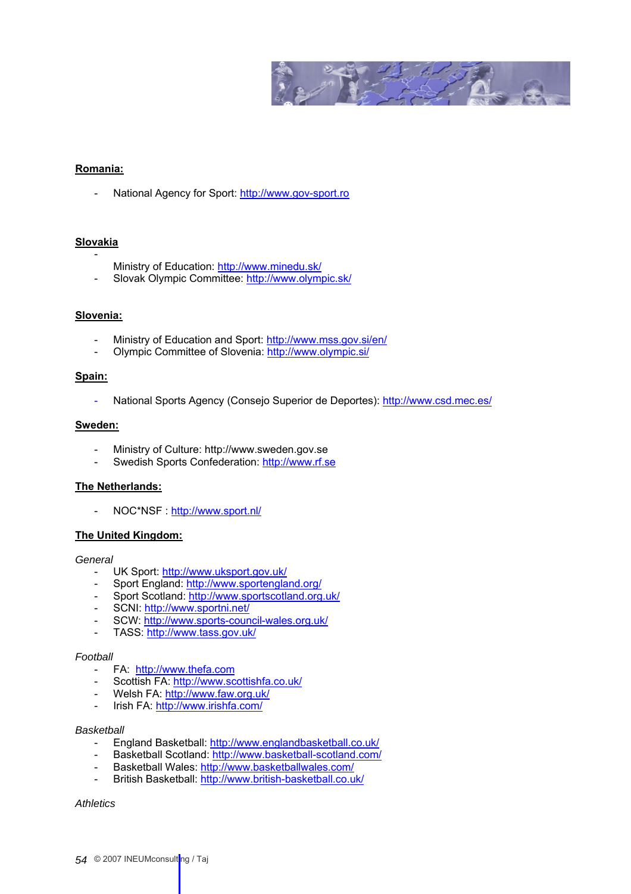**Romania:**

- National Agency for Sport: http://www.gov-sport.ro

**Slovakia**

- Ministry of Education: http://www.minedu.sk/
- Slovak Olympic Committee: http://www.olympic.sk/

**Slovenia:**

- Ministry of Education and Sport: http://www.mss.gov.si/en/
- Olympic Committee of Slovenia: http://www.olympic.si/

**Spain:**

- National Sports Agency (Consejo Superior de Deportes): http://www.csd.mec.es/

**Sweden:**

- Ministry of Culture: http://www.sweden.gov.se
- Swedish Sports Confederation: http://www.rf.se

**The Netherlands:**

- NOC*NSF : http://www.sport.nl/

**The United Kingdom:**

*General*

- UK Sport: http://www.uksport.gov.uk/
- Sport England: http://www.sportengland.org/
- Sport Scotland: http://www.sportscotland.org.uk/
- SCNI: http://www.sportni.net/
- SCW: http://www.sports-council-wales.org.uk/
- TASS: http://www.tass.gov.uk/

*Football*

- FA: http://www.thefa.com
- Scottish FA: http://www.scottishfa.co.uk/
- Welsh FA: http://www.faw.org.uk/
- Irish FA: http://www.irishfa.com/

*Basketball*

- England Basketball: http://www.englandbasketball.co.uk/
- Basketball Scotland: http://www.basketball-scotland.com/
- Basketball Wales: http://www.basketballwales.com/
- British Basketball: http://www.british-basketball.co.uk/

*Athletics*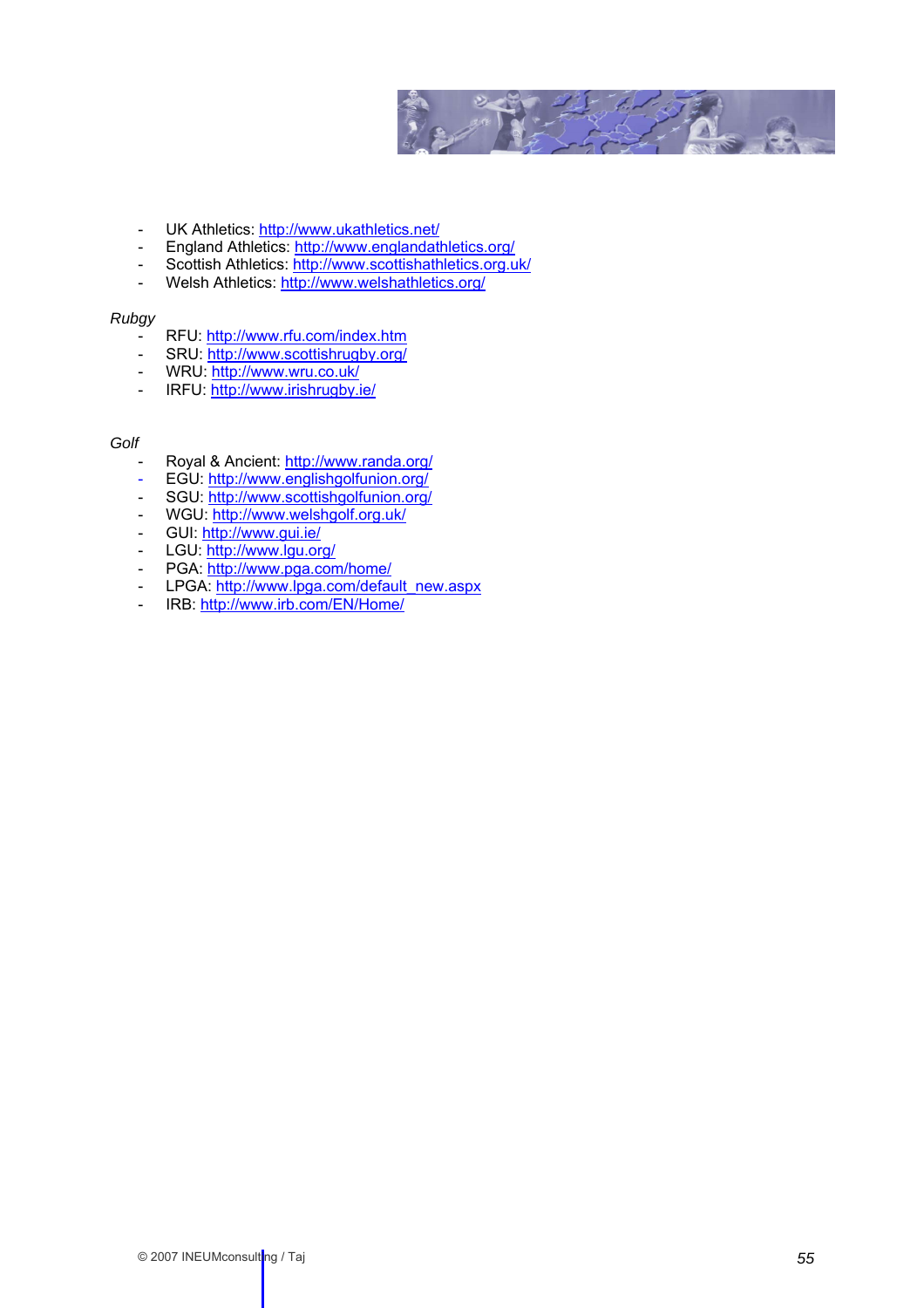- UK Athletics: http://www.ukathletics.net/
- England Athletics: http://www.englandathletics.org/
- Scottish Athletics: http://www.scottishathletics.org.uk/
- Welsh Athletics: http://www.welshathletics.org/

*Rubgy*

- RFU: http://www.rfu.com/index.htm
- SRU: http://www.scottishrugby.org/
- WRU: http://www.wru.co.uk/
- IRFU: http://www.irishrugby.ie/

*Golf*

- Royal & Ancient: http://www.randa.org/
- EGU: http://www.englishgolfunion.org/
- SGU: http://www.scottishgolfunion.org/
- WGU: http://www.welshgolf.org.uk/
- GUI: http://www.gui.ie/
- LGU: http://www.lgu.org/
- PGA: http://www.pga.com/home/
- LPGA: http://www.lpga.com/default_new.aspx
- IRB: http://www.irb.com/EN/Home/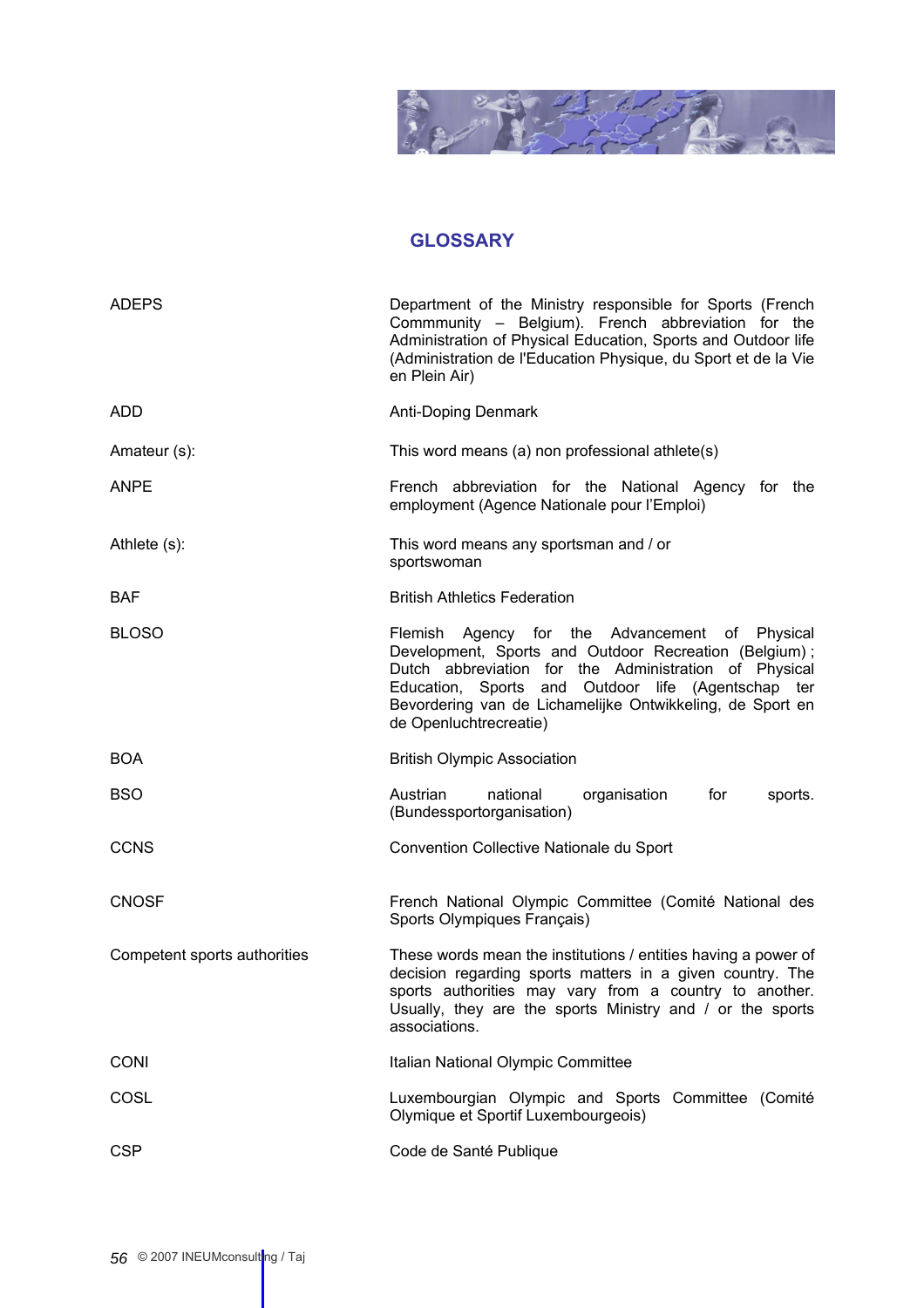## GLOSSARY

| | |
|---|---|
| ADEPS | Department of the Ministry responsible for Sports (French Commmunity – Belgium). French abbreviation for the Administration of Physical Education, Sports and Outdoor life (Administration de l'Education Physique, du Sport et de la Vie en Plein Air) |
| ADD | Anti-Doping Denmark |
| Amateur (s): | This word means (a) non professional athlete(s) |
| ANPE | French abbreviation for the National Agency for the employment (Agence Nationale pour l'Emploi) |
| Athlete (s): | This word means any sportsman and / or sportswoman |
| BAF | British Athletics Federation |
| BLOSO | Flemish Agency for the Advancement of Physical Development, Sports and Outdoor Recreation (Belgium) ; Dutch abbreviation for the Administration of Physical Education, Sports and Outdoor life (Agentschap ter Bevordering van de Lichamelijke Ontwikkeling, de Sport en de Openluchtrecreatie) |
| BOA | British Olympic Association |
| BSO | Austrian national organisation for sports. (Bundessportorganisation) |
| CCNS | Convention Collective Nationale du Sport |
| CNOSF | French National Olympic Committee (Comité National des Sports Olympiques Français) |
| Competent sports authorities | These words mean the institutions / entities having a power of decision regarding sports matters in a given country. The sports authorities may vary from a country to another. Usually, they are the sports Ministry and / or the sports associations. |
| CONI | Italian National Olympic Committee |
| COSL | Luxembourgian Olympic and Sports Committee (Comité Olymique et Sportif Luxembourgeois) |
| CSP | Code de Santé Publique |

© 2007 INEUMconsulting / Taj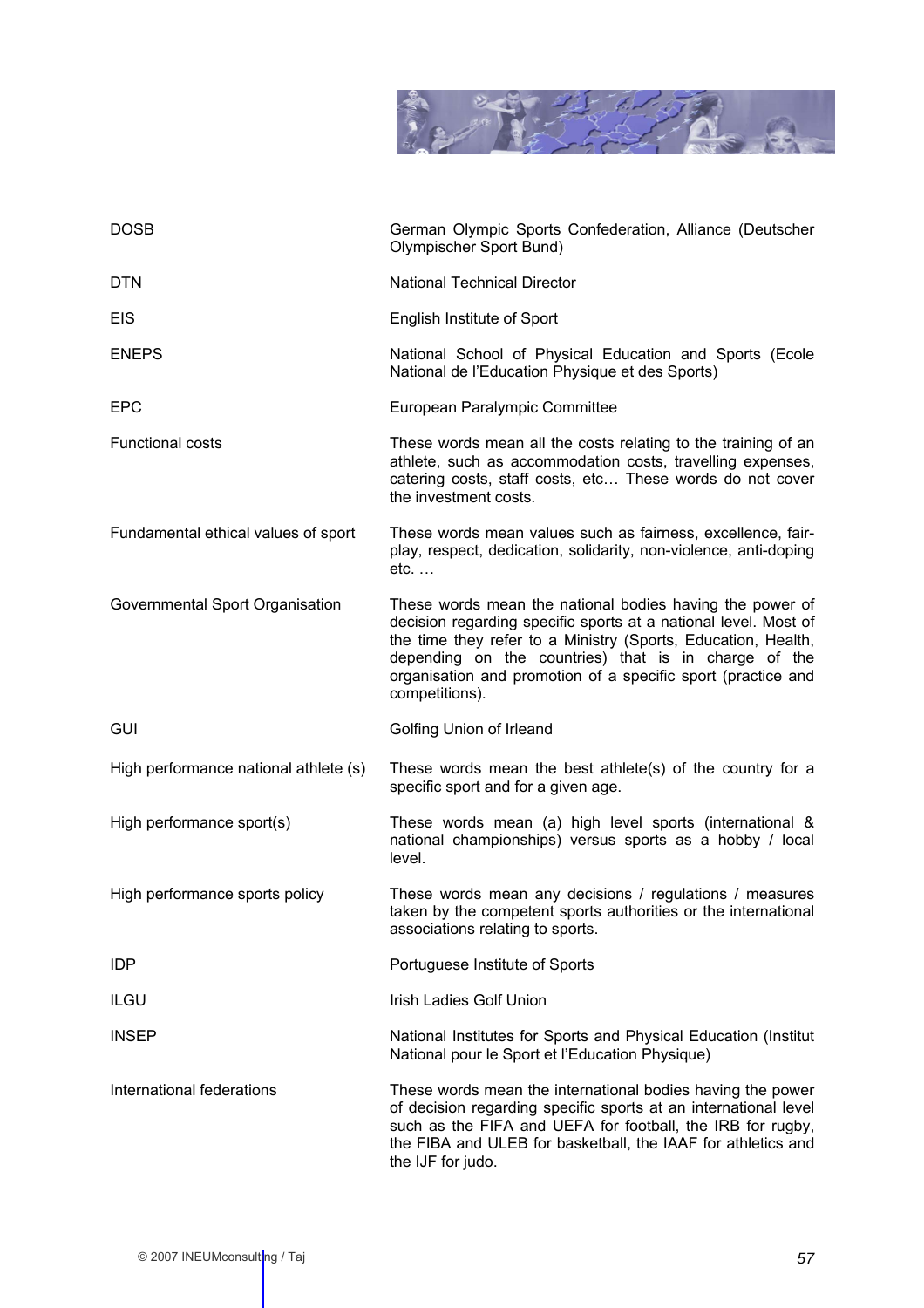| | |
|---|---|
| DOSB | German Olympic Sports Confederation, Alliance (Deutscher Olympischer Sport Bund) |
| DTN | National Technical Director |
| EIS | English Institute of Sport |
| ENEPS | National School of Physical Education and Sports (Ecole National de l'Education Physique et des Sports) |
| EPC | European Paralympic Committee |
| Functional costs | These words mean all the costs relating to the training of an athlete, such as accommodation costs, travelling expenses, catering costs, staff costs, etc… These words do not cover the investment costs. |
| Fundamental ethical values of sport | These words mean values such as fairness, excellence, fair-play, respect, dedication, solidarity, non-violence, anti-doping etc. … |
| Governmental Sport Organisation | These words mean the national bodies having the power of decision regarding specific sports at a national level. Most of the time they refer to a Ministry (Sports, Education, Health, depending on the countries) that is in charge of the organisation and promotion of a specific sport (practice and competitions). |
| GUI | Golfing Union of Irleand |
| High performance national athlete (s) | These words mean the best athlete(s) of the country for a specific sport and for a given age. |
| High performance sport(s) | These words mean (a) high level sports (international & national championships) versus sports as a hobby / local level. |
| High performance sports policy | These words mean any decisions / regulations / measures taken by the competent sports authorities or the international associations relating to sports. |
| IDP | Portuguese Institute of Sports |
| ILGU | Irish Ladies Golf Union |
| INSEP | National Institutes for Sports and Physical Education (Institut National pour le Sport et l'Education Physique) |
| International federations | These words mean the international bodies having the power of decision regarding specific sports at an international level such as the FIFA and UEFA for football, the IRB for rugby, the FIBA and ULEB for basketball, the IAAF for athletics and the IJF for judo. |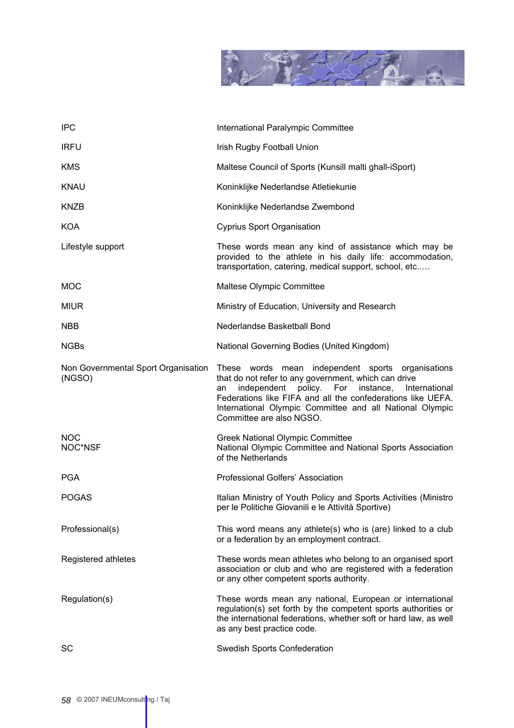| | |
|---|---|
| IPC | International Paralympic Committee |
| IRFU | Irish Rugby Football Union |
| KMS | Maltese Council of Sports (Kunsill malti ghall-iSport) |
| KNAU | Koninklijke Nederlandse Atletiekunie |
| KNZB | Koninklijke Nederlandse Zwembond |
| KOA | Cyprius Sport Organisation |
| Lifestyle support | These words mean any kind of assistance which may be provided to the athlete in his daily life: accommodation, transportation, catering, medical support, school, etc.…. |
| MOC | Maltese Olympic Committee |
| MIUR | Ministry of Education, University and Research |
| NBB | Nederlandse Basketball Bond |
| NGBs | National Governing Bodies (United Kingdom) |
| Non Governmental Sport Organisation (NGSO) | These words mean independent sports organisations that do not refer to any government, which can drive an independent policy. For instance, International Federations like FIFA and all the confederations like UEFA. International Olympic Committee and all National Olympic Committee are also NGSO. |
| NOC | Greek National Olympic Committee |
| NOC*NSF | National Olympic Committee and National Sports Association of the Netherlands |
| PGA | Professional Golfers' Association |
| POGAS | Italian Ministry of Youth Policy and Sports Activities (Ministro per le Politiche Giovanili e le Attività Sportive) |
| Professional(s) | This word means any athlete(s) who is (are) linked to a club or a federation by an employment contract. |
| Registered athletes | These words mean athletes who belong to an organised sport association or club and who are registered with a federation or any other competent sports authority. |
| Regulation(s) | These words mean any national, European or international regulation(s) set forth by the competent sports authorities or the international federations, whether soft or hard law, as well as any best practice code. |
| SC | Swedish Sports Confederation |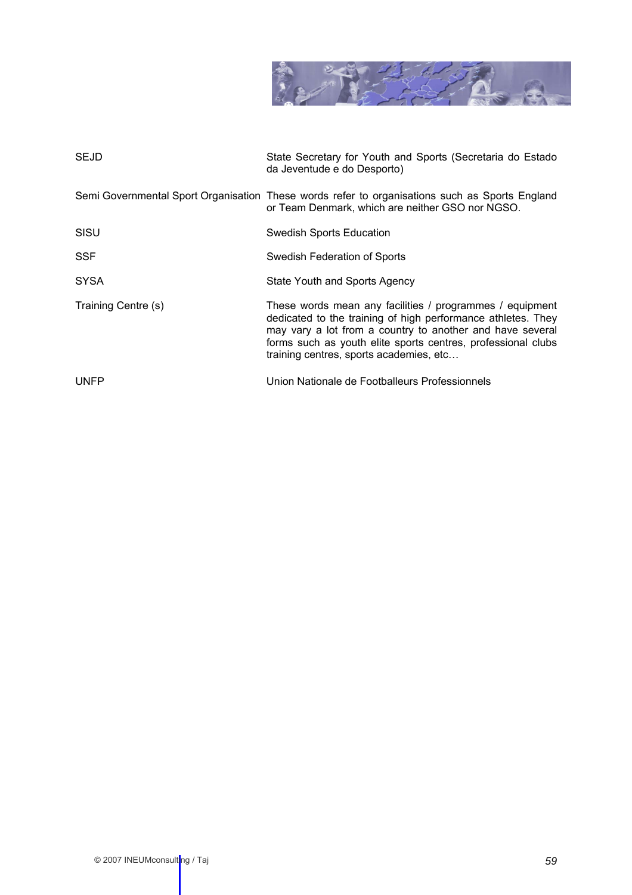| | |
|---|---|
| SEJD | State Secretary for Youth and Sports (Secretaria do Estado da Jeventude e do Desporto) |
| Semi Governmental Sport Organisation | These words refer to organisations such as Sports England or Team Denmark, which are neither GSO nor NGSO. |
| SISU | Swedish Sports Education |
| SSF | Swedish Federation of Sports |
| SYSA | State Youth and Sports Agency |
| Training Centre (s) | These words mean any facilities / programmes / equipment dedicated to the training of high performance athletes. They may vary a lot from a country to another and have several forms such as youth elite sports centres, professional clubs training centres, sports academies, etc… |
| UNFP | Union Nationale de Footballeurs Professionnels |